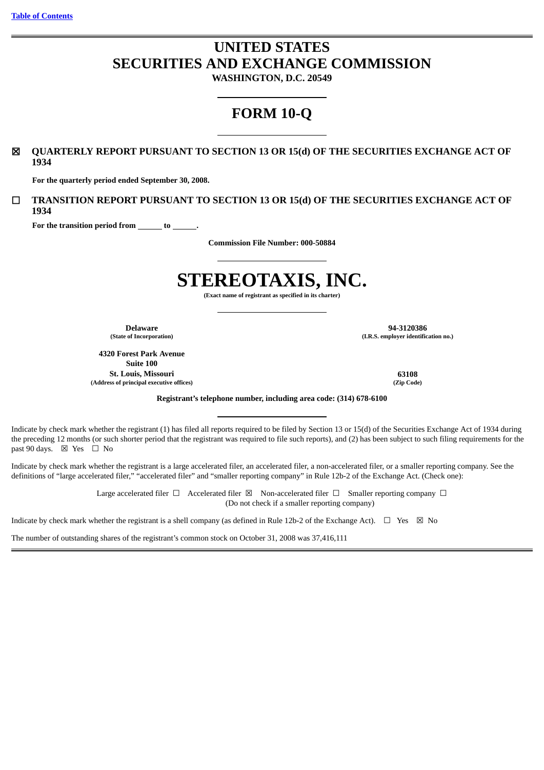[Table of Contents](#)

# UNITED STATES
# SECURITIES AND EXCHANGE COMMISSION

**WASHINGTON, D.C. 20549**

# FORM 10-Q

☒ **QUARTERLY REPORT PURSUANT TO SECTION 13 OR 15(d) OF THE SECURITIES EXCHANGE ACT OF 1934**

**For the quarterly period ended September 30, 2008.**

☐ **TRANSITION REPORT PURSUANT TO SECTION 13 OR 15(d) OF THE SECURITIES EXCHANGE ACT OF 1934**

**For the transition period from \_\_\_\_\_\_ to \_\_\_\_\_\_.**

**Commission File Number: 000-50884**

# STEREOTAXIS, INC.

**(Exact name of registrant as specified in its charter)**

| | |
|---|---|
| **Delaware** | **94-3120386** |
| **(State of Incorporation)** | **(I.R.S. employer identification no.)** |
| **4320 Forest Park Avenue**<br>**Suite 100**<br>**St. Louis, Missouri** | **63108** |
| **(Address of principal executive offices)** | **(Zip Code)** |

**Registrant's telephone number, including area code: (314) 678-6100**

Indicate by check mark whether the registrant (1) has filed all reports required to be filed by Section 13 or 15(d) of the Securities Exchange Act of 1934 during the preceding 12 months (or such shorter period that the registrant was required to file such reports), and (2) has been subject to such filing requirements for the past 90 days. ☒ Yes ☐ No

Indicate by check mark whether the registrant is a large accelerated filer, an accelerated filer, a non-accelerated filer, or a smaller reporting company. See the definitions of "large accelerated filer," "accelerated filer" and "smaller reporting company" in Rule 12b-2 of the Exchange Act. (Check one):

Large accelerated filer ☐ Accelerated filer ☒ Non-accelerated filer ☐ Smaller reporting company ☐
(Do not check if a smaller reporting company)

Indicate by check mark whether the registrant is a shell company (as defined in Rule 12b-2 of the Exchange Act). ☐ Yes ☒ No

The number of outstanding shares of the registrant's common stock on October 31, 2008 was 37,416,111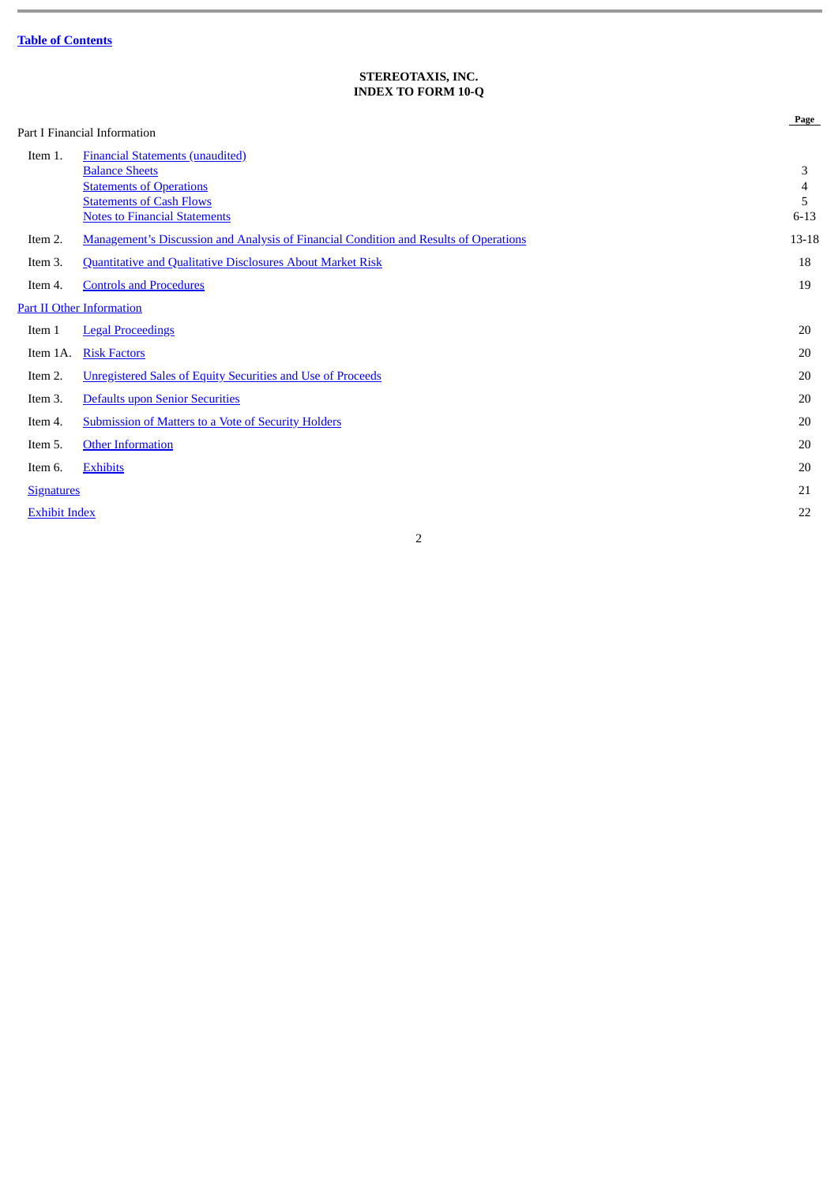Table of Contents

**STEREOTAXIS, INC.**
**INDEX TO FORM 10-Q**

| | | Page |
|---|---|---|
| Part I Financial Information | | |
| Item 1. | Financial Statements (unaudited) | |
| | Balance Sheets | 3 |
| | Statements of Operations | 4 |
| | Statements of Cash Flows | 5 |
| | Notes to Financial Statements | 6-13 |
| Item 2. | Management's Discussion and Analysis of Financial Condition and Results of Operations | 13-18 |
| Item 3. | Quantitative and Qualitative Disclosures About Market Risk | 18 |
| Item 4. | Controls and Procedures | 19 |
| Part II Other Information | | |
| Item 1 | Legal Proceedings | 20 |
| Item 1A. | Risk Factors | 20 |
| Item 2. | Unregistered Sales of Equity Securities and Use of Proceeds | 20 |
| Item 3. | Defaults upon Senior Securities | 20 |
| Item 4. | Submission of Matters to a Vote of Security Holders | 20 |
| Item 5. | Other Information | 20 |
| Item 6. | Exhibits | 20 |
| Signatures | | 21 |
| Exhibit Index | | 22 |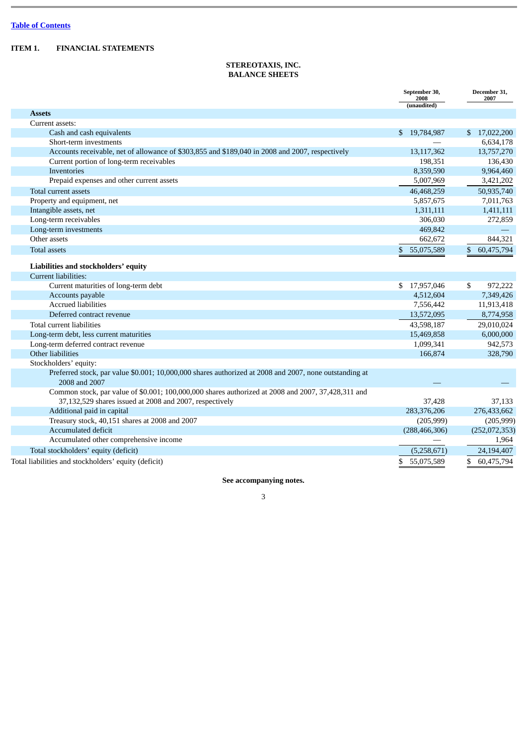Table of Contents

**ITEM 1. FINANCIAL STATEMENTS**

**STEREOTAXIS, INC.**
**BALANCE SHEETS**

| | September 30, 2008 (unaudited) | December 31, 2007 |
|---|---|---|
| **Assets** | | |
| Current assets: | | |
| Cash and cash equivalents | $ 19,784,987 | $ 17,022,200 |
| Short-term investments | — | 6,634,178 |
| Accounts receivable, net of allowance of $303,855 and $189,040 in 2008 and 2007, respectively | 13,117,362 | 13,757,270 |
| Current portion of long-term receivables | 198,351 | 136,430 |
| Inventories | 8,359,590 | 9,964,460 |
| Prepaid expenses and other current assets | 5,007,969 | 3,421,202 |
| Total current assets | 46,468,259 | 50,935,740 |
| Property and equipment, net | 5,857,675 | 7,011,763 |
| Intangible assets, net | 1,311,111 | 1,411,111 |
| Long-term receivables | 306,030 | 272,859 |
| Long-term investments | 469,842 | — |
| Other assets | 662,672 | 844,321 |
| Total assets | $ 55,075,589 | $ 60,475,794 |
| **Liabilities and stockholders' equity** | | |
| Current liabilities: | | |
| Current maturities of long-term debt | $ 17,957,046 | $ 972,222 |
| Accounts payable | 4,512,604 | 7,349,426 |
| Accrued liabilities | 7,556,442 | 11,913,418 |
| Deferred contract revenue | 13,572,095 | 8,774,958 |
| Total current liabilities | 43,598,187 | 29,010,024 |
| Long-term debt, less current maturities | 15,469,858 | 6,000,000 |
| Long-term deferred contract revenue | 1,099,341 | 942,573 |
| Other liabilities | 166,874 | 328,790 |
| Stockholders' equity: | | |
| Preferred stock, par value $0.001; 10,000,000 shares authorized at 2008 and 2007, none outstanding at 2008 and 2007 | — | — |
| Common stock, par value of $0.001; 100,000,000 shares authorized at 2008 and 2007, 37,428,311 and 37,132,529 shares issued at 2008 and 2007, respectively | 37,428 | 37,133 |
| Additional paid in capital | 283,376,206 | 276,433,662 |
| Treasury stock, 40,151 shares at 2008 and 2007 | (205,999) | (205,999) |
| Accumulated deficit | (288,466,306) | (252,072,353) |
| Accumulated other comprehensive income | — | 1,964 |
| Total stockholders' equity (deficit) | (5,258,671) | 24,194,407 |
| Total liabilities and stockholders' equity (deficit) | $ 55,075,589 | $ 60,475,794 |

**See accompanying notes.**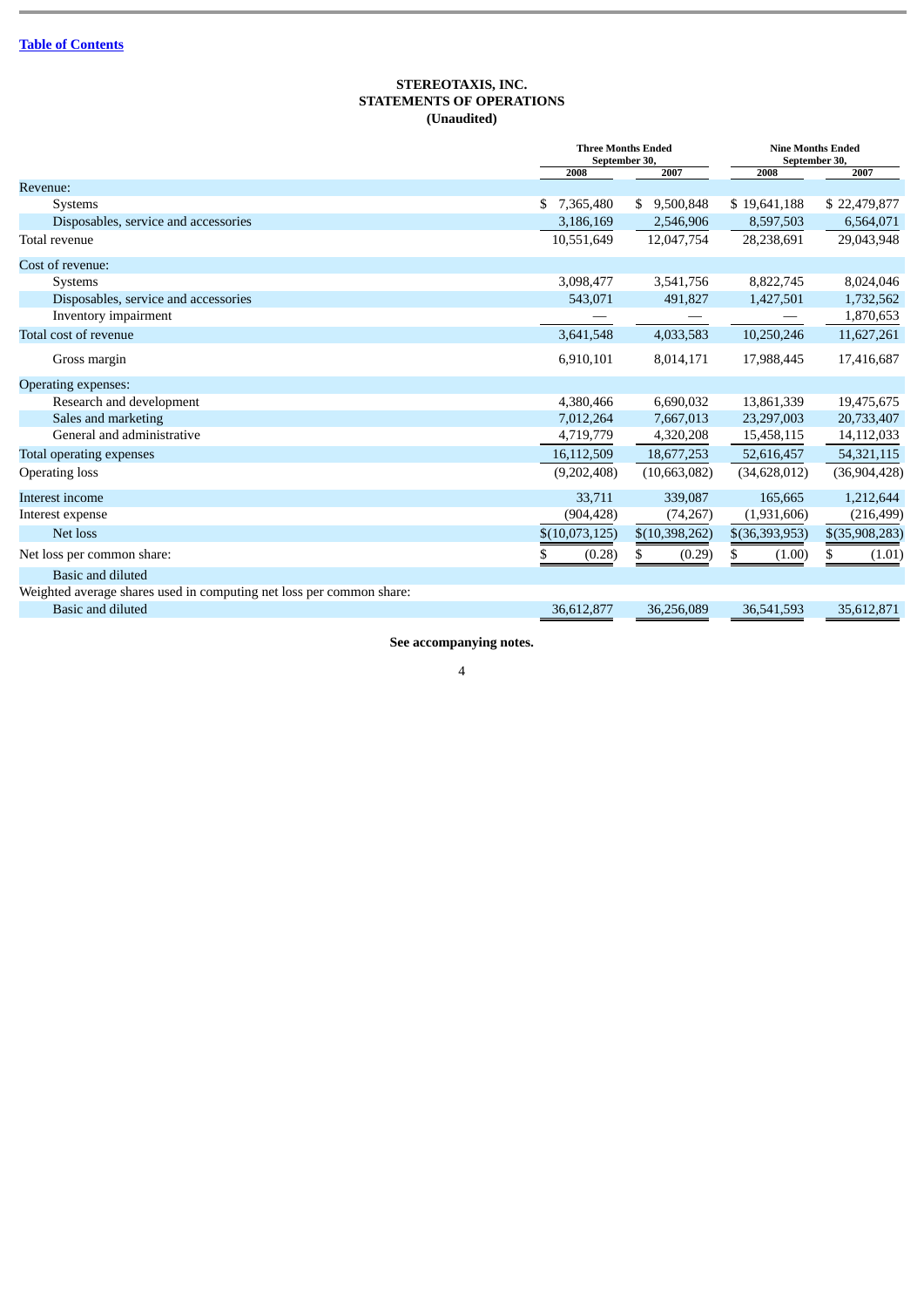[Table of Contents]

**STEREOTAXIS, INC.**
**STATEMENTS OF OPERATIONS**
**(Unaudited)**

| | Three Months Ended September 30, | | Nine Months Ended September 30, | |
|---|---|---|---|---|
| | 2008 | 2007 | 2008 | 2007 |
| Revenue: | | | | |
| Systems | $ 7,365,480 | $ 9,500,848 | $ 19,641,188 | $ 22,479,877 |
| Disposables, service and accessories | 3,186,169 | 2,546,906 | 8,597,503 | 6,564,071 |
| Total revenue | 10,551,649 | 12,047,754 | 28,238,691 | 29,043,948 |
| Cost of revenue: | | | | |
| Systems | 3,098,477 | 3,541,756 | 8,822,745 | 8,024,046 |
| Disposables, service and accessories | 543,071 | 491,827 | 1,427,501 | 1,732,562 |
| Inventory impairment | — | — | — | 1,870,653 |
| Total cost of revenue | 3,641,548 | 4,033,583 | 10,250,246 | 11,627,261 |
| Gross margin | 6,910,101 | 8,014,171 | 17,988,445 | 17,416,687 |
| Operating expenses: | | | | |
| Research and development | 4,380,466 | 6,690,032 | 13,861,339 | 19,475,675 |
| Sales and marketing | 7,012,264 | 7,667,013 | 23,297,003 | 20,733,407 |
| General and administrative | 4,719,779 | 4,320,208 | 15,458,115 | 14,112,033 |
| Total operating expenses | 16,112,509 | 18,677,253 | 52,616,457 | 54,321,115 |
| Operating loss | (9,202,408) | (10,663,082) | (34,628,012) | (36,904,428) |
| Interest income | 33,711 | 339,087 | 165,665 | 1,212,644 |
| Interest expense | (904,428) | (74,267) | (1,931,606) | (216,499) |
| Net loss | $(10,073,125) | $(10,398,262) | $(36,393,953) | $(35,908,283) |
| Net loss per common share: | $ (0.28) | $ (0.29) | $ (1.00) | $ (1.01) |
| Basic and diluted | | | | |
| Weighted average shares used in computing net loss per common share: | | | | |
| Basic and diluted | 36,612,877 | 36,256,089 | 36,541,593 | 35,612,871 |

**See accompanying notes.**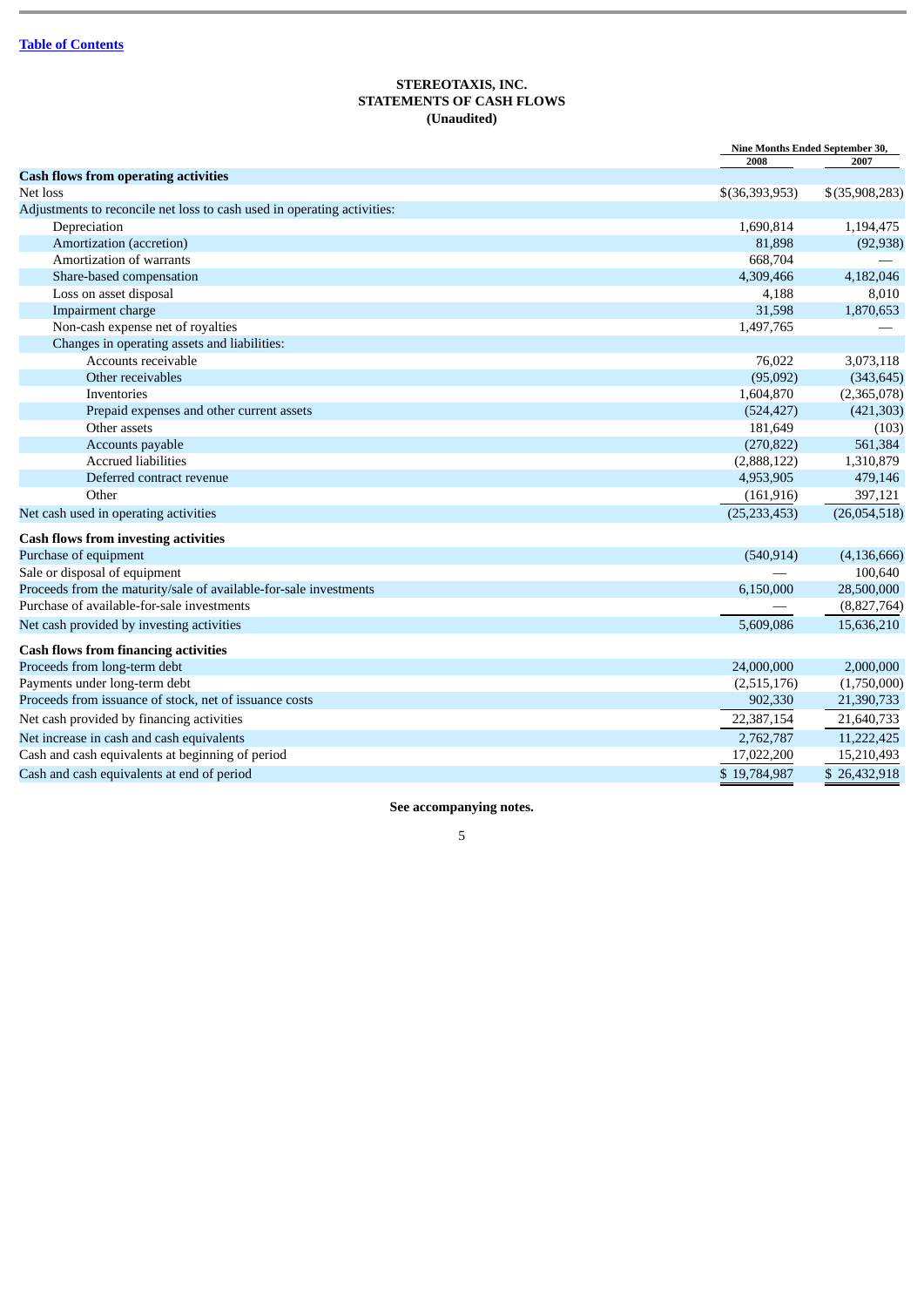Table of Contents

**STEREOTAXIS, INC.**
**STATEMENTS OF CASH FLOWS**
**(Unaudited)**

| | Nine Months Ended September 30, | |
|---|---|---|
| | 2008 | 2007 |
| **Cash flows from operating activities** | | |
| Net loss | $(36,393,953) | $(35,908,283) |
| Adjustments to reconcile net loss to cash used in operating activities: | | |
| Depreciation | 1,690,814 | 1,194,475 |
| Amortization (accretion) | 81,898 | (92,938) |
| Amortization of warrants | 668,704 | — |
| Share-based compensation | 4,309,466 | 4,182,046 |
| Loss on asset disposal | 4,188 | 8,010 |
| Impairment charge | 31,598 | 1,870,653 |
| Non-cash expense net of royalties | 1,497,765 | — |
| Changes in operating assets and liabilities: | | |
| Accounts receivable | 76,022 | 3,073,118 |
| Other receivables | (95,092) | (343,645) |
| Inventories | 1,604,870 | (2,365,078) |
| Prepaid expenses and other current assets | (524,427) | (421,303) |
| Other assets | 181,649 | (103) |
| Accounts payable | (270,822) | 561,384 |
| Accrued liabilities | (2,888,122) | 1,310,879 |
| Deferred contract revenue | 4,953,905 | 479,146 |
| Other | (161,916) | 397,121 |
| Net cash used in operating activities | (25,233,453) | (26,054,518) |
| **Cash flows from investing activities** | | |
| Purchase of equipment | (540,914) | (4,136,666) |
| Sale or disposal of equipment | — | 100,640 |
| Proceeds from the maturity/sale of available-for-sale investments | 6,150,000 | 28,500,000 |
| Purchase of available-for-sale investments | — | (8,827,764) |
| Net cash provided by investing activities | 5,609,086 | 15,636,210 |
| **Cash flows from financing activities** | | |
| Proceeds from long-term debt | 24,000,000 | 2,000,000 |
| Payments under long-term debt | (2,515,176) | (1,750,000) |
| Proceeds from issuance of stock, net of issuance costs | 902,330 | 21,390,733 |
| Net cash provided by financing activities | 22,387,154 | 21,640,733 |
| Net increase in cash and cash equivalents | 2,762,787 | 11,222,425 |
| Cash and cash equivalents at beginning of period | 17,022,200 | 15,210,493 |
| Cash and cash equivalents at end of period | $ 19,784,987 | $ 26,432,918 |

**See accompanying notes.**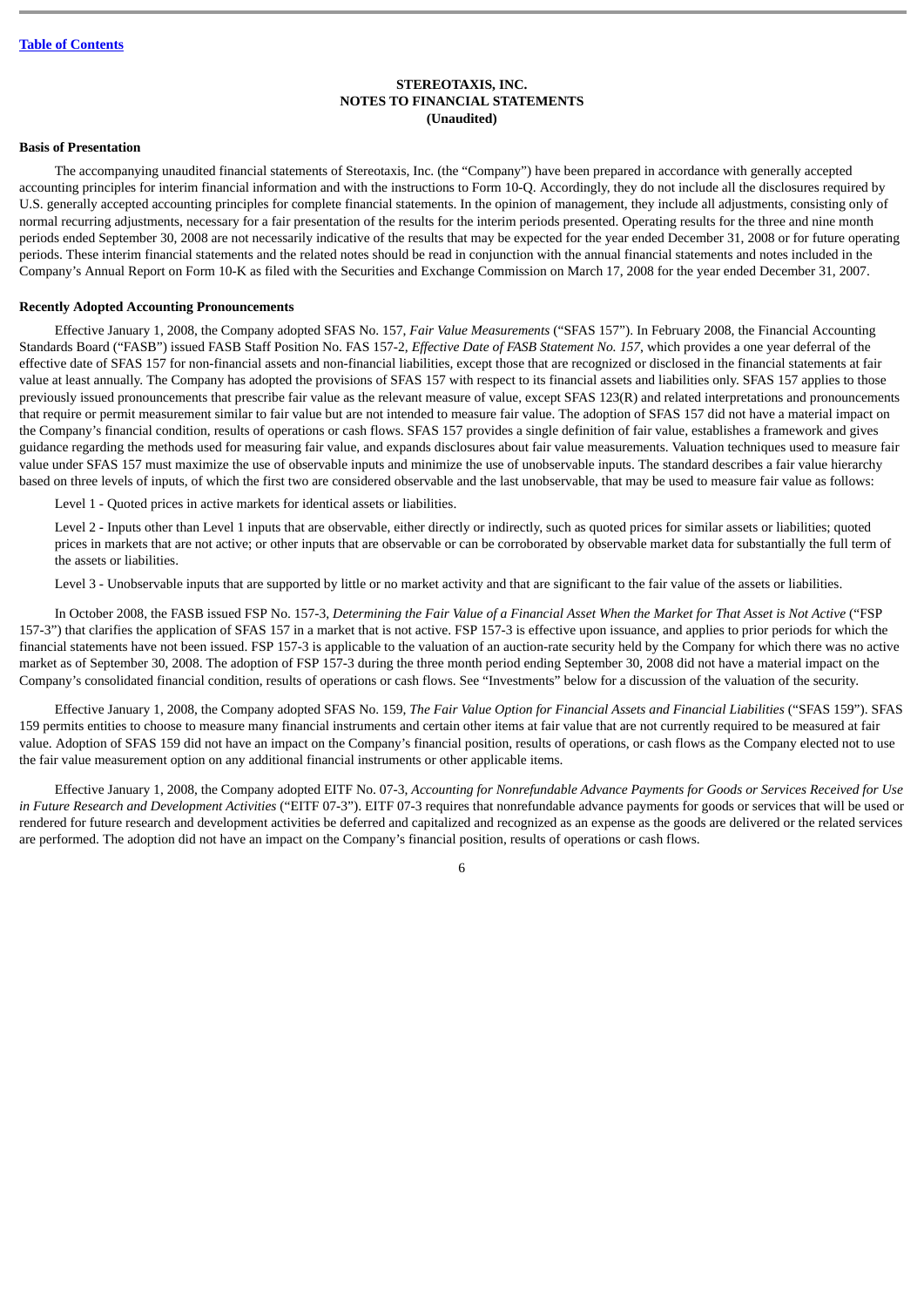[Table of Contents](#)

**STEREOTAXIS, INC.**
**NOTES TO FINANCIAL STATEMENTS**
**(Unaudited)**

**Basis of Presentation**

The accompanying unaudited financial statements of Stereotaxis, Inc. (the "Company") have been prepared in accordance with generally accepted accounting principles for interim financial information and with the instructions to Form 10-Q. Accordingly, they do not include all the disclosures required by U.S. generally accepted accounting principles for complete financial statements. In the opinion of management, they include all adjustments, consisting only of normal recurring adjustments, necessary for a fair presentation of the results for the interim periods presented. Operating results for the three and nine month periods ended September 30, 2008 are not necessarily indicative of the results that may be expected for the year ended December 31, 2008 or for future operating periods. These interim financial statements and the related notes should be read in conjunction with the annual financial statements and notes included in the Company's Annual Report on Form 10-K as filed with the Securities and Exchange Commission on March 17, 2008 for the year ended December 31, 2007.

**Recently Adopted Accounting Pronouncements**

Effective January 1, 2008, the Company adopted SFAS No. 157, *Fair Value Measurements* ("SFAS 157"). In February 2008, the Financial Accounting Standards Board ("FASB") issued FASB Staff Position No. FAS 157-2, *Effective Date of FASB Statement No. 157*, which provides a one year deferral of the effective date of SFAS 157 for non-financial assets and non-financial liabilities, except those that are recognized or disclosed in the financial statements at fair value at least annually. The Company has adopted the provisions of SFAS 157 with respect to its financial assets and liabilities only. SFAS 157 applies to those previously issued pronouncements that prescribe fair value as the relevant measure of value, except SFAS 123(R) and related interpretations and pronouncements that require or permit measurement similar to fair value but are not intended to measure fair value. The adoption of SFAS 157 did not have a material impact on the Company's financial condition, results of operations or cash flows. SFAS 157 provides a single definition of fair value, establishes a framework and gives guidance regarding the methods used for measuring fair value, and expands disclosures about fair value measurements. Valuation techniques used to measure fair value under SFAS 157 must maximize the use of observable inputs and minimize the use of unobservable inputs. The standard describes a fair value hierarchy based on three levels of inputs, of which the first two are considered observable and the last unobservable, that may be used to measure fair value as follows:

Level 1 - Quoted prices in active markets for identical assets or liabilities.

Level 2 - Inputs other than Level 1 inputs that are observable, either directly or indirectly, such as quoted prices for similar assets or liabilities; quoted prices in markets that are not active; or other inputs that are observable or can be corroborated by observable market data for substantially the full term of the assets or liabilities.

Level 3 - Unobservable inputs that are supported by little or no market activity and that are significant to the fair value of the assets or liabilities.

In October 2008, the FASB issued FSP No. 157-3, *Determining the Fair Value of a Financial Asset When the Market for That Asset is Not Active* ("FSP 157-3") that clarifies the application of SFAS 157 in a market that is not active. FSP 157-3 is effective upon issuance, and applies to prior periods for which the financial statements have not been issued. FSP 157-3 is applicable to the valuation of an auction-rate security held by the Company for which there was no active market as of September 30, 2008. The adoption of FSP 157-3 during the three month period ending September 30, 2008 did not have a material impact on the Company's consolidated financial condition, results of operations or cash flows. See "Investments" below for a discussion of the valuation of the security.

Effective January 1, 2008, the Company adopted SFAS No. 159, *The Fair Value Option for Financial Assets and Financial Liabilities* ("SFAS 159"). SFAS 159 permits entities to choose to measure many financial instruments and certain other items at fair value that are not currently required to be measured at fair value. Adoption of SFAS 159 did not have an impact on the Company's financial position, results of operations, or cash flows as the Company elected not to use the fair value measurement option on any additional financial instruments or other applicable items.

Effective January 1, 2008, the Company adopted EITF No. 07-3, *Accounting for Nonrefundable Advance Payments for Goods or Services Received for Use in Future Research and Development Activities* ("EITF 07-3"). EITF 07-3 requires that nonrefundable advance payments for goods or services that will be used or rendered for future research and development activities be deferred and capitalized and recognized as an expense as the goods are delivered or the related services are performed. The adoption did not have an impact on the Company's financial position, results of operations or cash flows.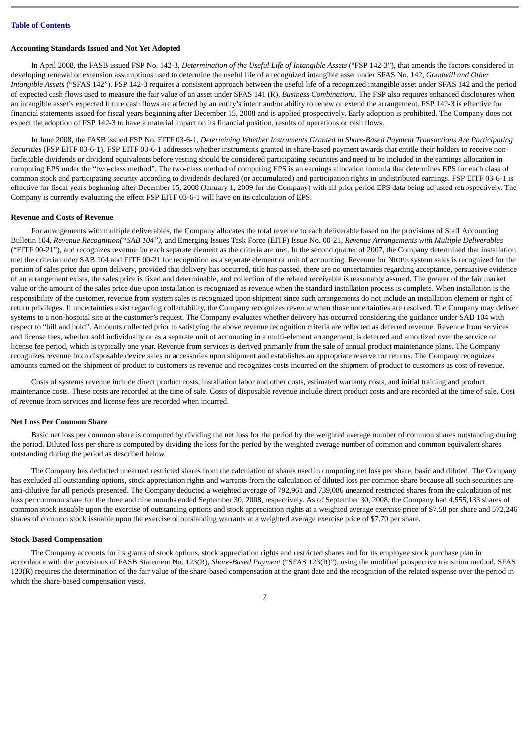**Accounting Standards Issued and Not Yet Adopted**

In April 2008, the FASB issued FSP No. 142-3, *Determination of the Useful Life of Intangible Assets* ("FSP 142-3"), that amends the factors considered in developing renewal or extension assumptions used to determine the useful life of a recognized intangible asset under SFAS No. 142, *Goodwill and Other Intangible Assets* ("SFAS 142"). FSP 142-3 requires a consistent approach between the useful life of a recognized intangible asset under SFAS 142 and the period of expected cash flows used to measure the fair value of an asset under SFAS 141 (R), *Business Combinations*. The FSP also requires enhanced disclosures when an intangible asset's expected future cash flows are affected by an entity's intent and/or ability to renew or extend the arrangement. FSP 142-3 is effective for financial statements issued for fiscal years beginning after December 15, 2008 and is applied prospectively. Early adoption is prohibited. The Company does not expect the adoption of FSP 142-3 to have a material impact on its financial position, results of operations or cash flows.

In June 2008, the FASB issued FSP No. EITF 03-6-1, *Determining Whether Instruments Granted in Share-Based Payment Transactions Are Participating Securities* (FSP EITF 03-6-1). FSP EITF 03-6-1 addresses whether instruments granted in share-based payment awards that entitle their holders to receive non-forfeitable dividends or dividend equivalents before vesting should be considered participating securities and need to be included in the earnings allocation in computing EPS under the "two-class method". The two-class method of computing EPS is an earnings allocation formula that determines EPS for each class of common stock and participating security according to dividends declared (or accumulated) and participation rights in undistributed earnings. FSP EITF 03-6-1 is effective for fiscal years beginning after December 15, 2008 (January 1, 2009 for the Company) with all prior period EPS data being adjusted retrospectively. The Company is currently evaluating the effect FSP EITF 03-6-1 will have on its calculation of EPS.

**Revenue and Costs of Revenue**

For arrangements with multiple deliverables, the Company allocates the total revenue to each deliverable based on the provisions of Staff Accounting Bulletin 104, *Revenue Recognition("SAB 104")*, and Emerging Issues Task Force (EITF) Issue No. 00-21, *Revenue Arrangements with Multiple Deliverables* ("EITF 00-21"), and recognizes revenue for each separate element as the criteria are met. In the second quarter of 2007, the Company determined that installation met the criteria under SAB 104 and EITF 00-21 for recognition as a separate element or unit of accounting. Revenue for NIOBE system sales is recognized for the portion of sales price due upon delivery, provided that delivery has occurred, title has passed, there are no uncertainties regarding acceptance, persuasive evidence of an arrangement exists, the sales price is fixed and determinable, and collection of the related receivable is reasonably assured. The greater of the fair market value or the amount of the sales price due upon installation is recognized as revenue when the standard installation process is complete. When installation is the responsibility of the customer, revenue from system sales is recognized upon shipment since such arrangements do not include an installation element or right of return privileges. If uncertainties exist regarding collectability, the Company recognizes revenue when those uncertainties are resolved. The Company may deliver systems to a non-hospital site at the customer's request. The Company evaluates whether delivery has occurred considering the guidance under SAB 104 with respect to "bill and hold". Amounts collected prior to satisfying the above revenue recognition criteria are reflected as deferred revenue. Revenue from services and license fees, whether sold individually or as a separate unit of accounting in a multi-element arrangement, is deferred and amortized over the service or license fee period, which is typically one year. Revenue from services is derived primarily from the sale of annual product maintenance plans. The Company recognizes revenue from disposable device sales or accessories upon shipment and establishes an appropriate reserve for returns. The Company recognizes amounts earned on the shipment of product to customers as revenue and recognizes costs incurred on the shipment of product to customers as cost of revenue.

Costs of systems revenue include direct product costs, installation labor and other costs, estimated warranty costs, and initial training and product maintenance costs. These costs are recorded at the time of sale. Costs of disposable revenue include direct product costs and are recorded at the time of sale. Cost of revenue from services and license fees are recorded when incurred.

**Net Loss Per Common Share**

Basic net loss per common share is computed by dividing the net loss for the period by the weighted average number of common shares outstanding during the period. Diluted loss per share is computed by dividing the loss for the period by the weighted average number of common and common equivalent shares outstanding during the period as described below.

The Company has deducted unearned restricted shares from the calculation of shares used in computing net loss per share, basic and diluted. The Company has excluded all outstanding options, stock appreciation rights and warrants from the calculation of diluted loss per common share because all such securities are anti-dilutive for all periods presented. The Company deducted a weighted average of 792,961 and 739,086 unearned restricted shares from the calculation of net loss per common share for the three and nine months ended September 30, 2008, respectively. As of September 30, 2008, the Company had 4,555,133 shares of common stock issuable upon the exercise of outstanding options and stock appreciation rights at a weighted average exercise price of $7.58 per share and 572,246 shares of common stock issuable upon the exercise of outstanding warrants at a weighted average exercise price of $7.70 per share.

**Stock-Based Compensation**

The Company accounts for its grants of stock options, stock appreciation rights and restricted shares and for its employee stock purchase plan in accordance with the provisions of FASB Statement No. 123(R), *Share-Based Payment* ("SFAS 123(R)"), using the modified prospective transition method. SFAS 123(R) requires the determination of the fair value of the share-based compensation at the grant date and the recognition of the related expense over the period in which the share-based compensation vests.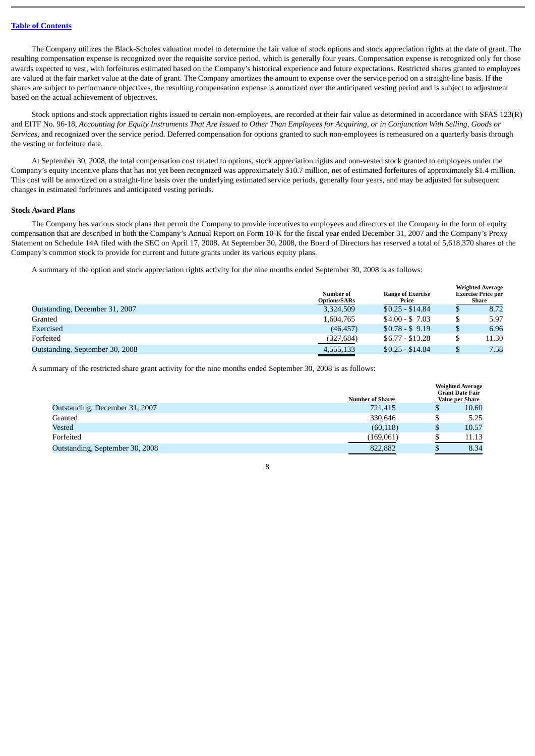The Company utilizes the Black-Scholes valuation model to determine the fair value of stock options and stock appreciation rights at the date of grant. The resulting compensation expense is recognized over the requisite service period, which is generally four years. Compensation expense is recognized only for those awards expected to vest, with forfeitures estimated based on the Company's historical experience and future expectations. Restricted shares granted to employees are valued at the fair market value at the date of grant. The Company amortizes the amount to expense over the service period on a straight-line basis. If the shares are subject to performance objectives, the resulting compensation expense is amortized over the anticipated vesting period and is subject to adjustment based on the actual achievement of objectives.

Stock options and stock appreciation rights issued to certain non-employees, are recorded at their fair value as determined in accordance with SFAS 123(R) and EITF No. 96-18, *Accounting for Equity Instruments That Are Issued to Other Than Employees for Acquiring, or in Conjunction With Selling, Goods or Services,* and recognized over the service period. Deferred compensation for options granted to such non-employees is remeasured on a quarterly basis through the vesting or forfeiture date.

At September 30, 2008, the total compensation cost related to options, stock appreciation rights and non-vested stock granted to employees under the Company's equity incentive plans that has not yet been recognized was approximately $10.7 million, net of estimated forfeitures of approximately $1.4 million. This cost will be amortized on a straight-line basis over the underlying estimated service periods, generally four years, and may be adjusted for subsequent changes in estimated forfeitures and anticipated vesting periods.

**Stock Award Plans**

The Company has various stock plans that permit the Company to provide incentives to employees and directors of the Company in the form of equity compensation that are described in both the Company's Annual Report on Form 10-K for the fiscal year ended December 31, 2007 and the Company's Proxy Statement on Schedule 14A filed with the SEC on April 17, 2008. At September 30, 2008, the Board of Directors has reserved a total of 5,618,370 shares of the Company's common stock to provide for current and future grants under its various equity plans.

A summary of the option and stock appreciation rights activity for the nine months ended September 30, 2008 is as follows:

| | Number of Options/SARs | Range of Exercise Price | Weighted Average Exercise Price per Share |
|---|---|---|---|
| Outstanding, December 31, 2007 | 3,324,509 | $0.25 - $14.84 | $ 8.72 |
| Granted | 1,604,765 | $4.00 - $ 7.03 | $ 5.97 |
| Exercised | (46,457) | $0.78 - $ 9.19 | $ 6.96 |
| Forfeited | (327,684) | $6.77 - $13.28 | $ 11.30 |
| Outstanding, September 30, 2008 | 4,555,133 | $0.25 - $14.84 | $ 7.58 |

A summary of the restricted share grant activity for the nine months ended September 30, 2008 is as follows:

| | Number of Shares | Weighted Average Grant Date Fair Value per Share |
|---|---|---|
| Outstanding, December 31, 2007 | 721,415 | $ 10.60 |
| Granted | 330,646 | $ 5.25 |
| Vested | (60,118) | $ 10.57 |
| Forfeited | (169,061) | $ 11.13 |
| Outstanding, September 30, 2008 | 822,882 | $ 8.34 |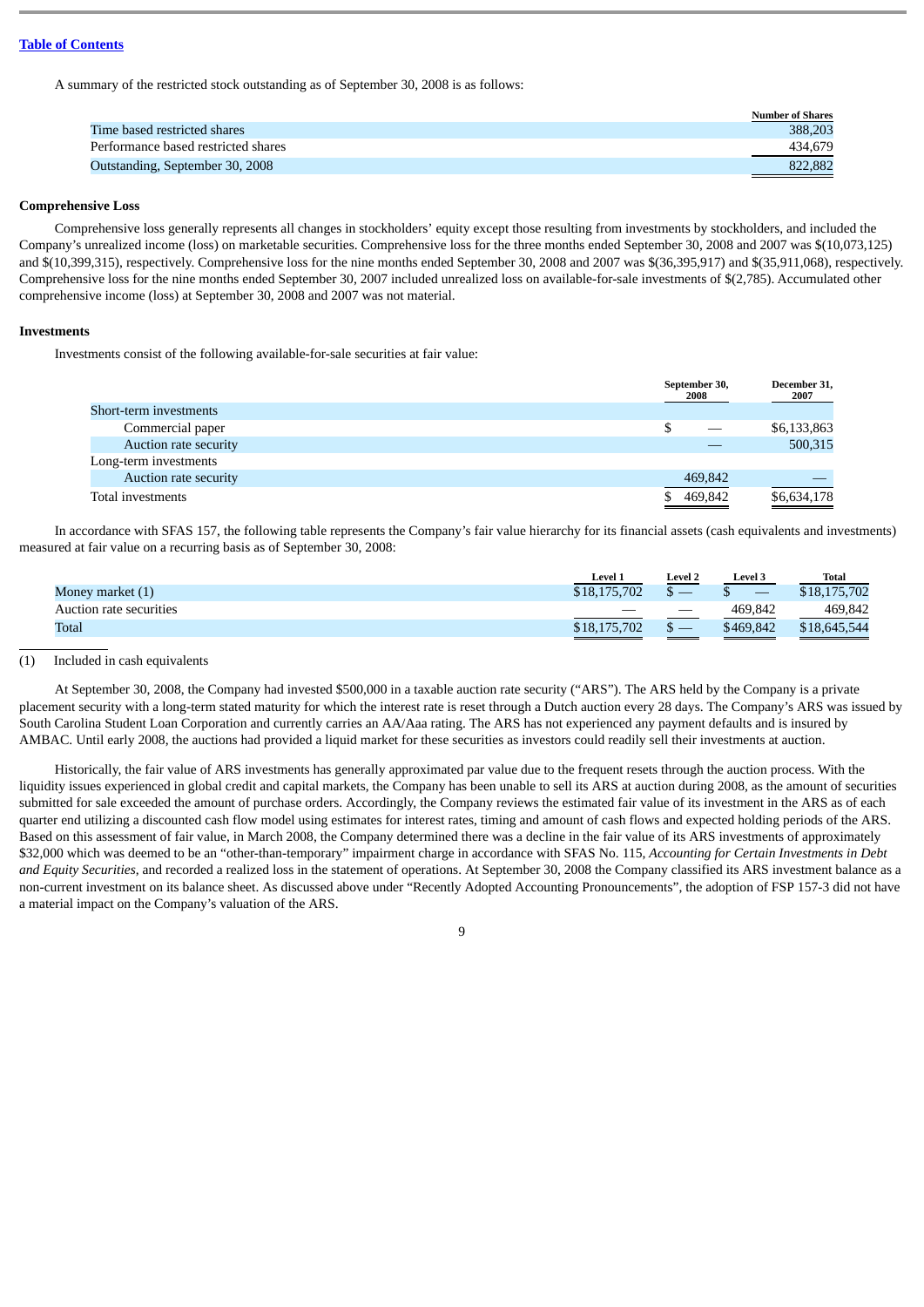[Table of Contents](#)

A summary of the restricted stock outstanding as of September 30, 2008 is as follows:

| | Number of Shares |
|---|---|
| Time based restricted shares | 388,203 |
| Performance based restricted shares | 434,679 |
| Outstanding, September 30, 2008 | 822,882 |

**Comprehensive Loss**

Comprehensive loss generally represents all changes in stockholders' equity except those resulting from investments by stockholders, and included the Company's unrealized income (loss) on marketable securities. Comprehensive loss for the three months ended September 30, 2008 and 2007 was $(10,073,125) and $(10,399,315), respectively. Comprehensive loss for the nine months ended September 30, 2008 and 2007 was $(36,395,917) and $(35,911,068), respectively. Comprehensive loss for the nine months ended September 30, 2007 included unrealized loss on available-for-sale investments of $(2,785). Accumulated other comprehensive income (loss) at September 30, 2008 and 2007 was not material.

**Investments**

Investments consist of the following available-for-sale securities at fair value:

| | September 30, 2008 | December 31, 2007 |
|---|---|---|
| Short-term investments | | |
| Commercial paper | $ — | $6,133,863 |
| Auction rate security | — | 500,315 |
| Long-term investments | | |
| Auction rate security | 469,842 | — |
| Total investments | $ 469,842 | $6,634,178 |

In accordance with SFAS 157, the following table represents the Company's fair value hierarchy for its financial assets (cash equivalents and investments) measured at fair value on a recurring basis as of September 30, 2008:

| | Level 1 | Level 2 | Level 3 | Total |
|---|---|---|---|---|
| Money market (1) | $18,175,702 | $ — | $ — | $18,175,702 |
| Auction rate securities | — | — | 469,842 | 469,842 |
| Total | $18,175,702 | $ — | $469,842 | $18,645,544 |

(1) Included in cash equivalents

At September 30, 2008, the Company had invested $500,000 in a taxable auction rate security ("ARS"). The ARS held by the Company is a private placement security with a long-term stated maturity for which the interest rate is reset through a Dutch auction every 28 days. The Company's ARS was issued by South Carolina Student Loan Corporation and currently carries an AA/Aaa rating. The ARS has not experienced any payment defaults and is insured by AMBAC. Until early 2008, the auctions had provided a liquid market for these securities as investors could readily sell their investments at auction.

Historically, the fair value of ARS investments has generally approximated par value due to the frequent resets through the auction process. With the liquidity issues experienced in global credit and capital markets, the Company has been unable to sell its ARS at auction during 2008, as the amount of securities submitted for sale exceeded the amount of purchase orders. Accordingly, the Company reviews the estimated fair value of its investment in the ARS as of each quarter end utilizing a discounted cash flow model using estimates for interest rates, timing and amount of cash flows and expected holding periods of the ARS. Based on this assessment of fair value, in March 2008, the Company determined there was a decline in the fair value of its ARS investments of approximately $32,000 which was deemed to be an "other-than-temporary" impairment charge in accordance with SFAS No. 115, *Accounting for Certain Investments in Debt and Equity Securities*, and recorded a realized loss in the statement of operations. At September 30, 2008 the Company classified its ARS investment balance as a non-current investment on its balance sheet. As discussed above under "Recently Adopted Accounting Pronouncements", the adoption of FSP 157-3 did not have a material impact on the Company's valuation of the ARS.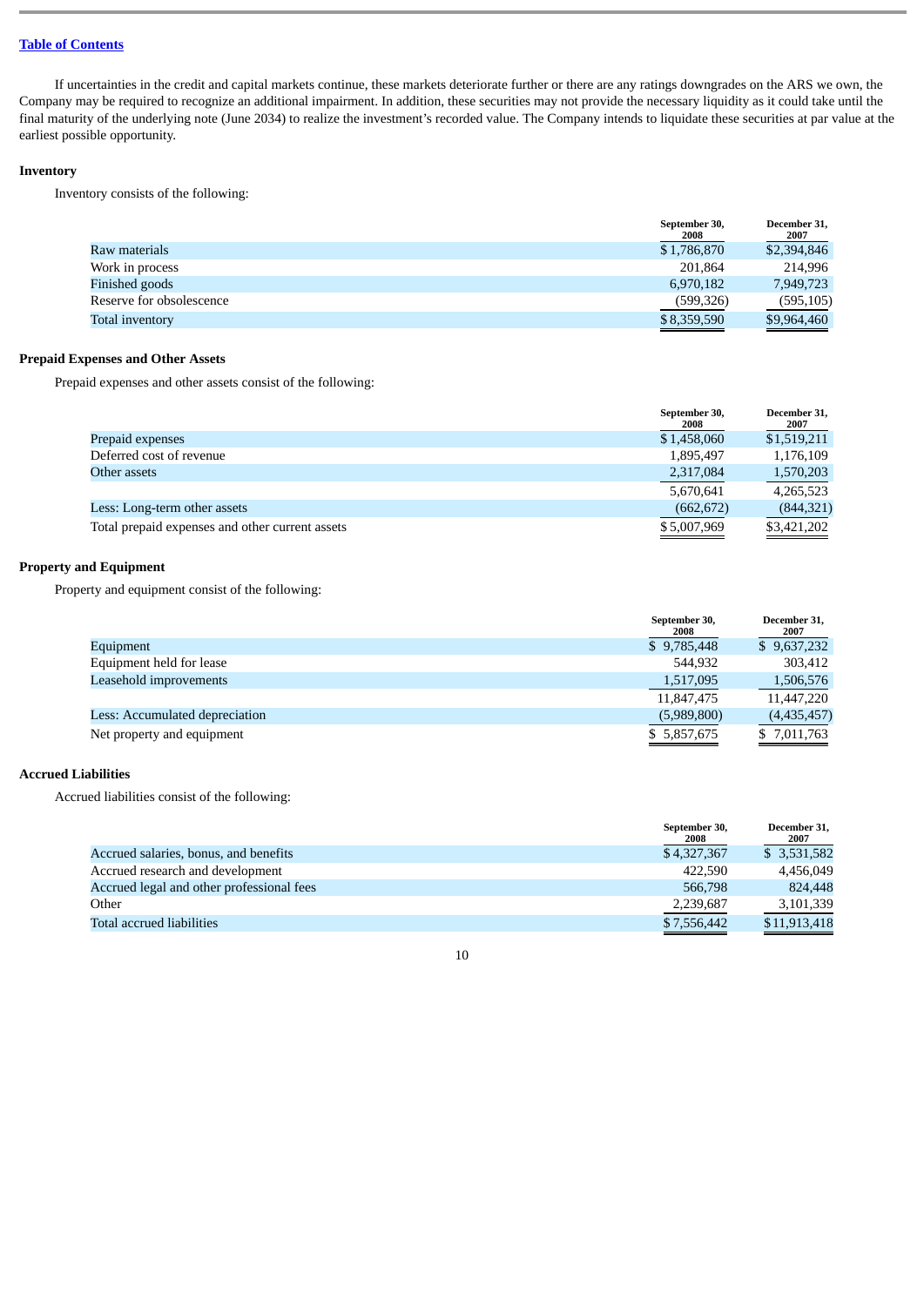[Table of Contents](#)

If uncertainties in the credit and capital markets continue, these markets deteriorate further or there are any ratings downgrades on the ARS we own, the Company may be required to recognize an additional impairment. In addition, these securities may not provide the necessary liquidity as it could take until the final maturity of the underlying note (June 2034) to realize the investment's recorded value. The Company intends to liquidate these securities at par value at the earliest possible opportunity.

### Inventory

Inventory consists of the following:

| | September 30, 2008 | December 31, 2007 |
|---|---|---|
| Raw materials | $ 1,786,870 | $2,394,846 |
| Work in process | 201,864 | 214,996 |
| Finished goods | 6,970,182 | 7,949,723 |
| Reserve for obsolescence | (599,326) | (595,105) |
| Total inventory | $ 8,359,590 | $9,964,460 |

### Prepaid Expenses and Other Assets

Prepaid expenses and other assets consist of the following:

| | September 30, 2008 | December 31, 2007 |
|---|---|---|
| Prepaid expenses | $ 1,458,060 | $1,519,211 |
| Deferred cost of revenue | 1,895,497 | 1,176,109 |
| Other assets | 2,317,084 | 1,570,203 |
| | 5,670,641 | 4,265,523 |
| Less: Long-term other assets | (662,672) | (844,321) |
| Total prepaid expenses and other current assets | $ 5,007,969 | $3,421,202 |

### Property and Equipment

Property and equipment consist of the following:

| | September 30, 2008 | December 31, 2007 |
|---|---|---|
| Equipment | $ 9,785,448 | $ 9,637,232 |
| Equipment held for lease | 544,932 | 303,412 |
| Leasehold improvements | 1,517,095 | 1,506,576 |
| | 11,847,475 | 11,447,220 |
| Less: Accumulated depreciation | (5,989,800) | (4,435,457) |
| Net property and equipment | $ 5,857,675 | $ 7,011,763 |

### Accrued Liabilities

Accrued liabilities consist of the following:

| | September 30, 2008 | December 31, 2007 |
|---|---|---|
| Accrued salaries, bonus, and benefits | $ 4,327,367 | $ 3,531,582 |
| Accrued research and development | 422,590 | 4,456,049 |
| Accrued legal and other professional fees | 566,798 | 824,448 |
| Other | 2,239,687 | 3,101,339 |
| Total accrued liabilities | $ 7,556,442 | $11,913,418 |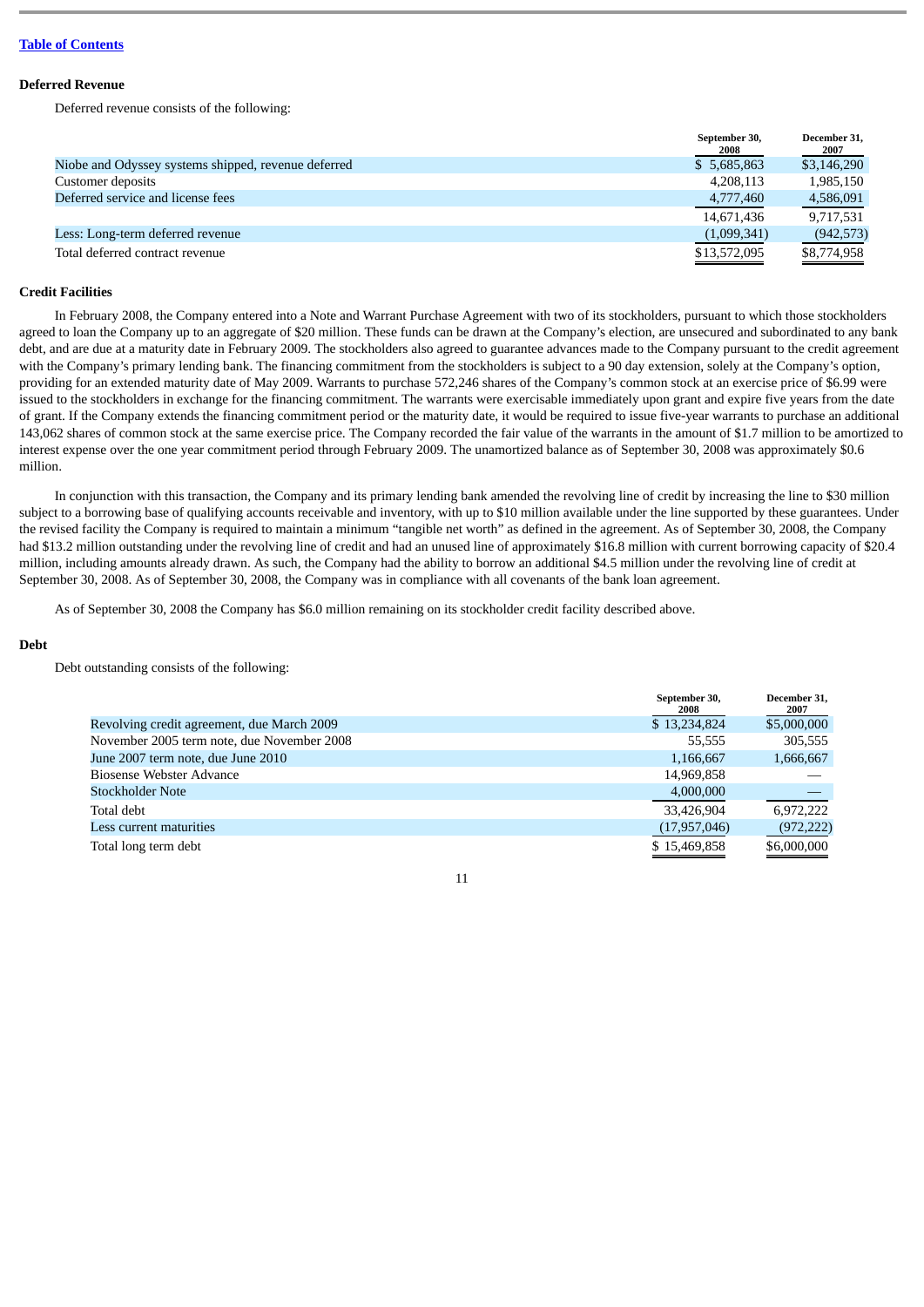[Table of Contents](#)

### Deferred Revenue

Deferred revenue consists of the following:

| | September 30, 2008 | December 31, 2007 |
|---|---|---|
| Niobe and Odyssey systems shipped, revenue deferred | $ 5,685,863 | $3,146,290 |
| Customer deposits | 4,208,113 | 1,985,150 |
| Deferred service and license fees | 4,777,460 | 4,586,091 |
| | 14,671,436 | 9,717,531 |
| Less: Long-term deferred revenue | (1,099,341) | (942,573) |
| Total deferred contract revenue | $13,572,095 | $8,774,958 |

### Credit Facilities

In February 2008, the Company entered into a Note and Warrant Purchase Agreement with two of its stockholders, pursuant to which those stockholders agreed to loan the Company up to an aggregate of $20 million. These funds can be drawn at the Company's election, are unsecured and subordinated to any bank debt, and are due at a maturity date in February 2009. The stockholders also agreed to guarantee advances made to the Company pursuant to the credit agreement with the Company's primary lending bank. The financing commitment from the stockholders is subject to a 90 day extension, solely at the Company's option, providing for an extended maturity date of May 2009. Warrants to purchase 572,246 shares of the Company's common stock at an exercise price of $6.99 were issued to the stockholders in exchange for the financing commitment. The warrants were exercisable immediately upon grant and expire five years from the date of grant. If the Company extends the financing commitment period or the maturity date, it would be required to issue five-year warrants to purchase an additional 143,062 shares of common stock at the same exercise price. The Company recorded the fair value of the warrants in the amount of $1.7 million to be amortized to interest expense over the one year commitment period through February 2009. The unamortized balance as of September 30, 2008 was approximately $0.6 million.

In conjunction with this transaction, the Company and its primary lending bank amended the revolving line of credit by increasing the line to $30 million subject to a borrowing base of qualifying accounts receivable and inventory, with up to $10 million available under the line supported by these guarantees. Under the revised facility the Company is required to maintain a minimum "tangible net worth" as defined in the agreement. As of September 30, 2008, the Company had $13.2 million outstanding under the revolving line of credit and had an unused line of approximately $16.8 million with current borrowing capacity of $20.4 million, including amounts already drawn. As such, the Company had the ability to borrow an additional $4.5 million under the revolving line of credit at September 30, 2008. As of September 30, 2008, the Company was in compliance with all covenants of the bank loan agreement.

As of September 30, 2008 the Company has $6.0 million remaining on its stockholder credit facility described above.

### Debt

Debt outstanding consists of the following:

| | September 30, 2008 | December 31, 2007 |
|---|---|---|
| Revolving credit agreement, due March 2009 | $ 13,234,824 | $5,000,000 |
| November 2005 term note, due November 2008 | 55,555 | 305,555 |
| June 2007 term note, due June 2010 | 1,166,667 | 1,666,667 |
| Biosense Webster Advance | 14,969,858 | — |
| Stockholder Note | 4,000,000 | — |
| Total debt | 33,426,904 | 6,972,222 |
| Less current maturities | (17,957,046) | (972,222) |
| Total long term debt | $ 15,469,858 | $6,000,000 |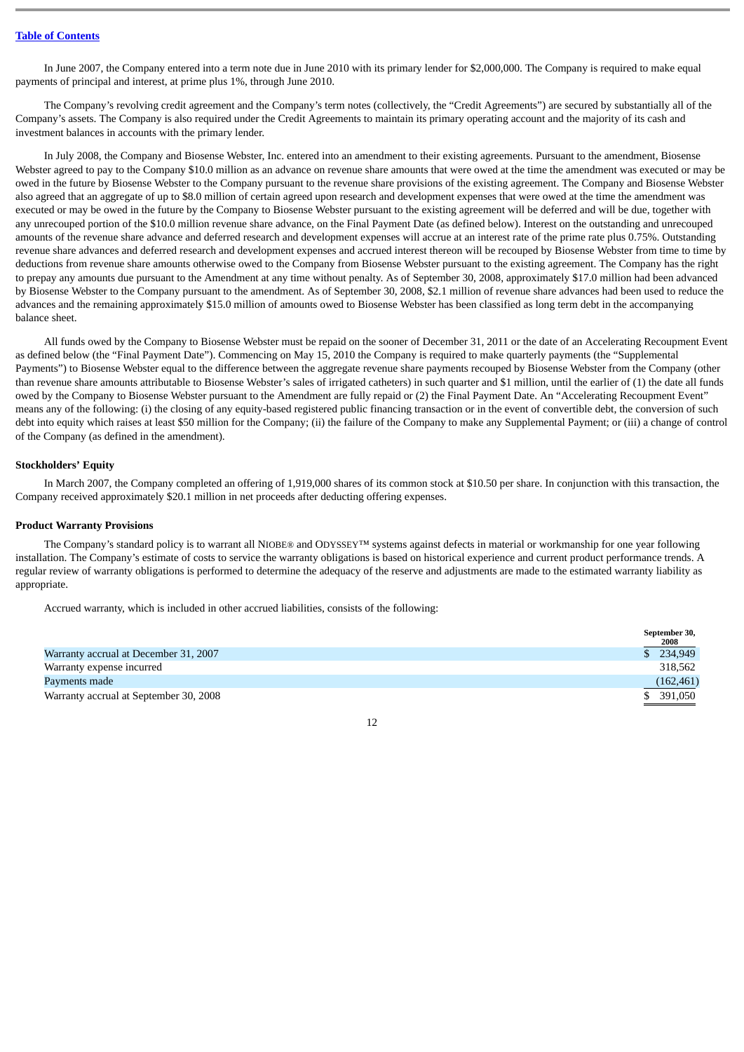Table of Contents

In June 2007, the Company entered into a term note due in June 2010 with its primary lender for $2,000,000. The Company is required to make equal payments of principal and interest, at prime plus 1%, through June 2010.

The Company's revolving credit agreement and the Company's term notes (collectively, the "Credit Agreements") are secured by substantially all of the Company's assets. The Company is also required under the Credit Agreements to maintain its primary operating account and the majority of its cash and investment balances in accounts with the primary lender.

In July 2008, the Company and Biosense Webster, Inc. entered into an amendment to their existing agreements. Pursuant to the amendment, Biosense Webster agreed to pay to the Company $10.0 million as an advance on revenue share amounts that were owed at the time the amendment was executed or may be owed in the future by Biosense Webster to the Company pursuant to the revenue share provisions of the existing agreement. The Company and Biosense Webster also agreed that an aggregate of up to $8.0 million of certain agreed upon research and development expenses that were owed at the time the amendment was executed or may be owed in the future by the Company to Biosense Webster pursuant to the existing agreement will be deferred and will be due, together with any unrecouped portion of the $10.0 million revenue share advance, on the Final Payment Date (as defined below). Interest on the outstanding and unrecouped amounts of the revenue share advance and deferred research and development expenses will accrue at an interest rate of the prime rate plus 0.75%. Outstanding revenue share advances and deferred research and development expenses and accrued interest thereon will be recouped by Biosense Webster from time to time by deductions from revenue share amounts otherwise owed to the Company from Biosense Webster pursuant to the existing agreement. The Company has the right to prepay any amounts due pursuant to the Amendment at any time without penalty. As of September 30, 2008, approximately $17.0 million had been advanced by Biosense Webster to the Company pursuant to the amendment. As of September 30, 2008, $2.1 million of revenue share advances had been used to reduce the advances and the remaining approximately $15.0 million of amounts owed to Biosense Webster has been classified as long term debt in the accompanying balance sheet.

All funds owed by the Company to Biosense Webster must be repaid on the sooner of December 31, 2011 or the date of an Accelerating Recoupment Event as defined below (the "Final Payment Date"). Commencing on May 15, 2010 the Company is required to make quarterly payments (the "Supplemental Payments") to Biosense Webster equal to the difference between the aggregate revenue share payments recouped by Biosense Webster from the Company (other than revenue share amounts attributable to Biosense Webster's sales of irrigated catheters) in such quarter and $1 million, until the earlier of (1) the date all funds owed by the Company to Biosense Webster pursuant to the Amendment are fully repaid or (2) the Final Payment Date. An "Accelerating Recoupment Event" means any of the following: (i) the closing of any equity-based registered public financing transaction or in the event of convertible debt, the conversion of such debt into equity which raises at least $50 million for the Company; (ii) the failure of the Company to make any Supplemental Payment; or (iii) a change of control of the Company (as defined in the amendment).

**Stockholders' Equity**

In March 2007, the Company completed an offering of 1,919,000 shares of its common stock at $10.50 per share. In conjunction with this transaction, the Company received approximately $20.1 million in net proceeds after deducting offering expenses.

**Product Warranty Provisions**

The Company's standard policy is to warrant all NIOBE® and ODYSSEY™ systems against defects in material or workmanship for one year following installation. The Company's estimate of costs to service the warranty obligations is based on historical experience and current product performance trends. A regular review of warranty obligations is performed to determine the adequacy of the reserve and adjustments are made to the estimated warranty liability as appropriate.

Accrued warranty, which is included in other accrued liabilities, consists of the following:

| | September 30, 2008 |
|---|---|
| Warranty accrual at December 31, 2007 | $ 234,949 |
| Warranty expense incurred | 318,562 |
| Payments made | (162,461) |
| Warranty accrual at September 30, 2008 | $ 391,050 |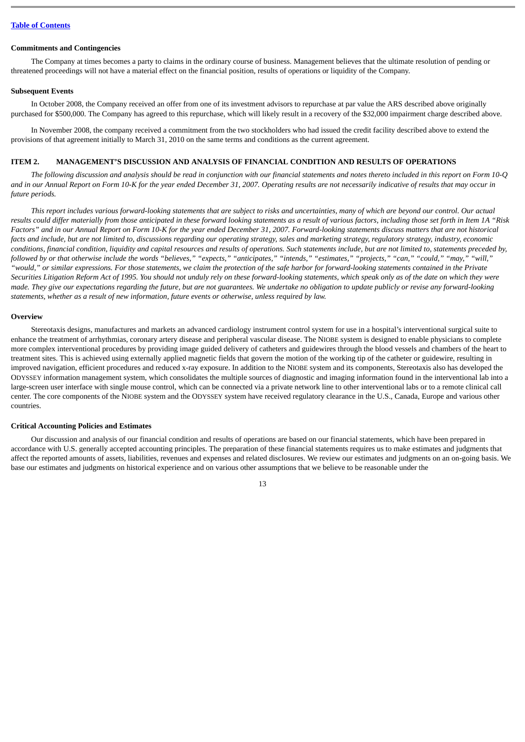[Table of Contents](#)

**Commitments and Contingencies**

The Company at times becomes a party to claims in the ordinary course of business. Management believes that the ultimate resolution of pending or threatened proceedings will not have a material effect on the financial position, results of operations or liquidity of the Company.

**Subsequent Events**

In October 2008, the Company received an offer from one of its investment advisors to repurchase at par value the ARS described above originally purchased for $500,000. The Company has agreed to this repurchase, which will likely result in a recovery of the $32,000 impairment charge described above.

In November 2008, the company received a commitment from the two stockholders who had issued the credit facility described above to extend the provisions of that agreement initially to March 31, 2010 on the same terms and conditions as the current agreement.

## ITEM 2. MANAGEMENT'S DISCUSSION AND ANALYSIS OF FINANCIAL CONDITION AND RESULTS OF OPERATIONS

*The following discussion and analysis should be read in conjunction with our financial statements and notes thereto included in this report on Form 10-Q and in our Annual Report on Form 10-K for the year ended December 31, 2007. Operating results are not necessarily indicative of results that may occur in future periods.*

*This report includes various forward-looking statements that are subject to risks and uncertainties, many of which are beyond our control. Our actual results could differ materially from those anticipated in these forward looking statements as a result of various factors, including those set forth in Item 1A "Risk Factors" and in our Annual Report on Form 10-K for the year ended December 31, 2007. Forward-looking statements discuss matters that are not historical facts and include, but are not limited to, discussions regarding our operating strategy, sales and marketing strategy, regulatory strategy, industry, economic conditions, financial condition, liquidity and capital resources and results of operations. Such statements include, but are not limited to, statements preceded by, followed by or that otherwise include the words "believes," "expects," "anticipates," "intends," "estimates," "projects," "can," "could," "may," "will," "would," or similar expressions. For those statements, we claim the protection of the safe harbor for forward-looking statements contained in the Private Securities Litigation Reform Act of 1995. You should not unduly rely on these forward-looking statements, which speak only as of the date on which they were made. They give our expectations regarding the future, but are not guarantees. We undertake no obligation to update publicly or revise any forward-looking statements, whether as a result of new information, future events or otherwise, unless required by law.*

**Overview**

Stereotaxis designs, manufactures and markets an advanced cardiology instrument control system for use in a hospital's interventional surgical suite to enhance the treatment of arrhythmias, coronary artery disease and peripheral vascular disease. The NIOBE system is designed to enable physicians to complete more complex interventional procedures by providing image guided delivery of catheters and guidewires through the blood vessels and chambers of the heart to treatment sites. This is achieved using externally applied magnetic fields that govern the motion of the working tip of the catheter or guidewire, resulting in improved navigation, efficient procedures and reduced x-ray exposure. In addition to the NIOBE system and its components, Stereotaxis also has developed the ODYSSEY information management system, which consolidates the multiple sources of diagnostic and imaging information found in the interventional lab into a large-screen user interface with single mouse control, which can be connected via a private network line to other interventional labs or to a remote clinical call center. The core components of the NIOBE system and the ODYSSEY system have received regulatory clearance in the U.S., Canada, Europe and various other countries.

**Critical Accounting Policies and Estimates**

Our discussion and analysis of our financial condition and results of operations are based on our financial statements, which have been prepared in accordance with U.S. generally accepted accounting principles. The preparation of these financial statements requires us to make estimates and judgments that affect the reported amounts of assets, liabilities, revenues and expenses and related disclosures. We review our estimates and judgments on an on-going basis. We base our estimates and judgments on historical experience and on various other assumptions that we believe to be reasonable under the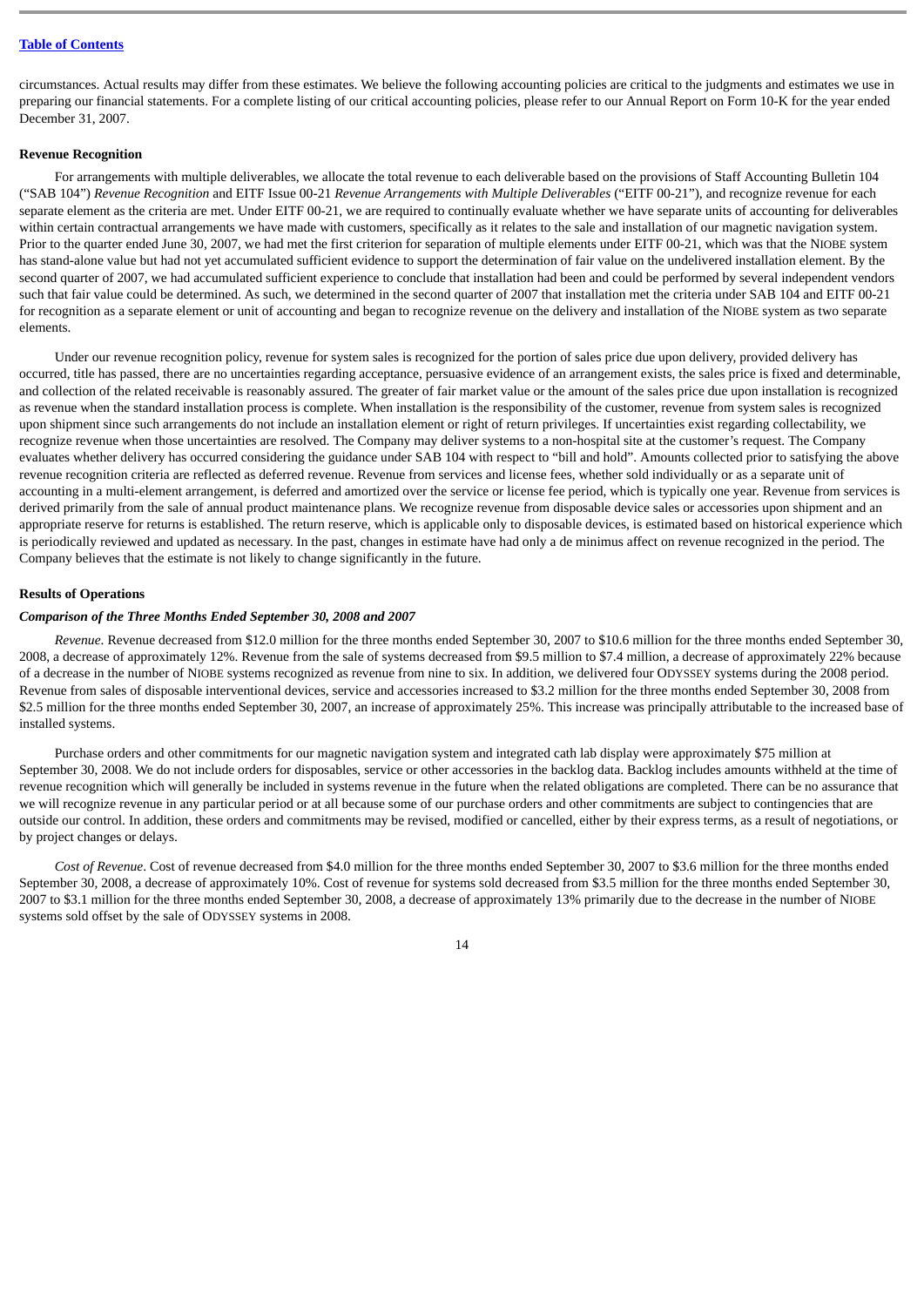circumstances. Actual results may differ from these estimates. We believe the following accounting policies are critical to the judgments and estimates we use in preparing our financial statements. For a complete listing of our critical accounting policies, please refer to our Annual Report on Form 10-K for the year ended December 31, 2007.

**Revenue Recognition**

For arrangements with multiple deliverables, we allocate the total revenue to each deliverable based on the provisions of Staff Accounting Bulletin 104 ("SAB 104") *Revenue Recognition* and EITF Issue 00-21 *Revenue Arrangements with Multiple Deliverables* ("EITF 00-21"), and recognize revenue for each separate element as the criteria are met. Under EITF 00-21, we are required to continually evaluate whether we have separate units of accounting for deliverables within certain contractual arrangements we have made with customers, specifically as it relates to the sale and installation of our magnetic navigation system. Prior to the quarter ended June 30, 2007, we had met the first criterion for separation of multiple elements under EITF 00-21, which was that the NIOBE system has stand-alone value but had not yet accumulated sufficient evidence to support the determination of fair value on the undelivered installation element. By the second quarter of 2007, we had accumulated sufficient experience to conclude that installation had been and could be performed by several independent vendors such that fair value could be determined. As such, we determined in the second quarter of 2007 that installation met the criteria under SAB 104 and EITF 00-21 for recognition as a separate element or unit of accounting and began to recognize revenue on the delivery and installation of the NIOBE system as two separate elements.

Under our revenue recognition policy, revenue for system sales is recognized for the portion of sales price due upon delivery, provided delivery has occurred, title has passed, there are no uncertainties regarding acceptance, persuasive evidence of an arrangement exists, the sales price is fixed and determinable, and collection of the related receivable is reasonably assured. The greater of fair market value or the amount of the sales price due upon installation is recognized as revenue when the standard installation process is complete. When installation is the responsibility of the customer, revenue from system sales is recognized upon shipment since such arrangements do not include an installation element or right of return privileges. If uncertainties exist regarding collectability, we recognize revenue when those uncertainties are resolved. The Company may deliver systems to a non-hospital site at the customer's request. The Company evaluates whether delivery has occurred considering the guidance under SAB 104 with respect to "bill and hold". Amounts collected prior to satisfying the above revenue recognition criteria are reflected as deferred revenue. Revenue from services and license fees, whether sold individually or as a separate unit of accounting in a multi-element arrangement, is deferred and amortized over the service or license fee period, which is typically one year. Revenue from services is derived primarily from the sale of annual product maintenance plans. We recognize revenue from disposable device sales or accessories upon shipment and an appropriate reserve for returns is established. The return reserve, which is applicable only to disposable devices, is estimated based on historical experience which is periodically reviewed and updated as necessary. In the past, changes in estimate have had only a de minimus affect on revenue recognized in the period. The Company believes that the estimate is not likely to change significantly in the future.

**Results of Operations**

***Comparison of the Three Months Ended September 30, 2008 and 2007***

*Revenue*. Revenue decreased from $12.0 million for the three months ended September 30, 2007 to $10.6 million for the three months ended September 30, 2008, a decrease of approximately 12%. Revenue from the sale of systems decreased from $9.5 million to $7.4 million, a decrease of approximately 22% because of a decrease in the number of NIOBE systems recognized as revenue from nine to six. In addition, we delivered four ODYSSEY systems during the 2008 period. Revenue from sales of disposable interventional devices, service and accessories increased to $3.2 million for the three months ended September 30, 2008 from $2.5 million for the three months ended September 30, 2007, an increase of approximately 25%. This increase was principally attributable to the increased base of installed systems.

Purchase orders and other commitments for our magnetic navigation system and integrated cath lab display were approximately $75 million at September 30, 2008. We do not include orders for disposables, service or other accessories in the backlog data. Backlog includes amounts withheld at the time of revenue recognition which will generally be included in systems revenue in the future when the related obligations are completed. There can be no assurance that we will recognize revenue in any particular period or at all because some of our purchase orders and other commitments are subject to contingencies that are outside our control. In addition, these orders and commitments may be revised, modified or cancelled, either by their express terms, as a result of negotiations, or by project changes or delays.

*Cost of Revenue*. Cost of revenue decreased from $4.0 million for the three months ended September 30, 2007 to $3.6 million for the three months ended September 30, 2008, a decrease of approximately 10%. Cost of revenue for systems sold decreased from $3.5 million for the three months ended September 30, 2007 to $3.1 million for the three months ended September 30, 2008, a decrease of approximately 13% primarily due to the decrease in the number of NIOBE systems sold offset by the sale of ODYSSEY systems in 2008.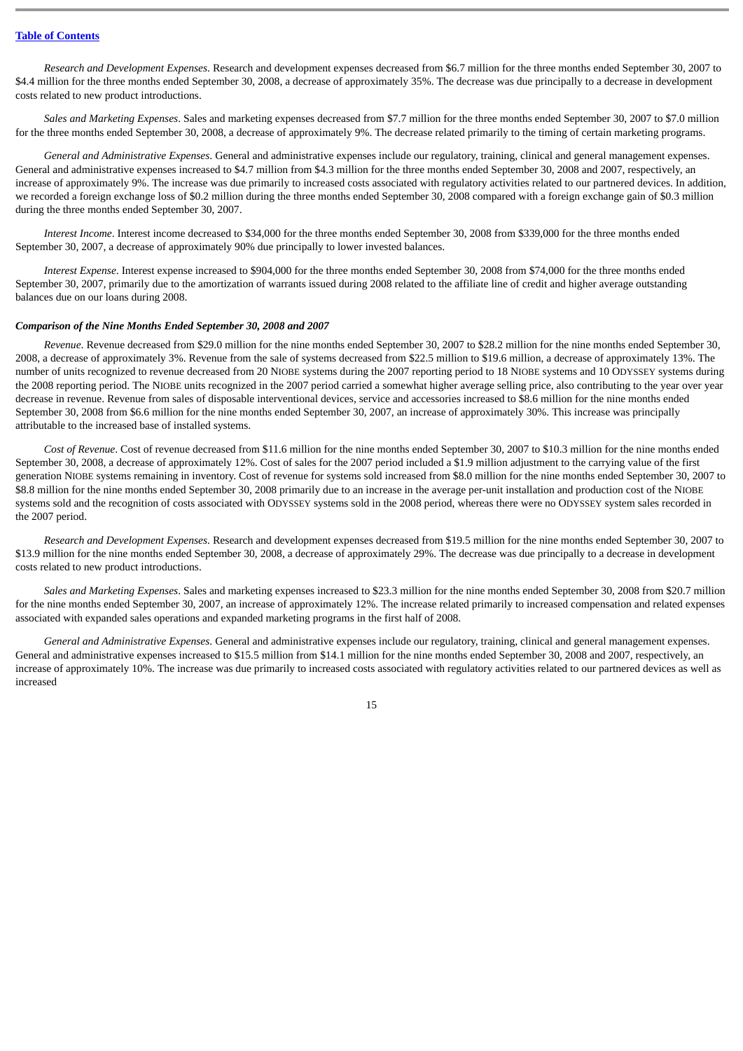*Research and Development Expenses*. Research and development expenses decreased from $6.7 million for the three months ended September 30, 2007 to $4.4 million for the three months ended September 30, 2008, a decrease of approximately 35%. The decrease was due principally to a decrease in development costs related to new product introductions.

*Sales and Marketing Expenses*. Sales and marketing expenses decreased from $7.7 million for the three months ended September 30, 2007 to $7.0 million for the three months ended September 30, 2008, a decrease of approximately 9%. The decrease related primarily to the timing of certain marketing programs.

*General and Administrative Expenses*. General and administrative expenses include our regulatory, training, clinical and general management expenses. General and administrative expenses increased to $4.7 million from $4.3 million for the three months ended September 30, 2008 and 2007, respectively, an increase of approximately 9%. The increase was due primarily to increased costs associated with regulatory activities related to our partnered devices. In addition, we recorded a foreign exchange loss of $0.2 million during the three months ended September 30, 2008 compared with a foreign exchange gain of $0.3 million during the three months ended September 30, 2007.

*Interest Income*. Interest income decreased to $34,000 for the three months ended September 30, 2008 from $339,000 for the three months ended September 30, 2007, a decrease of approximately 90% due principally to lower invested balances.

*Interest Expense*. Interest expense increased to $904,000 for the three months ended September 30, 2008 from $74,000 for the three months ended September 30, 2007, primarily due to the amortization of warrants issued during 2008 related to the affiliate line of credit and higher average outstanding balances due on our loans during 2008.

***Comparison of the Nine Months Ended September 30, 2008 and 2007***

*Revenue*. Revenue decreased from $29.0 million for the nine months ended September 30, 2007 to $28.2 million for the nine months ended September 30, 2008, a decrease of approximately 3%. Revenue from the sale of systems decreased from $22.5 million to $19.6 million, a decrease of approximately 13%. The number of units recognized to revenue decreased from 20 NIOBE systems during the 2007 reporting period to 18 NIOBE systems and 10 ODYSSEY systems during the 2008 reporting period. The NIOBE units recognized in the 2007 period carried a somewhat higher average selling price, also contributing to the year over year decrease in revenue. Revenue from sales of disposable interventional devices, service and accessories increased to $8.6 million for the nine months ended September 30, 2008 from $6.6 million for the nine months ended September 30, 2007, an increase of approximately 30%. This increase was principally attributable to the increased base of installed systems.

*Cost of Revenue*. Cost of revenue decreased from $11.6 million for the nine months ended September 30, 2007 to $10.3 million for the nine months ended September 30, 2008, a decrease of approximately 12%. Cost of sales for the 2007 period included a $1.9 million adjustment to the carrying value of the first generation NIOBE systems remaining in inventory. Cost of revenue for systems sold increased from $8.0 million for the nine months ended September 30, 2007 to $8.8 million for the nine months ended September 30, 2008 primarily due to an increase in the average per-unit installation and production cost of the NIOBE systems sold and the recognition of costs associated with ODYSSEY systems sold in the 2008 period, whereas there were no ODYSSEY system sales recorded in the 2007 period.

*Research and Development Expenses*. Research and development expenses decreased from $19.5 million for the nine months ended September 30, 2007 to $13.9 million for the nine months ended September 30, 2008, a decrease of approximately 29%. The decrease was due principally to a decrease in development costs related to new product introductions.

*Sales and Marketing Expenses*. Sales and marketing expenses increased to $23.3 million for the nine months ended September 30, 2008 from $20.7 million for the nine months ended September 30, 2007, an increase of approximately 12%. The increase related primarily to increased compensation and related expenses associated with expanded sales operations and expanded marketing programs in the first half of 2008.

*General and Administrative Expenses*. General and administrative expenses include our regulatory, training, clinical and general management expenses. General and administrative expenses increased to $15.5 million from $14.1 million for the nine months ended September 30, 2008 and 2007, respectively, an increase of approximately 10%. The increase was due primarily to increased costs associated with regulatory activities related to our partnered devices as well as increased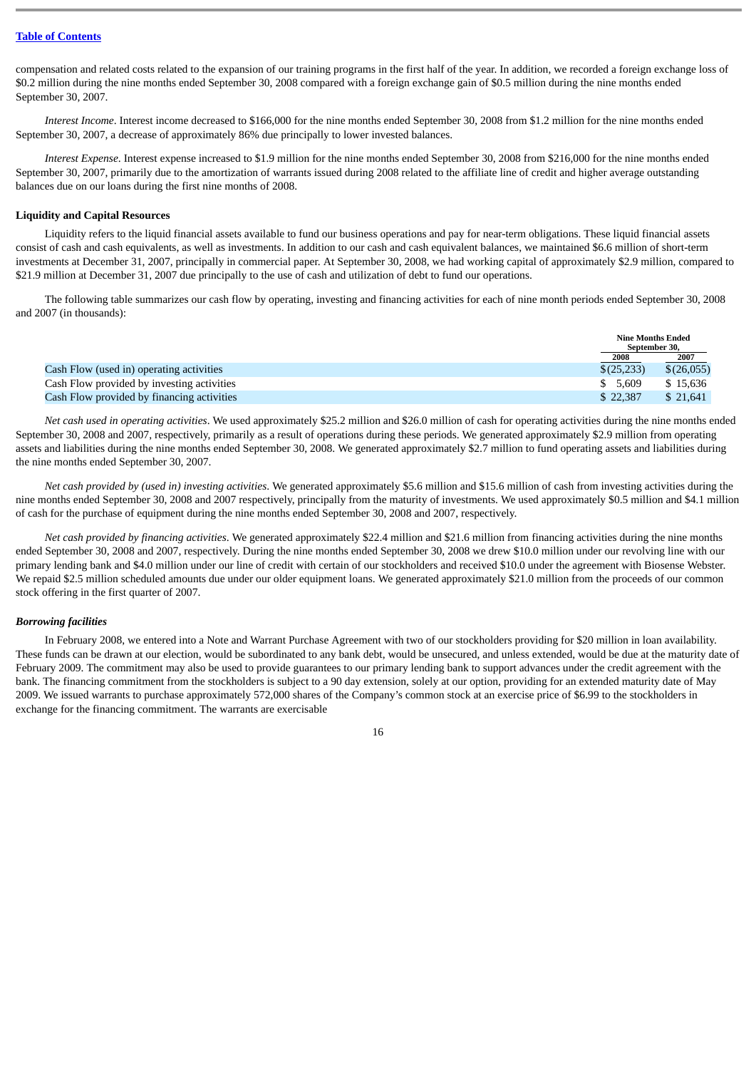[Table of Contents](#)

compensation and related costs related to the expansion of our training programs in the first half of the year. In addition, we recorded a foreign exchange loss of $0.2 million during the nine months ended September 30, 2008 compared with a foreign exchange gain of $0.5 million during the nine months ended September 30, 2007.

*Interest Income*. Interest income decreased to $166,000 for the nine months ended September 30, 2008 from $1.2 million for the nine months ended September 30, 2007, a decrease of approximately 86% due principally to lower invested balances.

*Interest Expense*. Interest expense increased to $1.9 million for the nine months ended September 30, 2008 from $216,000 for the nine months ended September 30, 2007, primarily due to the amortization of warrants issued during 2008 related to the affiliate line of credit and higher average outstanding balances due on our loans during the first nine months of 2008.

**Liquidity and Capital Resources**

Liquidity refers to the liquid financial assets available to fund our business operations and pay for near-term obligations. These liquid financial assets consist of cash and cash equivalents, as well as investments. In addition to our cash and cash equivalent balances, we maintained $6.6 million of short-term investments at December 31, 2007, principally in commercial paper. At September 30, 2008, we had working capital of approximately $2.9 million, compared to $21.9 million at December 31, 2007 due principally to the use of cash and utilization of debt to fund our operations.

The following table summarizes our cash flow by operating, investing and financing activities for each of nine month periods ended September 30, 2008 and 2007 (in thousands):

| | Nine Months Ended September 30, | |
|---|---|---|
| | 2008 | 2007 |
| Cash Flow (used in) operating activities | $(25,233) | $(26,055) |
| Cash Flow provided by investing activities | $ 5,609 | $ 15,636 |
| Cash Flow provided by financing activities | $ 22,387 | $ 21,641 |

*Net cash used in operating activities*. We used approximately $25.2 million and $26.0 million of cash for operating activities during the nine months ended September 30, 2008 and 2007, respectively, primarily as a result of operations during these periods. We generated approximately $2.9 million from operating assets and liabilities during the nine months ended September 30, 2008. We generated approximately $2.7 million to fund operating assets and liabilities during the nine months ended September 30, 2007.

*Net cash provided by (used in) investing activities*. We generated approximately $5.6 million and $15.6 million of cash from investing activities during the nine months ended September 30, 2008 and 2007 respectively, principally from the maturity of investments. We used approximately $0.5 million and $4.1 million of cash for the purchase of equipment during the nine months ended September 30, 2008 and 2007, respectively.

*Net cash provided by financing activities*. We generated approximately $22.4 million and $21.6 million from financing activities during the nine months ended September 30, 2008 and 2007, respectively. During the nine months ended September 30, 2008 we drew $10.0 million under our revolving line with our primary lending bank and $4.0 million under our line of credit with certain of our stockholders and received $10.0 under the agreement with Biosense Webster. We repaid $2.5 million scheduled amounts due under our older equipment loans. We generated approximately $21.0 million from the proceeds of our common stock offering in the first quarter of 2007.

***Borrowing facilities***

In February 2008, we entered into a Note and Warrant Purchase Agreement with two of our stockholders providing for $20 million in loan availability. These funds can be drawn at our election, would be subordinated to any bank debt, would be unsecured, and unless extended, would be due at the maturity date of February 2009. The commitment may also be used to provide guarantees to our primary lending bank to support advances under the credit agreement with the bank. The financing commitment from the stockholders is subject to a 90 day extension, solely at our option, providing for an extended maturity date of May 2009. We issued warrants to purchase approximately 572,000 shares of the Company's common stock at an exercise price of $6.99 to the stockholders in exchange for the financing commitment. The warrants are exercisable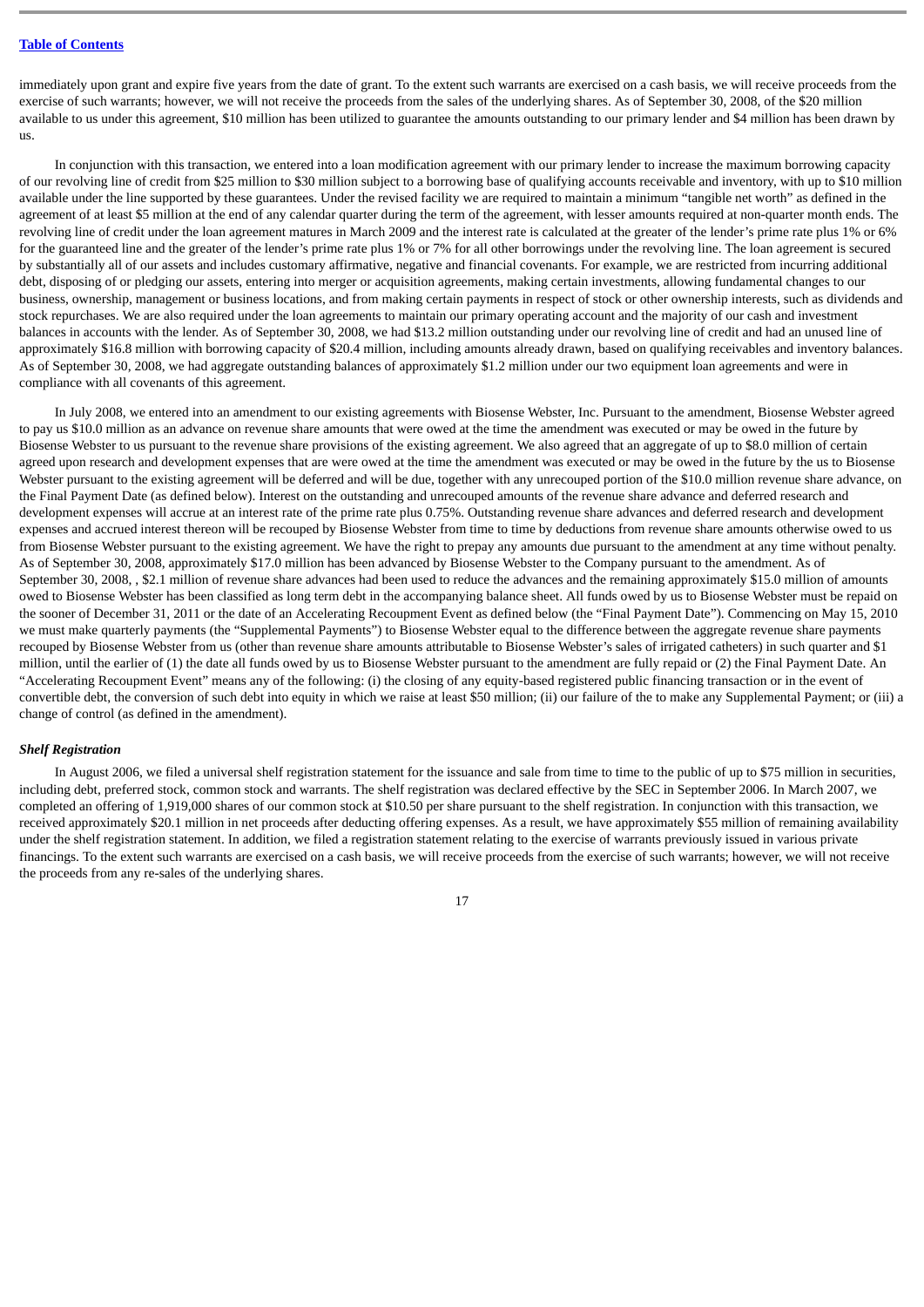immediately upon grant and expire five years from the date of grant. To the extent such warrants are exercised on a cash basis, we will receive proceeds from the exercise of such warrants; however, we will not receive the proceeds from the sales of the underlying shares. As of September 30, 2008, of the $20 million available to us under this agreement, $10 million has been utilized to guarantee the amounts outstanding to our primary lender and $4 million has been drawn by us.

In conjunction with this transaction, we entered into a loan modification agreement with our primary lender to increase the maximum borrowing capacity of our revolving line of credit from $25 million to $30 million subject to a borrowing base of qualifying accounts receivable and inventory, with up to $10 million available under the line supported by these guarantees. Under the revised facility we are required to maintain a minimum "tangible net worth" as defined in the agreement of at least $5 million at the end of any calendar quarter during the term of the agreement, with lesser amounts required at non-quarter month ends. The revolving line of credit under the loan agreement matures in March 2009 and the interest rate is calculated at the greater of the lender's prime rate plus 1% or 6% for the guaranteed line and the greater of the lender's prime rate plus 1% or 7% for all other borrowings under the revolving line. The loan agreement is secured by substantially all of our assets and includes customary affirmative, negative and financial covenants. For example, we are restricted from incurring additional debt, disposing of or pledging our assets, entering into merger or acquisition agreements, making certain investments, allowing fundamental changes to our business, ownership, management or business locations, and from making certain payments in respect of stock or other ownership interests, such as dividends and stock repurchases. We are also required under the loan agreements to maintain our primary operating account and the majority of our cash and investment balances in accounts with the lender. As of September 30, 2008, we had $13.2 million outstanding under our revolving line of credit and had an unused line of approximately $16.8 million with borrowing capacity of $20.4 million, including amounts already drawn, based on qualifying receivables and inventory balances. As of September 30, 2008, we had aggregate outstanding balances of approximately $1.2 million under our two equipment loan agreements and were in compliance with all covenants of this agreement.

In July 2008, we entered into an amendment to our existing agreements with Biosense Webster, Inc. Pursuant to the amendment, Biosense Webster agreed to pay us $10.0 million as an advance on revenue share amounts that were owed at the time the amendment was executed or may be owed in the future by Biosense Webster to us pursuant to the revenue share provisions of the existing agreement. We also agreed that an aggregate of up to $8.0 million of certain agreed upon research and development expenses that are were owed at the time the amendment was executed or may be owed in the future by the us to Biosense Webster pursuant to the existing agreement will be deferred and will be due, together with any unrecouped portion of the $10.0 million revenue share advance, on the Final Payment Date (as defined below). Interest on the outstanding and unrecouped amounts of the revenue share advance and deferred research and development expenses will accrue at an interest rate of the prime rate plus 0.75%. Outstanding revenue share advances and deferred research and development expenses and accrued interest thereon will be recouped by Biosense Webster from time to time by deductions from revenue share amounts otherwise owed to us from Biosense Webster pursuant to the existing agreement. We have the right to prepay any amounts due pursuant to the amendment at any time without penalty. As of September 30, 2008, approximately $17.0 million has been advanced by Biosense Webster to the Company pursuant to the amendment. As of September 30, 2008, , $2.1 million of revenue share advances had been used to reduce the advances and the remaining approximately $15.0 million of amounts owed to Biosense Webster has been classified as long term debt in the accompanying balance sheet. All funds owed by us to Biosense Webster must be repaid on the sooner of December 31, 2011 or the date of an Accelerating Recoupment Event as defined below (the "Final Payment Date"). Commencing on May 15, 2010 we must make quarterly payments (the "Supplemental Payments") to Biosense Webster equal to the difference between the aggregate revenue share payments recouped by Biosense Webster from us (other than revenue share amounts attributable to Biosense Webster's sales of irrigated catheters) in such quarter and $1 million, until the earlier of (1) the date all funds owed by us to Biosense Webster pursuant to the amendment are fully repaid or (2) the Final Payment Date. An "Accelerating Recoupment Event" means any of the following: (i) the closing of any equity-based registered public financing transaction or in the event of convertible debt, the conversion of such debt into equity in which we raise at least $50 million; (ii) our failure of the to make any Supplemental Payment; or (iii) a change of control (as defined in the amendment).

***Shelf Registration***

In August 2006, we filed a universal shelf registration statement for the issuance and sale from time to time to the public of up to $75 million in securities, including debt, preferred stock, common stock and warrants. The shelf registration was declared effective by the SEC in September 2006. In March 2007, we completed an offering of 1,919,000 shares of our common stock at $10.50 per share pursuant to the shelf registration. In conjunction with this transaction, we received approximately $20.1 million in net proceeds after deducting offering expenses. As a result, we have approximately $55 million of remaining availability under the shelf registration statement. In addition, we filed a registration statement relating to the exercise of warrants previously issued in various private financings. To the extent such warrants are exercised on a cash basis, we will receive proceeds from the exercise of such warrants; however, we will not receive the proceeds from any re-sales of the underlying shares.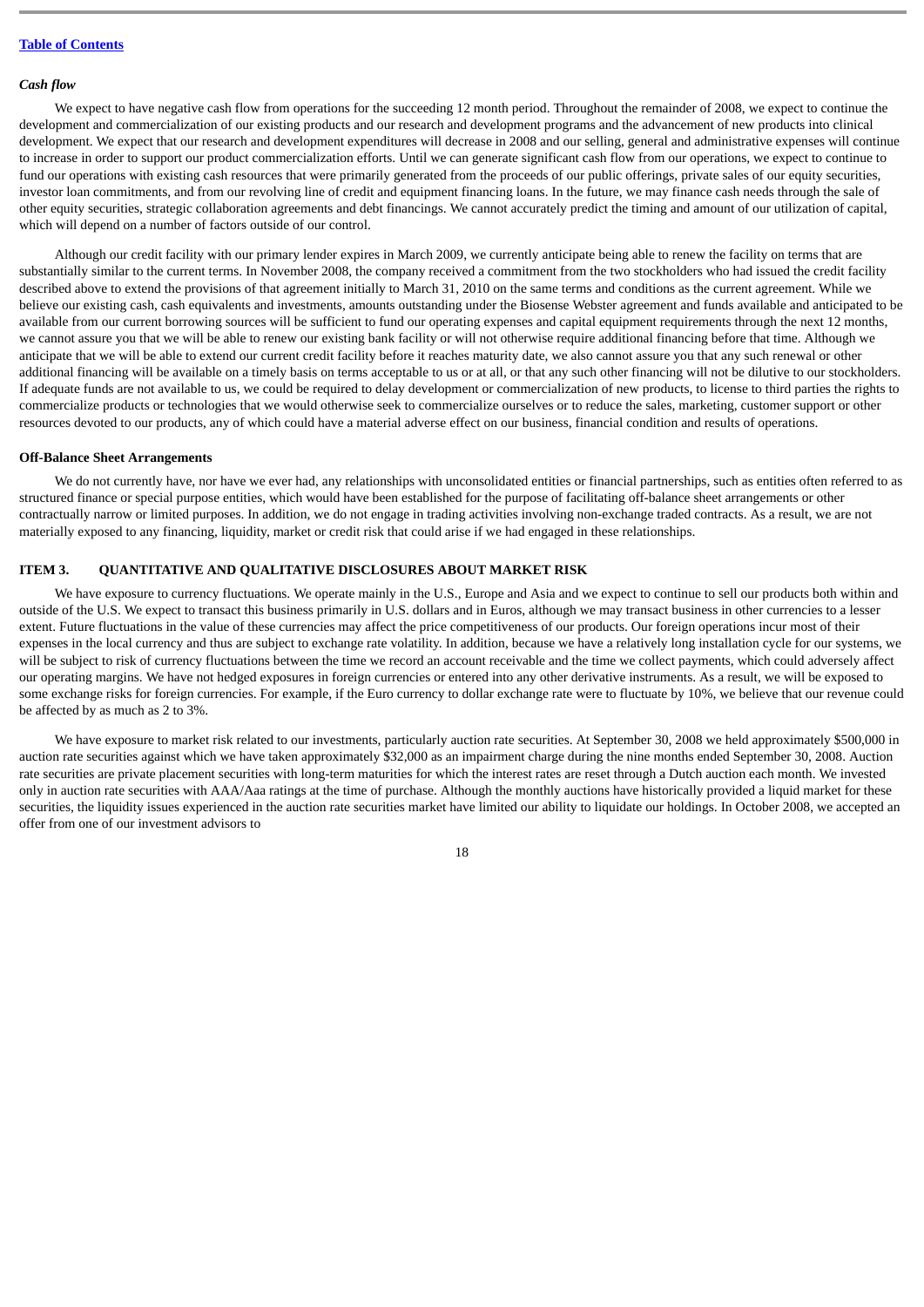*Cash flow*

We expect to have negative cash flow from operations for the succeeding 12 month period. Throughout the remainder of 2008, we expect to continue the development and commercialization of our existing products and our research and development programs and the advancement of new products into clinical development. We expect that our research and development expenditures will decrease in 2008 and our selling, general and administrative expenses will continue to increase in order to support our product commercialization efforts. Until we can generate significant cash flow from our operations, we expect to continue to fund our operations with existing cash resources that were primarily generated from the proceeds of our public offerings, private sales of our equity securities, investor loan commitments, and from our revolving line of credit and equipment financing loans. In the future, we may finance cash needs through the sale of other equity securities, strategic collaboration agreements and debt financings. We cannot accurately predict the timing and amount of our utilization of capital, which will depend on a number of factors outside of our control.

Although our credit facility with our primary lender expires in March 2009, we currently anticipate being able to renew the facility on terms that are substantially similar to the current terms. In November 2008, the company received a commitment from the two stockholders who had issued the credit facility described above to extend the provisions of that agreement initially to March 31, 2010 on the same terms and conditions as the current agreement. While we believe our existing cash, cash equivalents and investments, amounts outstanding under the Biosense Webster agreement and funds available and anticipated to be available from our current borrowing sources will be sufficient to fund our operating expenses and capital equipment requirements through the next 12 months, we cannot assure you that we will be able to renew our existing bank facility or will not otherwise require additional financing before that time. Although we anticipate that we will be able to extend our current credit facility before it reaches maturity date, we also cannot assure you that any such renewal or other additional financing will be available on a timely basis on terms acceptable to us or at all, or that any such other financing will not be dilutive to our stockholders. If adequate funds are not available to us, we could be required to delay development or commercialization of new products, to license to third parties the rights to commercialize products or technologies that we would otherwise seek to commercialize ourselves or to reduce the sales, marketing, customer support or other resources devoted to our products, any of which could have a material adverse effect on our business, financial condition and results of operations.

**Off-Balance Sheet Arrangements**

We do not currently have, nor have we ever had, any relationships with unconsolidated entities or financial partnerships, such as entities often referred to as structured finance or special purpose entities, which would have been established for the purpose of facilitating off-balance sheet arrangements or other contractually narrow or limited purposes. In addition, we do not engage in trading activities involving non-exchange traded contracts. As a result, we are not materially exposed to any financing, liquidity, market or credit risk that could arise if we had engaged in these relationships.

## ITEM 3. QUANTITATIVE AND QUALITATIVE DISCLOSURES ABOUT MARKET RISK

We have exposure to currency fluctuations. We operate mainly in the U.S., Europe and Asia and we expect to continue to sell our products both within and outside of the U.S. We expect to transact this business primarily in U.S. dollars and in Euros, although we may transact business in other currencies to a lesser extent. Future fluctuations in the value of these currencies may affect the price competitiveness of our products. Our foreign operations incur most of their expenses in the local currency and thus are subject to exchange rate volatility. In addition, because we have a relatively long installation cycle for our systems, we will be subject to risk of currency fluctuations between the time we record an account receivable and the time we collect payments, which could adversely affect our operating margins. We have not hedged exposures in foreign currencies or entered into any other derivative instruments. As a result, we will be exposed to some exchange risks for foreign currencies. For example, if the Euro currency to dollar exchange rate were to fluctuate by 10%, we believe that our revenue could be affected by as much as 2 to 3%.

We have exposure to market risk related to our investments, particularly auction rate securities. At September 30, 2008 we held approximately $500,000 in auction rate securities against which we have taken approximately $32,000 as an impairment charge during the nine months ended September 30, 2008. Auction rate securities are private placement securities with long-term maturities for which the interest rates are reset through a Dutch auction each month. We invested only in auction rate securities with AAA/Aaa ratings at the time of purchase. Although the monthly auctions have historically provided a liquid market for these securities, the liquidity issues experienced in the auction rate securities market have limited our ability to liquidate our holdings. In October 2008, we accepted an offer from one of our investment advisors to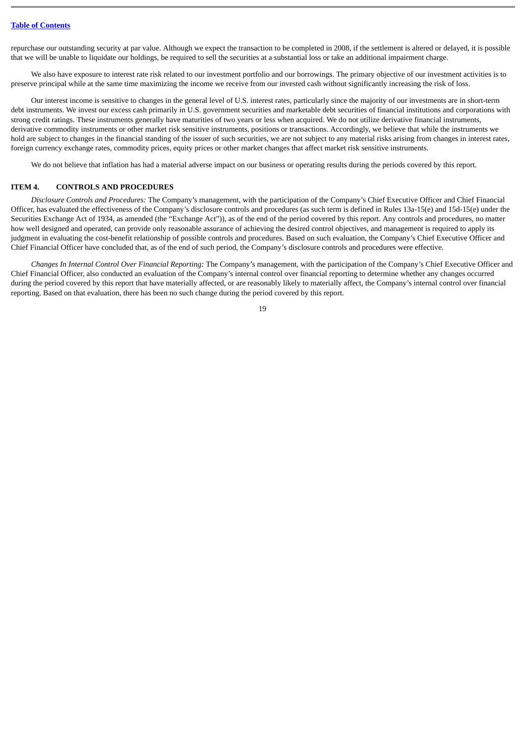repurchase our outstanding security at par value. Although we expect the transaction to be completed in 2008, if the settlement is altered or delayed, it is possible that we will be unable to liquidate our holdings, be required to sell the securities at a substantial loss or take an additional impairment charge.

We also have exposure to interest rate risk related to our investment portfolio and our borrowings. The primary objective of our investment activities is to preserve principal while at the same time maximizing the income we receive from our invested cash without significantly increasing the risk of loss.

Our interest income is sensitive to changes in the general level of U.S. interest rates, particularly since the majority of our investments are in short-term debt instruments. We invest our excess cash primarily in U.S. government securities and marketable debt securities of financial institutions and corporations with strong credit ratings. These instruments generally have maturities of two years or less when acquired. We do not utilize derivative financial instruments, derivative commodity instruments or other market risk sensitive instruments, positions or transactions. Accordingly, we believe that while the instruments we hold are subject to changes in the financial standing of the issuer of such securities, we are not subject to any material risks arising from changes in interest rates, foreign currency exchange rates, commodity prices, equity prices or other market changes that affect market risk sensitive instruments.

We do not believe that inflation has had a material adverse impact on our business or operating results during the periods covered by this report.

## ITEM 4. CONTROLS AND PROCEDURES

*Disclosure Controls and Procedures:* The Company's management, with the participation of the Company's Chief Executive Officer and Chief Financial Officer, has evaluated the effectiveness of the Company's disclosure controls and procedures (as such term is defined in Rules 13a-15(e) and 15d-15(e) under the Securities Exchange Act of 1934, as amended (the "Exchange Act")), as of the end of the period covered by this report. Any controls and procedures, no matter how well designed and operated, can provide only reasonable assurance of achieving the desired control objectives, and management is required to apply its judgment in evaluating the cost-benefit relationship of possible controls and procedures. Based on such evaluation, the Company's Chief Executive Officer and Chief Financial Officer have concluded that, as of the end of such period, the Company's disclosure controls and procedures were effective.

*Changes In Internal Control Over Financial Reporting:* The Company's management, with the participation of the Company's Chief Executive Officer and Chief Financial Officer, also conducted an evaluation of the Company's internal control over financial reporting to determine whether any changes occurred during the period covered by this report that have materially affected, or are reasonably likely to materially affect, the Company's internal control over financial reporting. Based on that evaluation, there has been no such change during the period covered by this report.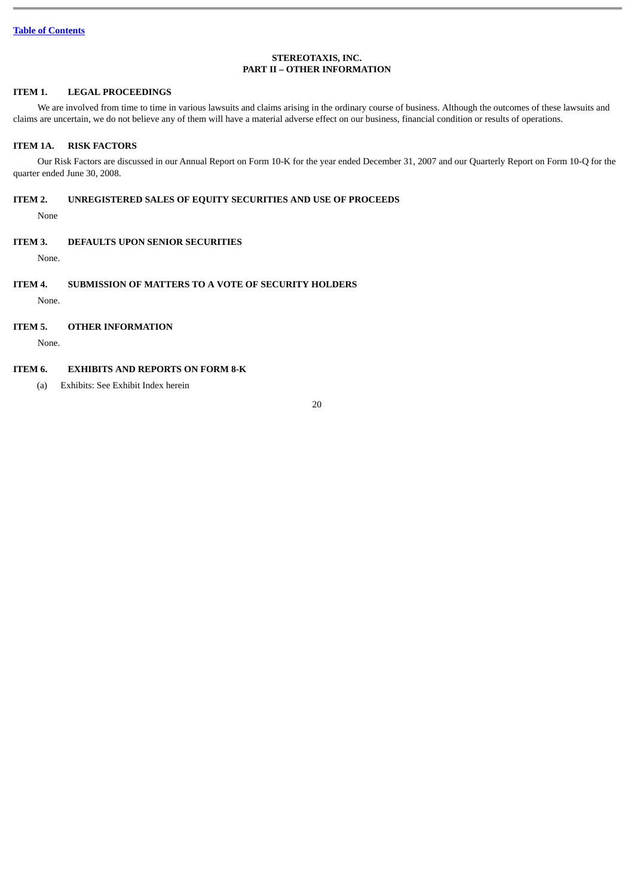[Table of Contents](#)

**STEREOTAXIS, INC.**
**PART II – OTHER INFORMATION**

## ITEM 1. LEGAL PROCEEDINGS

We are involved from time to time in various lawsuits and claims arising in the ordinary course of business. Although the outcomes of these lawsuits and claims are uncertain, we do not believe any of them will have a material adverse effect on our business, financial condition or results of operations.

## ITEM 1A. RISK FACTORS

Our Risk Factors are discussed in our Annual Report on Form 10-K for the year ended December 31, 2007 and our Quarterly Report on Form 10-Q for the quarter ended June 30, 2008.

## ITEM 2. UNREGISTERED SALES OF EQUITY SECURITIES AND USE OF PROCEEDS

None

## ITEM 3. DEFAULTS UPON SENIOR SECURITIES

None.

## ITEM 4. SUBMISSION OF MATTERS TO A VOTE OF SECURITY HOLDERS

None.

## ITEM 5. OTHER INFORMATION

None.

## ITEM 6. EXHIBITS AND REPORTS ON FORM 8-K

(a) Exhibits: See Exhibit Index herein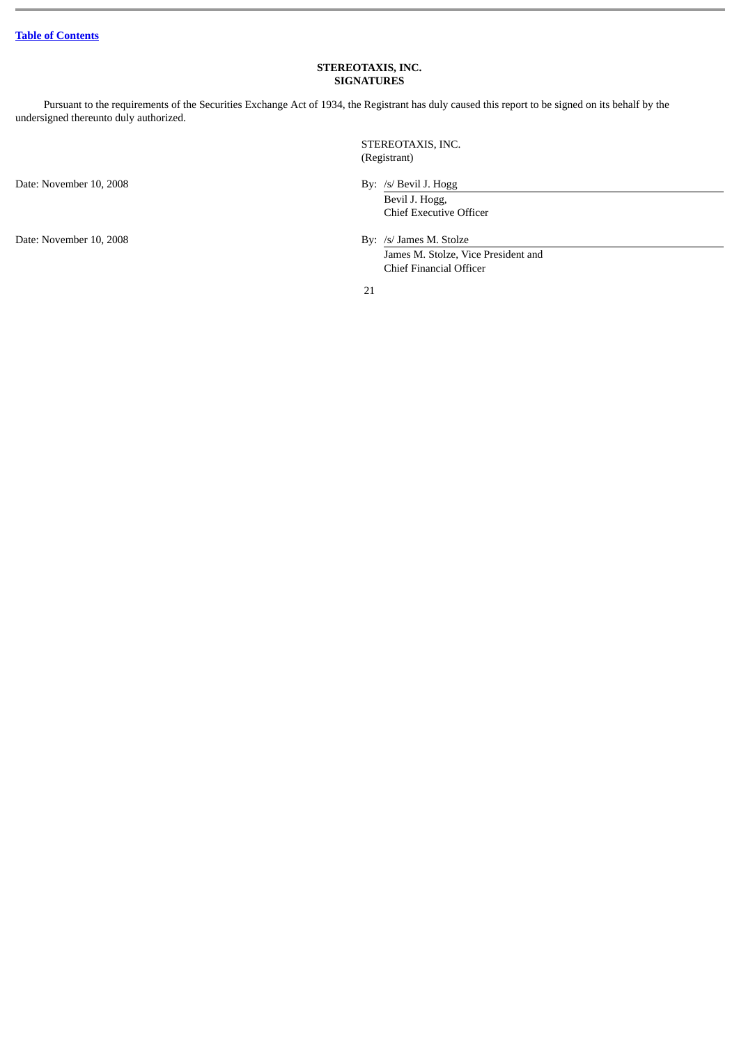[Table of Contents](#)

**STEREOTAXIS, INC.**
**SIGNATURES**

Pursuant to the requirements of the Securities Exchange Act of 1934, the Registrant has duly caused this report to be signed on its behalf by the undersigned thereunto duly authorized.

STEREOTAXIS, INC.
(Registrant)

Date: November 10, 2008

By: /s/ Bevil J. Hogg
Bevil J. Hogg,
Chief Executive Officer

Date: November 10, 2008

By: /s/ James M. Stolze
James M. Stolze, Vice President and
Chief Financial Officer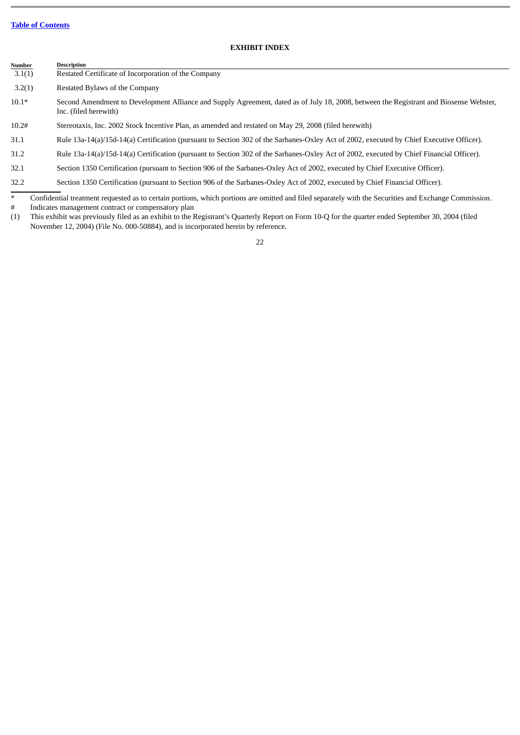[Table of Contents](#)

## EXHIBIT INDEX

| Number | Description |
| --- | --- |
| 3.1(1) | Restated Certificate of Incorporation of the Company |
| 3.2(1) | Restated Bylaws of the Company |
| 10.1* | Second Amendment to Development Alliance and Supply Agreement, dated as of July 18, 2008, between the Registrant and Biosense Webster, Inc. (filed herewith) |
| 10.2# | Stereotaxis, Inc. 2002 Stock Incentive Plan, as amended and restated on May 29, 2008 (filed herewith) |
| 31.1 | Rule 13a-14(a)/15d-14(a) Certification (pursuant to Section 302 of the Sarbanes-Oxley Act of 2002, executed by Chief Executive Officer). |
| 31.2 | Rule 13a-14(a)/15d-14(a) Certification (pursuant to Section 302 of the Sarbanes-Oxley Act of 2002, executed by Chief Financial Officer). |
| 32.1 | Section 1350 Certification (pursuant to Section 906 of the Sarbanes-Oxley Act of 2002, executed by Chief Executive Officer). |
| 32.2 | Section 1350 Certification (pursuant to Section 906 of the Sarbanes-Oxley Act of 2002, executed by Chief Financial Officer). |

\* Confidential treatment requested as to certain portions, which portions are omitted and filed separately with the Securities and Exchange Commission.

\# Indicates management contract or compensatory plan

(1) This exhibit was previously filed as an exhibit to the Registrant's Quarterly Report on Form 10-Q for the quarter ended September 30, 2004 (filed November 12, 2004) (File No. 000-50884), and is incorporated herein by reference.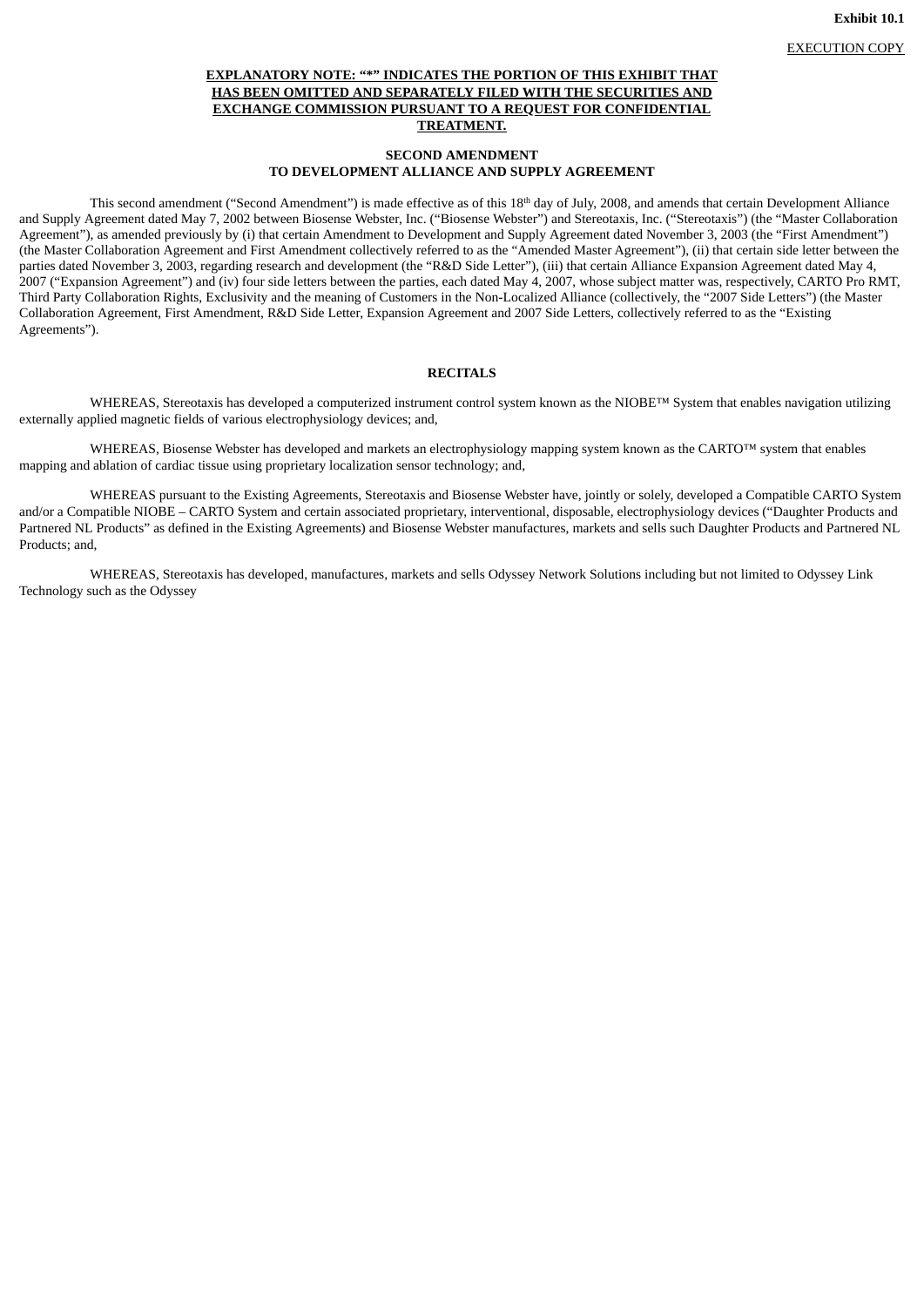**Exhibit 10.1**

EXECUTION COPY

**EXPLANATORY NOTE: "*" INDICATES THE PORTION OF THIS EXHIBIT THAT HAS BEEN OMITTED AND SEPARATELY FILED WITH THE SECURITIES AND EXCHANGE COMMISSION PURSUANT TO A REQUEST FOR CONFIDENTIAL TREATMENT.**

**SECOND AMENDMENT**
**TO DEVELOPMENT ALLIANCE AND SUPPLY AGREEMENT**

This second amendment ("Second Amendment") is made effective as of this 18th day of July, 2008, and amends that certain Development Alliance and Supply Agreement dated May 7, 2002 between Biosense Webster, Inc. ("Biosense Webster") and Stereotaxis, Inc. ("Stereotaxis") (the "Master Collaboration Agreement"), as amended previously by (i) that certain Amendment to Development and Supply Agreement dated November 3, 2003 (the "First Amendment") (the Master Collaboration Agreement and First Amendment collectively referred to as the "Amended Master Agreement"), (ii) that certain side letter between the parties dated November 3, 2003, regarding research and development (the "R&D Side Letter"), (iii) that certain Alliance Expansion Agreement dated May 4, 2007 ("Expansion Agreement") and (iv) four side letters between the parties, each dated May 4, 2007, whose subject matter was, respectively, CARTO Pro RMT, Third Party Collaboration Rights, Exclusivity and the meaning of Customers in the Non-Localized Alliance (collectively, the "2007 Side Letters") (the Master Collaboration Agreement, First Amendment, R&D Side Letter, Expansion Agreement and 2007 Side Letters, collectively referred to as the "Existing Agreements").

**RECITALS**

WHEREAS, Stereotaxis has developed a computerized instrument control system known as the NIOBE™ System that enables navigation utilizing externally applied magnetic fields of various electrophysiology devices; and,

WHEREAS, Biosense Webster has developed and markets an electrophysiology mapping system known as the CARTO™ system that enables mapping and ablation of cardiac tissue using proprietary localization sensor technology; and,

WHEREAS pursuant to the Existing Agreements, Stereotaxis and Biosense Webster have, jointly or solely, developed a Compatible CARTO System and/or a Compatible NIOBE – CARTO System and certain associated proprietary, interventional, disposable, electrophysiology devices ("Daughter Products and Partnered NL Products" as defined in the Existing Agreements) and Biosense Webster manufactures, markets and sells such Daughter Products and Partnered NL Products; and,

WHEREAS, Stereotaxis has developed, manufactures, markets and sells Odyssey Network Solutions including but not limited to Odyssey Link Technology such as the Odyssey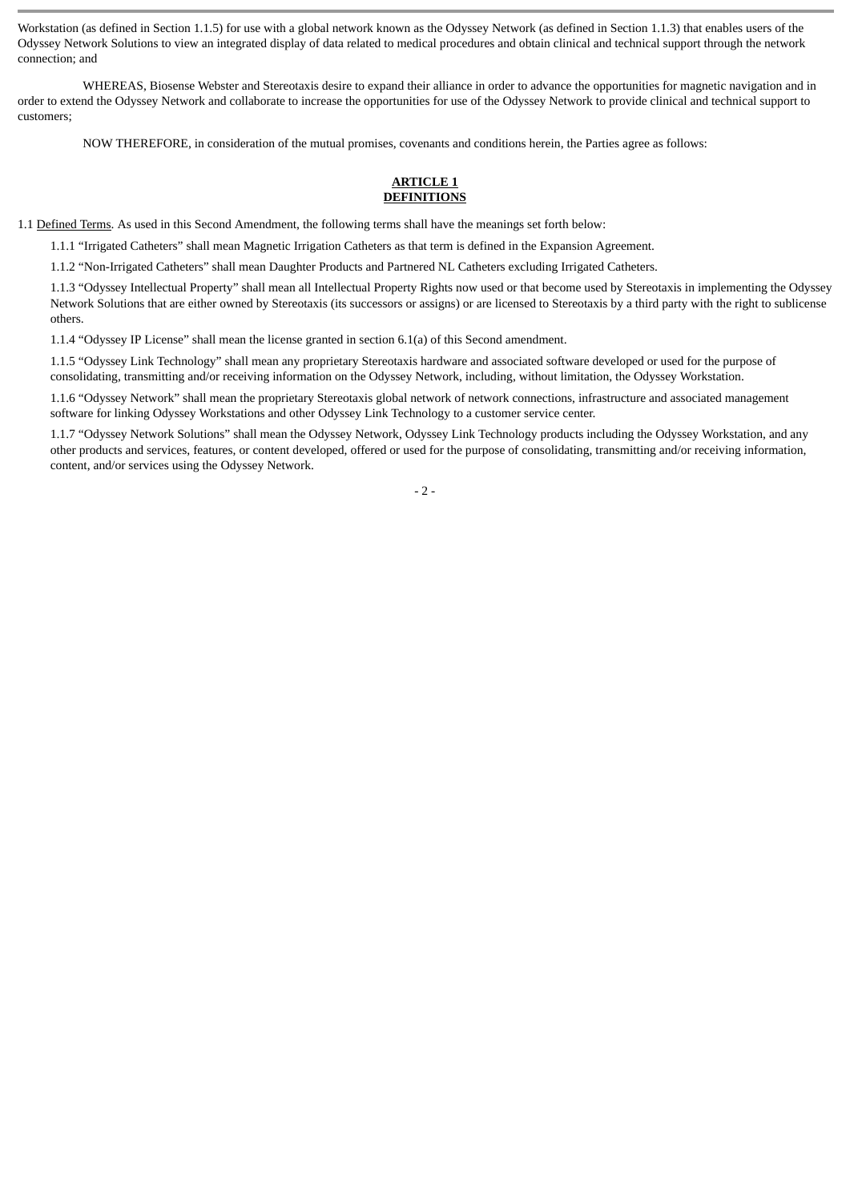Workstation (as defined in Section 1.1.5) for use with a global network known as the Odyssey Network (as defined in Section 1.1.3) that enables users of the Odyssey Network Solutions to view an integrated display of data related to medical procedures and obtain clinical and technical support through the network connection; and

WHEREAS, Biosense Webster and Stereotaxis desire to expand their alliance in order to advance the opportunities for magnetic navigation and in order to extend the Odyssey Network and collaborate to increase the opportunities for use of the Odyssey Network to provide clinical and technical support to customers;

NOW THEREFORE, in consideration of the mutual promises, covenants and conditions herein, the Parties agree as follows:

## ARTICLE 1
## DEFINITIONS

1.1 Defined Terms. As used in this Second Amendment, the following terms shall have the meanings set forth below:

1.1.1 "Irrigated Catheters" shall mean Magnetic Irrigation Catheters as that term is defined in the Expansion Agreement.

1.1.2 "Non-Irrigated Catheters" shall mean Daughter Products and Partnered NL Catheters excluding Irrigated Catheters.

1.1.3 "Odyssey Intellectual Property" shall mean all Intellectual Property Rights now used or that become used by Stereotaxis in implementing the Odyssey Network Solutions that are either owned by Stereotaxis (its successors or assigns) or are licensed to Stereotaxis by a third party with the right to sublicense others.

1.1.4 "Odyssey IP License" shall mean the license granted in section 6.1(a) of this Second amendment.

1.1.5 "Odyssey Link Technology" shall mean any proprietary Stereotaxis hardware and associated software developed or used for the purpose of consolidating, transmitting and/or receiving information on the Odyssey Network, including, without limitation, the Odyssey Workstation.

1.1.6 "Odyssey Network" shall mean the proprietary Stereotaxis global network of network connections, infrastructure and associated management software for linking Odyssey Workstations and other Odyssey Link Technology to a customer service center.

1.1.7 "Odyssey Network Solutions" shall mean the Odyssey Network, Odyssey Link Technology products including the Odyssey Workstation, and any other products and services, features, or content developed, offered or used for the purpose of consolidating, transmitting and/or receiving information, content, and/or services using the Odyssey Network.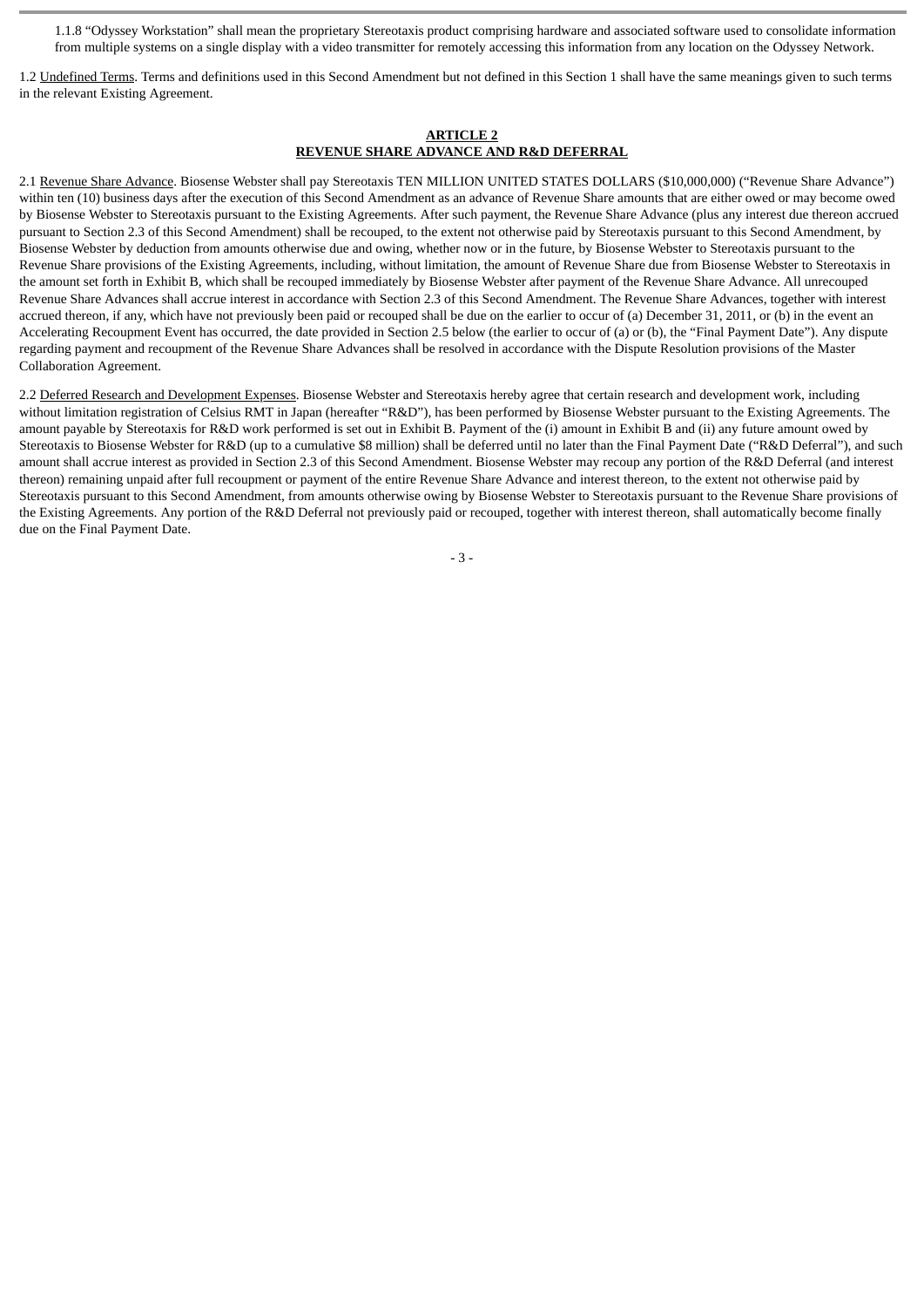1.1.8 "Odyssey Workstation" shall mean the proprietary Stereotaxis product comprising hardware and associated software used to consolidate information from multiple systems on a single display with a video transmitter for remotely accessing this information from any location on the Odyssey Network.

1.2 Undefined Terms. Terms and definitions used in this Second Amendment but not defined in this Section 1 shall have the same meanings given to such terms in the relevant Existing Agreement.

## ARTICLE 2
## REVENUE SHARE ADVANCE AND R&D DEFERRAL

2.1 Revenue Share Advance. Biosense Webster shall pay Stereotaxis TEN MILLION UNITED STATES DOLLARS ($10,000,000) ("Revenue Share Advance") within ten (10) business days after the execution of this Second Amendment as an advance of Revenue Share amounts that are either owed or may become owed by Biosense Webster to Stereotaxis pursuant to the Existing Agreements. After such payment, the Revenue Share Advance (plus any interest due thereon accrued pursuant to Section 2.3 of this Second Amendment) shall be recouped, to the extent not otherwise paid by Stereotaxis pursuant to this Second Amendment, by Biosense Webster by deduction from amounts otherwise due and owing, whether now or in the future, by Biosense Webster to Stereotaxis pursuant to the Revenue Share provisions of the Existing Agreements, including, without limitation, the amount of Revenue Share due from Biosense Webster to Stereotaxis in the amount set forth in Exhibit B, which shall be recouped immediately by Biosense Webster after payment of the Revenue Share Advance. All unrecouped Revenue Share Advances shall accrue interest in accordance with Section 2.3 of this Second Amendment. The Revenue Share Advances, together with interest accrued thereon, if any, which have not previously been paid or recouped shall be due on the earlier to occur of (a) December 31, 2011, or (b) in the event an Accelerating Recoupment Event has occurred, the date provided in Section 2.5 below (the earlier to occur of (a) or (b), the "Final Payment Date"). Any dispute regarding payment and recoupment of the Revenue Share Advances shall be resolved in accordance with the Dispute Resolution provisions of the Master Collaboration Agreement.

2.2 Deferred Research and Development Expenses. Biosense Webster and Stereotaxis hereby agree that certain research and development work, including without limitation registration of Celsius RMT in Japan (hereafter "R&D"), has been performed by Biosense Webster pursuant to the Existing Agreements. The amount payable by Stereotaxis for R&D work performed is set out in Exhibit B. Payment of the (i) amount in Exhibit B and (ii) any future amount owed by Stereotaxis to Biosense Webster for R&D (up to a cumulative $8 million) shall be deferred until no later than the Final Payment Date ("R&D Deferral"), and such amount shall accrue interest as provided in Section 2.3 of this Second Amendment. Biosense Webster may recoup any portion of the R&D Deferral (and interest thereon) remaining unpaid after full recoupment or payment of the entire Revenue Share Advance and interest thereon, to the extent not otherwise paid by Stereotaxis pursuant to this Second Amendment, from amounts otherwise owing by Biosense Webster to Stereotaxis pursuant to the Revenue Share provisions of the Existing Agreements. Any portion of the R&D Deferral not previously paid or recouped, together with interest thereon, shall automatically become finally due on the Final Payment Date.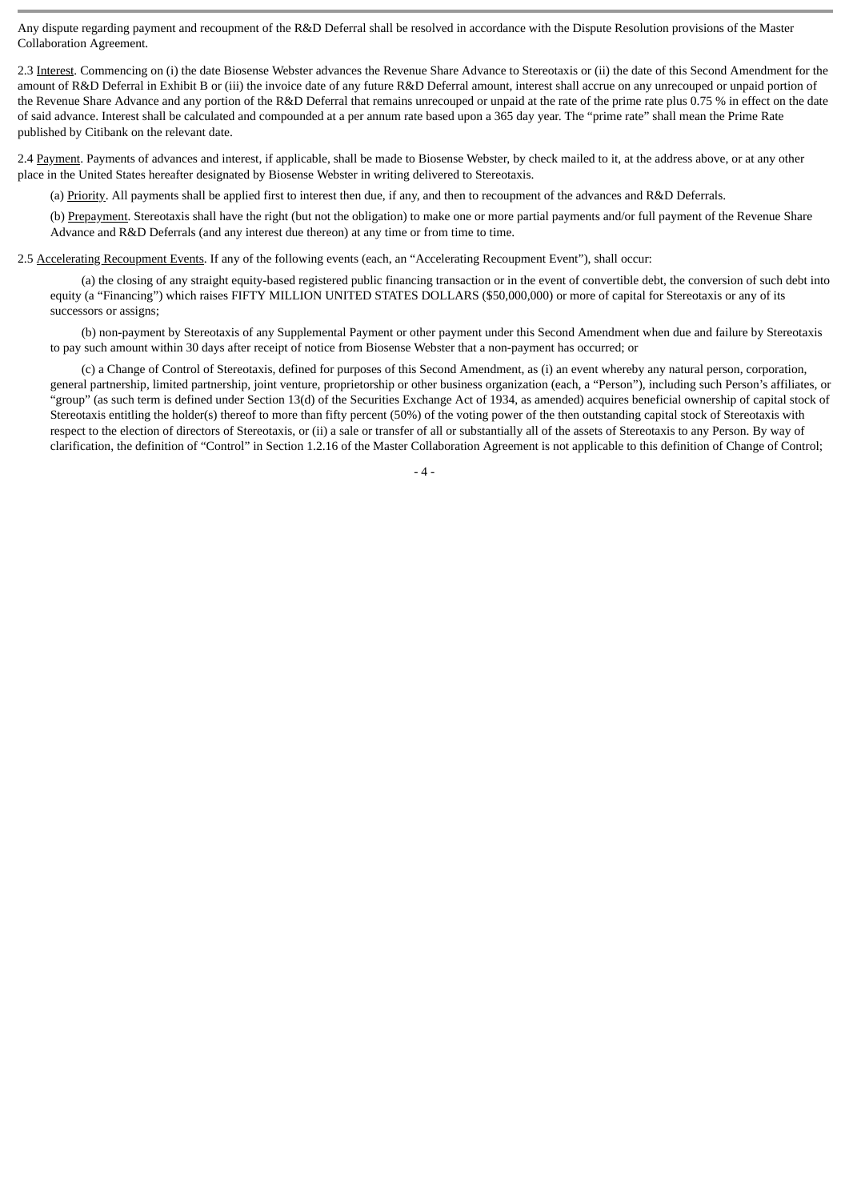Any dispute regarding payment and recoupment of the R&D Deferral shall be resolved in accordance with the Dispute Resolution provisions of the Master Collaboration Agreement.

2.3 Interest. Commencing on (i) the date Biosense Webster advances the Revenue Share Advance to Stereotaxis or (ii) the date of this Second Amendment for the amount of R&D Deferral in Exhibit B or (iii) the invoice date of any future R&D Deferral amount, interest shall accrue on any unrecouped or unpaid portion of the Revenue Share Advance and any portion of the R&D Deferral that remains unrecouped or unpaid at the rate of the prime rate plus 0.75 % in effect on the date of said advance. Interest shall be calculated and compounded at a per annum rate based upon a 365 day year. The "prime rate" shall mean the Prime Rate published by Citibank on the relevant date.

2.4 Payment. Payments of advances and interest, if applicable, shall be made to Biosense Webster, by check mailed to it, at the address above, or at any other place in the United States hereafter designated by Biosense Webster in writing delivered to Stereotaxis.

(a) Priority. All payments shall be applied first to interest then due, if any, and then to recoupment of the advances and R&D Deferrals.

(b) Prepayment. Stereotaxis shall have the right (but not the obligation) to make one or more partial payments and/or full payment of the Revenue Share Advance and R&D Deferrals (and any interest due thereon) at any time or from time to time.

2.5 Accelerating Recoupment Events. If any of the following events (each, an "Accelerating Recoupment Event"), shall occur:

(a) the closing of any straight equity-based registered public financing transaction or in the event of convertible debt, the conversion of such debt into equity (a "Financing") which raises FIFTY MILLION UNITED STATES DOLLARS ($50,000,000) or more of capital for Stereotaxis or any of its successors or assigns;

(b) non-payment by Stereotaxis of any Supplemental Payment or other payment under this Second Amendment when due and failure by Stereotaxis to pay such amount within 30 days after receipt of notice from Biosense Webster that a non-payment has occurred; or

(c) a Change of Control of Stereotaxis, defined for purposes of this Second Amendment, as (i) an event whereby any natural person, corporation, general partnership, limited partnership, joint venture, proprietorship or other business organization (each, a "Person"), including such Person's affiliates, or "group" (as such term is defined under Section 13(d) of the Securities Exchange Act of 1934, as amended) acquires beneficial ownership of capital stock of Stereotaxis entitling the holder(s) thereof to more than fifty percent (50%) of the voting power of the then outstanding capital stock of Stereotaxis with respect to the election of directors of Stereotaxis, or (ii) a sale or transfer of all or substantially all of the assets of Stereotaxis to any Person. By way of clarification, the definition of "Control" in Section 1.2.16 of the Master Collaboration Agreement is not applicable to this definition of Change of Control;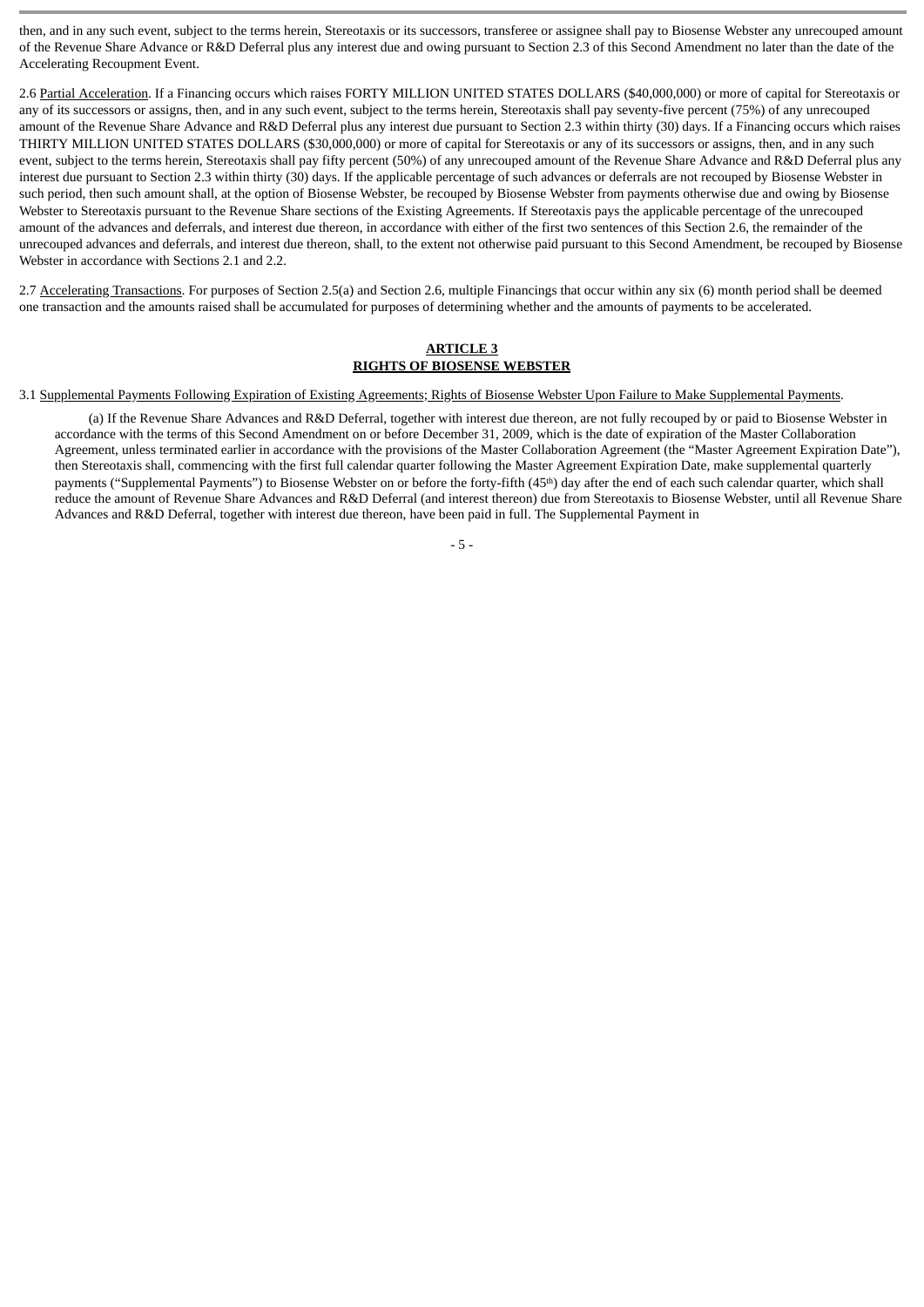then, and in any such event, subject to the terms herein, Stereotaxis or its successors, transferee or assignee shall pay to Biosense Webster any unrecouped amount of the Revenue Share Advance or R&D Deferral plus any interest due and owing pursuant to Section 2.3 of this Second Amendment no later than the date of the Accelerating Recoupment Event.

2.6 Partial Acceleration. If a Financing occurs which raises FORTY MILLION UNITED STATES DOLLARS ($40,000,000) or more of capital for Stereotaxis or any of its successors or assigns, then, and in any such event, subject to the terms herein, Stereotaxis shall pay seventy-five percent (75%) of any unrecouped amount of the Revenue Share Advance and R&D Deferral plus any interest due pursuant to Section 2.3 within thirty (30) days. If a Financing occurs which raises THIRTY MILLION UNITED STATES DOLLARS ($30,000,000) or more of capital for Stereotaxis or any of its successors or assigns, then, and in any such event, subject to the terms herein, Stereotaxis shall pay fifty percent (50%) of any unrecouped amount of the Revenue Share Advance and R&D Deferral plus any interest due pursuant to Section 2.3 within thirty (30) days. If the applicable percentage of such advances or deferrals are not recouped by Biosense Webster in such period, then such amount shall, at the option of Biosense Webster, be recouped by Biosense Webster from payments otherwise due and owing by Biosense Webster to Stereotaxis pursuant to the Revenue Share sections of the Existing Agreements. If Stereotaxis pays the applicable percentage of the unrecouped amount of the advances and deferrals, and interest due thereon, in accordance with either of the first two sentences of this Section 2.6, the remainder of the unrecouped advances and deferrals, and interest due thereon, shall, to the extent not otherwise paid pursuant to this Second Amendment, be recouped by Biosense Webster in accordance with Sections 2.1 and 2.2.

2.7 Accelerating Transactions. For purposes of Section 2.5(a) and Section 2.6, multiple Financings that occur within any six (6) month period shall be deemed one transaction and the amounts raised shall be accumulated for purposes of determining whether and the amounts of payments to be accelerated.

## ARTICLE 3
## RIGHTS OF BIOSENSE WEBSTER

3.1 Supplemental Payments Following Expiration of Existing Agreements; Rights of Biosense Webster Upon Failure to Make Supplemental Payments.

(a) If the Revenue Share Advances and R&D Deferral, together with interest due thereon, are not fully recouped by or paid to Biosense Webster in accordance with the terms of this Second Amendment on or before December 31, 2009, which is the date of expiration of the Master Collaboration Agreement, unless terminated earlier in accordance with the provisions of the Master Collaboration Agreement (the "Master Agreement Expiration Date"), then Stereotaxis shall, commencing with the first full calendar quarter following the Master Agreement Expiration Date, make supplemental quarterly payments ("Supplemental Payments") to Biosense Webster on or before the forty-fifth (45th) day after the end of each such calendar quarter, which shall reduce the amount of Revenue Share Advances and R&D Deferral (and interest thereon) due from Stereotaxis to Biosense Webster, until all Revenue Share Advances and R&D Deferral, together with interest due thereon, have been paid in full. The Supplemental Payment in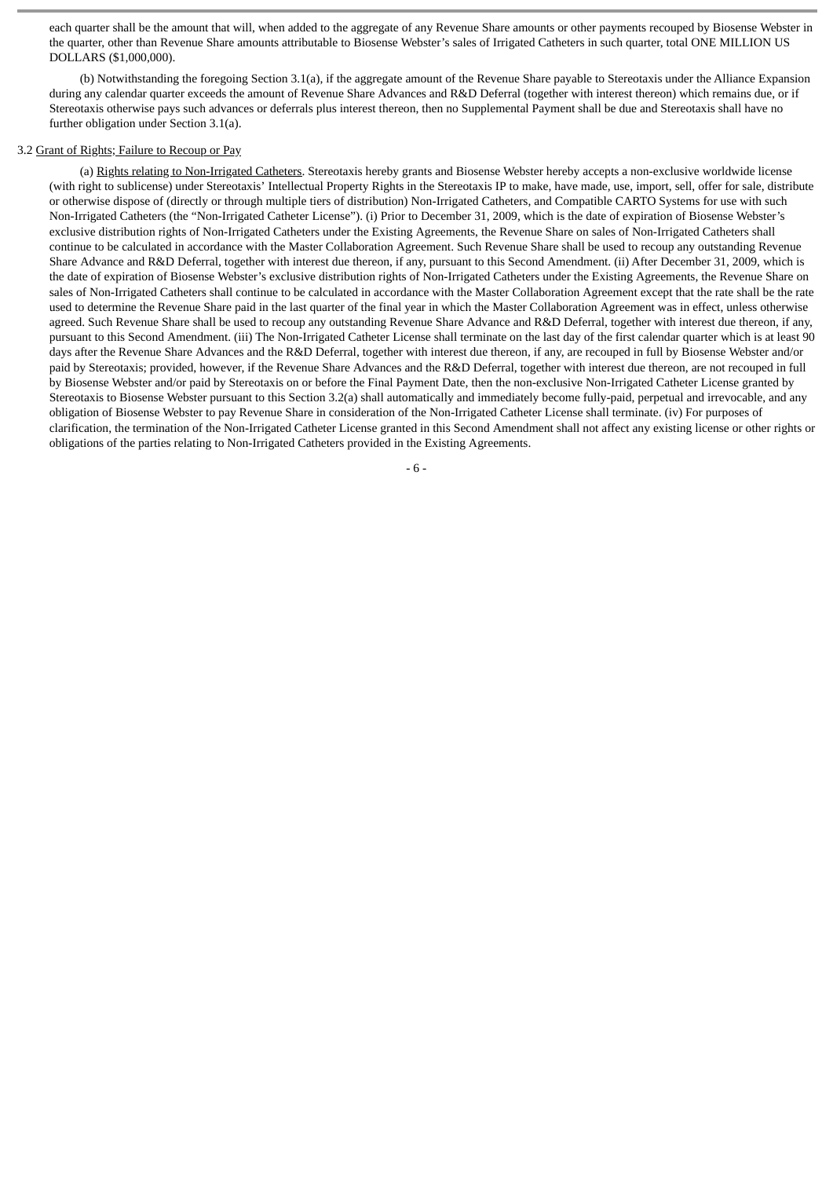each quarter shall be the amount that will, when added to the aggregate of any Revenue Share amounts or other payments recouped by Biosense Webster in the quarter, other than Revenue Share amounts attributable to Biosense Webster's sales of Irrigated Catheters in such quarter, total ONE MILLION US DOLLARS ($1,000,000).

(b) Notwithstanding the foregoing Section 3.1(a), if the aggregate amount of the Revenue Share payable to Stereotaxis under the Alliance Expansion during any calendar quarter exceeds the amount of Revenue Share Advances and R&D Deferral (together with interest thereon) which remains due, or if Stereotaxis otherwise pays such advances or deferrals plus interest thereon, then no Supplemental Payment shall be due and Stereotaxis shall have no further obligation under Section 3.1(a).

3.2 Grant of Rights; Failure to Recoup or Pay

(a) Rights relating to Non-Irrigated Catheters. Stereotaxis hereby grants and Biosense Webster hereby accepts a non-exclusive worldwide license (with right to sublicense) under Stereotaxis' Intellectual Property Rights in the Stereotaxis IP to make, have made, use, import, sell, offer for sale, distribute or otherwise dispose of (directly or through multiple tiers of distribution) Non-Irrigated Catheters, and Compatible CARTO Systems for use with such Non-Irrigated Catheters (the "Non-Irrigated Catheter License"). (i) Prior to December 31, 2009, which is the date of expiration of Biosense Webster's exclusive distribution rights of Non-Irrigated Catheters under the Existing Agreements, the Revenue Share on sales of Non-Irrigated Catheters shall continue to be calculated in accordance with the Master Collaboration Agreement. Such Revenue Share shall be used to recoup any outstanding Revenue Share Advance and R&D Deferral, together with interest due thereon, if any, pursuant to this Second Amendment. (ii) After December 31, 2009, which is the date of expiration of Biosense Webster's exclusive distribution rights of Non-Irrigated Catheters under the Existing Agreements, the Revenue Share on sales of Non-Irrigated Catheters shall continue to be calculated in accordance with the Master Collaboration Agreement except that the rate shall be the rate used to determine the Revenue Share paid in the last quarter of the final year in which the Master Collaboration Agreement was in effect, unless otherwise agreed. Such Revenue Share shall be used to recoup any outstanding Revenue Share Advance and R&D Deferral, together with interest due thereon, if any, pursuant to this Second Amendment. (iii) The Non-Irrigated Catheter License shall terminate on the last day of the first calendar quarter which is at least 90 days after the Revenue Share Advances and the R&D Deferral, together with interest due thereon, if any, are recouped in full by Biosense Webster and/or paid by Stereotaxis; provided, however, if the Revenue Share Advances and the R&D Deferral, together with interest due thereon, are not recouped in full by Biosense Webster and/or paid by Stereotaxis on or before the Final Payment Date, then the non-exclusive Non-Irrigated Catheter License granted by Stereotaxis to Biosense Webster pursuant to this Section 3.2(a) shall automatically and immediately become fully-paid, perpetual and irrevocable, and any obligation of Biosense Webster to pay Revenue Share in consideration of the Non-Irrigated Catheter License shall terminate. (iv) For purposes of clarification, the termination of the Non-Irrigated Catheter License granted in this Second Amendment shall not affect any existing license or other rights or obligations of the parties relating to Non-Irrigated Catheters provided in the Existing Agreements.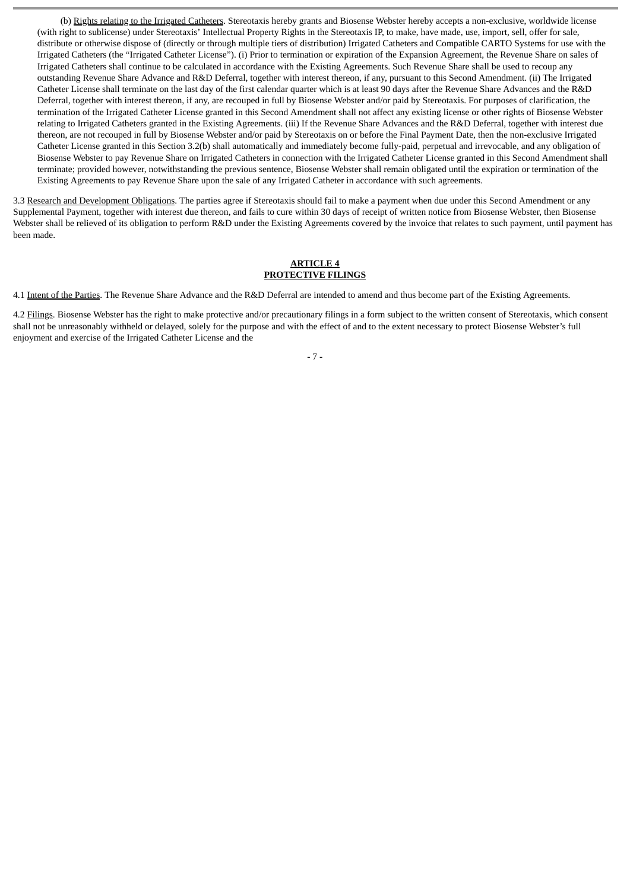(b) Rights relating to the Irrigated Catheters. Stereotaxis hereby grants and Biosense Webster hereby accepts a non-exclusive, worldwide license (with right to sublicense) under Stereotaxis' Intellectual Property Rights in the Stereotaxis IP, to make, have made, use, import, sell, offer for sale, distribute or otherwise dispose of (directly or through multiple tiers of distribution) Irrigated Catheters and Compatible CARTO Systems for use with the Irrigated Catheters (the "Irrigated Catheter License"). (i) Prior to termination or expiration of the Expansion Agreement, the Revenue Share on sales of Irrigated Catheters shall continue to be calculated in accordance with the Existing Agreements. Such Revenue Share shall be used to recoup any outstanding Revenue Share Advance and R&D Deferral, together with interest thereon, if any, pursuant to this Second Amendment. (ii) The Irrigated Catheter License shall terminate on the last day of the first calendar quarter which is at least 90 days after the Revenue Share Advances and the R&D Deferral, together with interest thereon, if any, are recouped in full by Biosense Webster and/or paid by Stereotaxis. For purposes of clarification, the termination of the Irrigated Catheter License granted in this Second Amendment shall not affect any existing license or other rights of Biosense Webster relating to Irrigated Catheters granted in the Existing Agreements. (iii) If the Revenue Share Advances and the R&D Deferral, together with interest due thereon, are not recouped in full by Biosense Webster and/or paid by Stereotaxis on or before the Final Payment Date, then the non-exclusive Irrigated Catheter License granted in this Section 3.2(b) shall automatically and immediately become fully-paid, perpetual and irrevocable, and any obligation of Biosense Webster to pay Revenue Share on Irrigated Catheters in connection with the Irrigated Catheter License granted in this Second Amendment shall terminate; provided however, notwithstanding the previous sentence, Biosense Webster shall remain obligated until the expiration or termination of the Existing Agreements to pay Revenue Share upon the sale of any Irrigated Catheter in accordance with such agreements.

3.3 Research and Development Obligations. The parties agree if Stereotaxis should fail to make a payment when due under this Second Amendment or any Supplemental Payment, together with interest due thereon, and fails to cure within 30 days of receipt of written notice from Biosense Webster, then Biosense Webster shall be relieved of its obligation to perform R&D under the Existing Agreements covered by the invoice that relates to such payment, until payment has been made.

## ARTICLE 4
## PROTECTIVE FILINGS

4.1 Intent of the Parties. The Revenue Share Advance and the R&D Deferral are intended to amend and thus become part of the Existing Agreements.

4.2 Filings. Biosense Webster has the right to make protective and/or precautionary filings in a form subject to the written consent of Stereotaxis, which consent shall not be unreasonably withheld or delayed, solely for the purpose and with the effect of and to the extent necessary to protect Biosense Webster's full enjoyment and exercise of the Irrigated Catheter License and the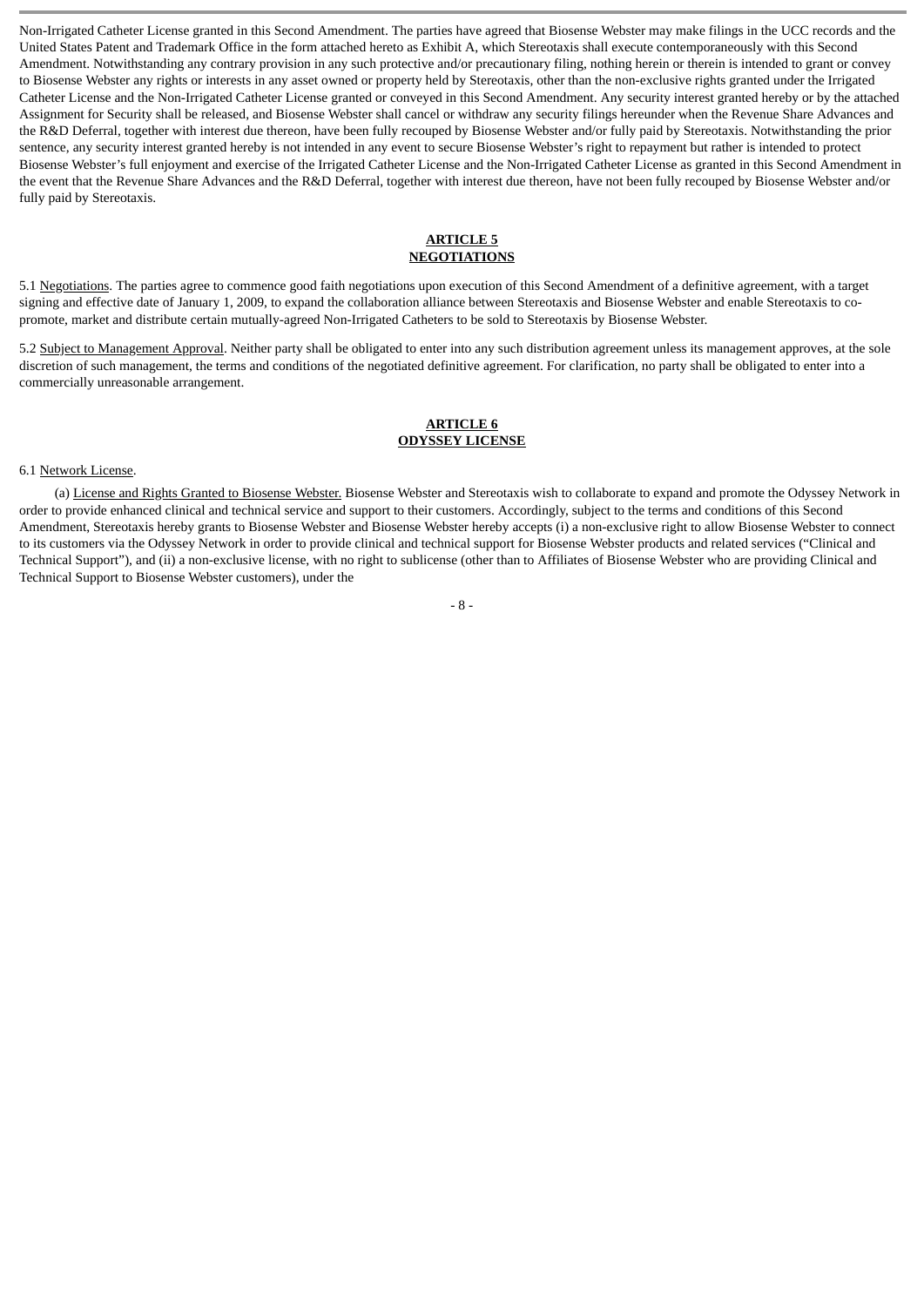Non-Irrigated Catheter License granted in this Second Amendment. The parties have agreed that Biosense Webster may make filings in the UCC records and the United States Patent and Trademark Office in the form attached hereto as Exhibit A, which Stereotaxis shall execute contemporaneously with this Second Amendment. Notwithstanding any contrary provision in any such protective and/or precautionary filing, nothing herein or therein is intended to grant or convey to Biosense Webster any rights or interests in any asset owned or property held by Stereotaxis, other than the non-exclusive rights granted under the Irrigated Catheter License and the Non-Irrigated Catheter License granted or conveyed in this Second Amendment. Any security interest granted hereby or by the attached Assignment for Security shall be released, and Biosense Webster shall cancel or withdraw any security filings hereunder when the Revenue Share Advances and the R&D Deferral, together with interest due thereon, have been fully recouped by Biosense Webster and/or fully paid by Stereotaxis. Notwithstanding the prior sentence, any security interest granted hereby is not intended in any event to secure Biosense Webster's right to repayment but rather is intended to protect Biosense Webster's full enjoyment and exercise of the Irrigated Catheter License and the Non-Irrigated Catheter License as granted in this Second Amendment in the event that the Revenue Share Advances and the R&D Deferral, together with interest due thereon, have not been fully recouped by Biosense Webster and/or fully paid by Stereotaxis.

## ARTICLE 5
## NEGOTIATIONS

5.1 Negotiations. The parties agree to commence good faith negotiations upon execution of this Second Amendment of a definitive agreement, with a target signing and effective date of January 1, 2009, to expand the collaboration alliance between Stereotaxis and Biosense Webster and enable Stereotaxis to co-promote, market and distribute certain mutually-agreed Non-Irrigated Catheters to be sold to Stereotaxis by Biosense Webster.

5.2 Subject to Management Approval. Neither party shall be obligated to enter into any such distribution agreement unless its management approves, at the sole discretion of such management, the terms and conditions of the negotiated definitive agreement. For clarification, no party shall be obligated to enter into a commercially unreasonable arrangement.

## ARTICLE 6
## ODYSSEY LICENSE

6.1 Network License.

(a) License and Rights Granted to Biosense Webster. Biosense Webster and Stereotaxis wish to collaborate to expand and promote the Odyssey Network in order to provide enhanced clinical and technical service and support to their customers. Accordingly, subject to the terms and conditions of this Second Amendment, Stereotaxis hereby grants to Biosense Webster and Biosense Webster hereby accepts (i) a non-exclusive right to allow Biosense Webster to connect to its customers via the Odyssey Network in order to provide clinical and technical support for Biosense Webster products and related services ("Clinical and Technical Support"), and (ii) a non-exclusive license, with no right to sublicense (other than to Affiliates of Biosense Webster who are providing Clinical and Technical Support to Biosense Webster customers), under the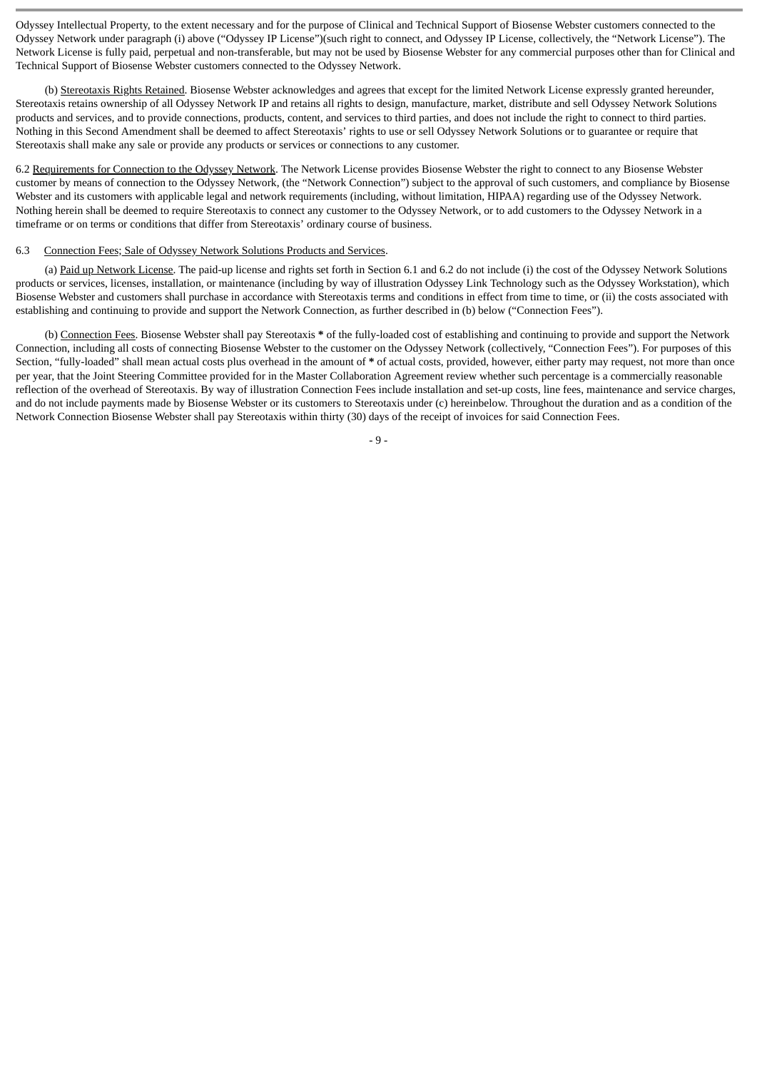Odyssey Intellectual Property, to the extent necessary and for the purpose of Clinical and Technical Support of Biosense Webster customers connected to the Odyssey Network under paragraph (i) above ("Odyssey IP License")(such right to connect, and Odyssey IP License, collectively, the "Network License"). The Network License is fully paid, perpetual and non-transferable, but may not be used by Biosense Webster for any commercial purposes other than for Clinical and Technical Support of Biosense Webster customers connected to the Odyssey Network.

(b) Stereotaxis Rights Retained. Biosense Webster acknowledges and agrees that except for the limited Network License expressly granted hereunder, Stereotaxis retains ownership of all Odyssey Network IP and retains all rights to design, manufacture, market, distribute and sell Odyssey Network Solutions products and services, and to provide connections, products, content, and services to third parties, and does not include the right to connect to third parties. Nothing in this Second Amendment shall be deemed to affect Stereotaxis' rights to use or sell Odyssey Network Solutions or to guarantee or require that Stereotaxis shall make any sale or provide any products or services or connections to any customer.

6.2 Requirements for Connection to the Odyssey Network. The Network License provides Biosense Webster the right to connect to any Biosense Webster customer by means of connection to the Odyssey Network, (the "Network Connection") subject to the approval of such customers, and compliance by Biosense Webster and its customers with applicable legal and network requirements (including, without limitation, HIPAA) regarding use of the Odyssey Network. Nothing herein shall be deemed to require Stereotaxis to connect any customer to the Odyssey Network, or to add customers to the Odyssey Network in a timeframe or on terms or conditions that differ from Stereotaxis' ordinary course of business.

6.3 Connection Fees; Sale of Odyssey Network Solutions Products and Services.

(a) Paid up Network License. The paid-up license and rights set forth in Section 6.1 and 6.2 do not include (i) the cost of the Odyssey Network Solutions products or services, licenses, installation, or maintenance (including by way of illustration Odyssey Link Technology such as the Odyssey Workstation), which Biosense Webster and customers shall purchase in accordance with Stereotaxis terms and conditions in effect from time to time, or (ii) the costs associated with establishing and continuing to provide and support the Network Connection, as further described in (b) below ("Connection Fees").

(b) Connection Fees. Biosense Webster shall pay Stereotaxis **\*** of the fully-loaded cost of establishing and continuing to provide and support the Network Connection, including all costs of connecting Biosense Webster to the customer on the Odyssey Network (collectively, "Connection Fees"). For purposes of this Section, "fully-loaded" shall mean actual costs plus overhead in the amount of **\*** of actual costs, provided, however, either party may request, not more than once per year, that the Joint Steering Committee provided for in the Master Collaboration Agreement review whether such percentage is a commercially reasonable reflection of the overhead of Stereotaxis. By way of illustration Connection Fees include installation and set-up costs, line fees, maintenance and service charges, and do not include payments made by Biosense Webster or its customers to Stereotaxis under (c) hereinbelow. Throughout the duration and as a condition of the Network Connection Biosense Webster shall pay Stereotaxis within thirty (30) days of the receipt of invoices for said Connection Fees.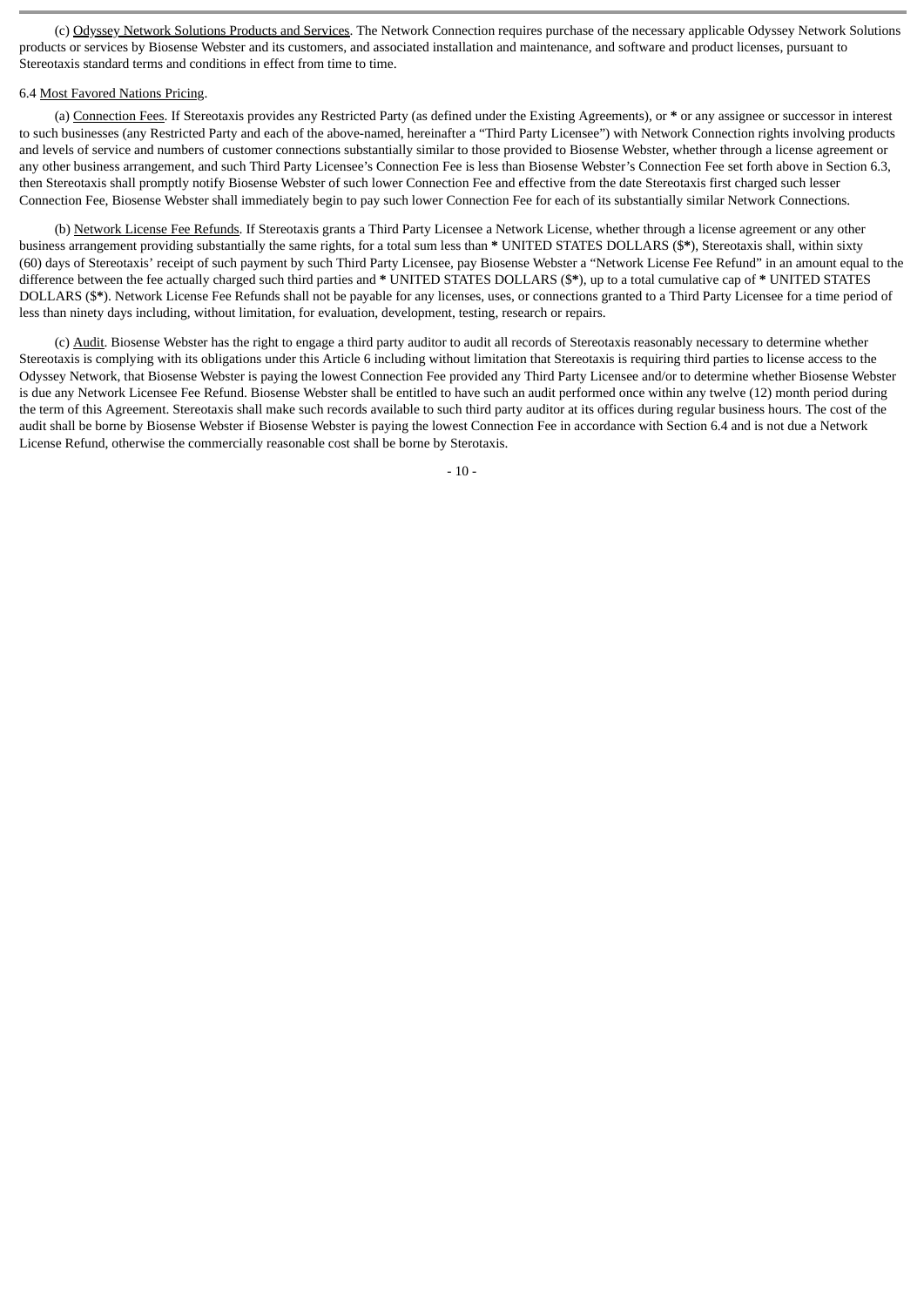(c) Odyssey Network Solutions Products and Services. The Network Connection requires purchase of the necessary applicable Odyssey Network Solutions products or services by Biosense Webster and its customers, and associated installation and maintenance, and software and product licenses, pursuant to Stereotaxis standard terms and conditions in effect from time to time.

6.4 Most Favored Nations Pricing.

(a) Connection Fees. If Stereotaxis provides any Restricted Party (as defined under the Existing Agreements), or **\*** or any assignee or successor in interest to such businesses (any Restricted Party and each of the above-named, hereinafter a "Third Party Licensee") with Network Connection rights involving products and levels of service and numbers of customer connections substantially similar to those provided to Biosense Webster, whether through a license agreement or any other business arrangement, and such Third Party Licensee's Connection Fee is less than Biosense Webster's Connection Fee set forth above in Section 6.3, then Stereotaxis shall promptly notify Biosense Webster of such lower Connection Fee and effective from the date Stereotaxis first charged such lesser Connection Fee, Biosense Webster shall immediately begin to pay such lower Connection Fee for each of its substantially similar Network Connections.

(b) Network License Fee Refunds. If Stereotaxis grants a Third Party Licensee a Network License, whether through a license agreement or any other business arrangement providing substantially the same rights, for a total sum less than **\*** UNITED STATES DOLLARS ($**\***), Stereotaxis shall, within sixty (60) days of Stereotaxis' receipt of such payment by such Third Party Licensee, pay Biosense Webster a "Network License Fee Refund" in an amount equal to the difference between the fee actually charged such third parties and **\*** UNITED STATES DOLLARS ($**\***), up to a total cumulative cap of **\*** UNITED STATES DOLLARS ($**\***). Network License Fee Refunds shall not be payable for any licenses, uses, or connections granted to a Third Party Licensee for a time period of less than ninety days including, without limitation, for evaluation, development, testing, research or repairs.

(c) Audit. Biosense Webster has the right to engage a third party auditor to audit all records of Stereotaxis reasonably necessary to determine whether Stereotaxis is complying with its obligations under this Article 6 including without limitation that Stereotaxis is requiring third parties to license access to the Odyssey Network, that Biosense Webster is paying the lowest Connection Fee provided any Third Party Licensee and/or to determine whether Biosense Webster is due any Network Licensee Fee Refund. Biosense Webster shall be entitled to have such an audit performed once within any twelve (12) month period during the term of this Agreement. Stereotaxis shall make such records available to such third party auditor at its offices during regular business hours. The cost of the audit shall be borne by Biosense Webster if Biosense Webster is paying the lowest Connection Fee in accordance with Section 6.4 and is not due a Network License Refund, otherwise the commercially reasonable cost shall be borne by Sterotaxis.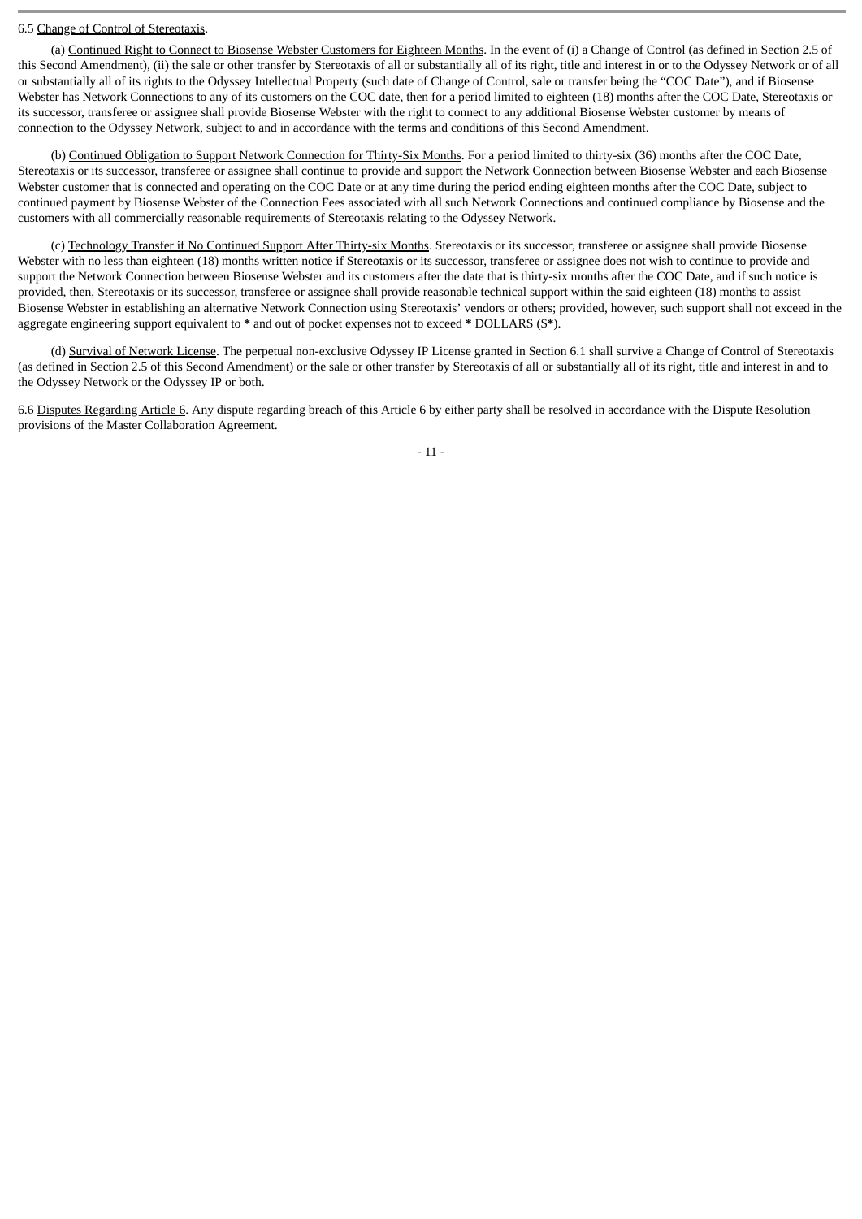6.5 Change of Control of Stereotaxis.

(a) Continued Right to Connect to Biosense Webster Customers for Eighteen Months. In the event of (i) a Change of Control (as defined in Section 2.5 of this Second Amendment), (ii) the sale or other transfer by Stereotaxis of all or substantially all of its right, title and interest in or to the Odyssey Network or of all or substantially all of its rights to the Odyssey Intellectual Property (such date of Change of Control, sale or transfer being the "COC Date"), and if Biosense Webster has Network Connections to any of its customers on the COC date, then for a period limited to eighteen (18) months after the COC Date, Stereotaxis or its successor, transferee or assignee shall provide Biosense Webster with the right to connect to any additional Biosense Webster customer by means of connection to the Odyssey Network, subject to and in accordance with the terms and conditions of this Second Amendment.

(b) Continued Obligation to Support Network Connection for Thirty-Six Months. For a period limited to thirty-six (36) months after the COC Date, Stereotaxis or its successor, transferee or assignee shall continue to provide and support the Network Connection between Biosense Webster and each Biosense Webster customer that is connected and operating on the COC Date or at any time during the period ending eighteen months after the COC Date, subject to continued payment by Biosense Webster of the Connection Fees associated with all such Network Connections and continued compliance by Biosense and the customers with all commercially reasonable requirements of Stereotaxis relating to the Odyssey Network.

(c) Technology Transfer if No Continued Support After Thirty-six Months. Stereotaxis or its successor, transferee or assignee shall provide Biosense Webster with no less than eighteen (18) months written notice if Stereotaxis or its successor, transferee or assignee does not wish to continue to provide and support the Network Connection between Biosense Webster and its customers after the date that is thirty-six months after the COC Date, and if such notice is provided, then, Stereotaxis or its successor, transferee or assignee shall provide reasonable technical support within the said eighteen (18) months to assist Biosense Webster in establishing an alternative Network Connection using Stereotaxis' vendors or others; provided, however, such support shall not exceed in the aggregate engineering support equivalent to **\*** and out of pocket expenses not to exceed **\*** DOLLARS ($**\***).

(d) Survival of Network License. The perpetual non-exclusive Odyssey IP License granted in Section 6.1 shall survive a Change of Control of Stereotaxis (as defined in Section 2.5 of this Second Amendment) or the sale or other transfer by Stereotaxis of all or substantially all of its right, title and interest in and to the Odyssey Network or the Odyssey IP or both.

6.6 Disputes Regarding Article 6. Any dispute regarding breach of this Article 6 by either party shall be resolved in accordance with the Dispute Resolution provisions of the Master Collaboration Agreement.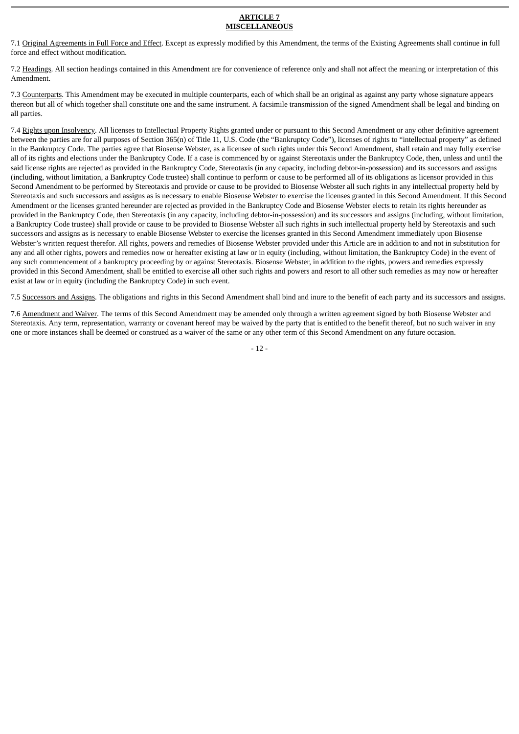## ARTICLE 7
## MISCELLANEOUS

7.1 Original Agreements in Full Force and Effect. Except as expressly modified by this Amendment, the terms of the Existing Agreements shall continue in full force and effect without modification.

7.2 Headings. All section headings contained in this Amendment are for convenience of reference only and shall not affect the meaning or interpretation of this Amendment.

7.3 Counterparts. This Amendment may be executed in multiple counterparts, each of which shall be an original as against any party whose signature appears thereon but all of which together shall constitute one and the same instrument. A facsimile transmission of the signed Amendment shall be legal and binding on all parties.

7.4 Rights upon Insolvency. All licenses to Intellectual Property Rights granted under or pursuant to this Second Amendment or any other definitive agreement between the parties are for all purposes of Section 365(n) of Title 11, U.S. Code (the "Bankruptcy Code"), licenses of rights to "intellectual property" as defined in the Bankruptcy Code. The parties agree that Biosense Webster, as a licensee of such rights under this Second Amendment, shall retain and may fully exercise all of its rights and elections under the Bankruptcy Code. If a case is commenced by or against Stereotaxis under the Bankruptcy Code, then, unless and until the said license rights are rejected as provided in the Bankruptcy Code, Stereotaxis (in any capacity, including debtor-in-possession) and its successors and assigns (including, without limitation, a Bankruptcy Code trustee) shall continue to perform or cause to be performed all of its obligations as licensor provided in this Second Amendment to be performed by Stereotaxis and provide or cause to be provided to Biosense Webster all such rights in any intellectual property held by Stereotaxis and such successors and assigns as is necessary to enable Biosense Webster to exercise the licenses granted in this Second Amendment. If this Second Amendment or the licenses granted hereunder are rejected as provided in the Bankruptcy Code and Biosense Webster elects to retain its rights hereunder as provided in the Bankruptcy Code, then Stereotaxis (in any capacity, including debtor-in-possession) and its successors and assigns (including, without limitation, a Bankruptcy Code trustee) shall provide or cause to be provided to Biosense Webster all such rights in such intellectual property held by Stereotaxis and such successors and assigns as is necessary to enable Biosense Webster to exercise the licenses granted in this Second Amendment immediately upon Biosense Webster's written request therefor. All rights, powers and remedies of Biosense Webster provided under this Article are in addition to and not in substitution for any and all other rights, powers and remedies now or hereafter existing at law or in equity (including, without limitation, the Bankruptcy Code) in the event of any such commencement of a bankruptcy proceeding by or against Stereotaxis. Biosense Webster, in addition to the rights, powers and remedies expressly provided in this Second Amendment, shall be entitled to exercise all other such rights and powers and resort to all other such remedies as may now or hereafter exist at law or in equity (including the Bankruptcy Code) in such event.

7.5 Successors and Assigns. The obligations and rights in this Second Amendment shall bind and inure to the benefit of each party and its successors and assigns.

7.6 Amendment and Waiver. The terms of this Second Amendment may be amended only through a written agreement signed by both Biosense Webster and Stereotaxis. Any term, representation, warranty or covenant hereof may be waived by the party that is entitled to the benefit thereof, but no such waiver in any one or more instances shall be deemed or construed as a waiver of the same or any other term of this Second Amendment on any future occasion.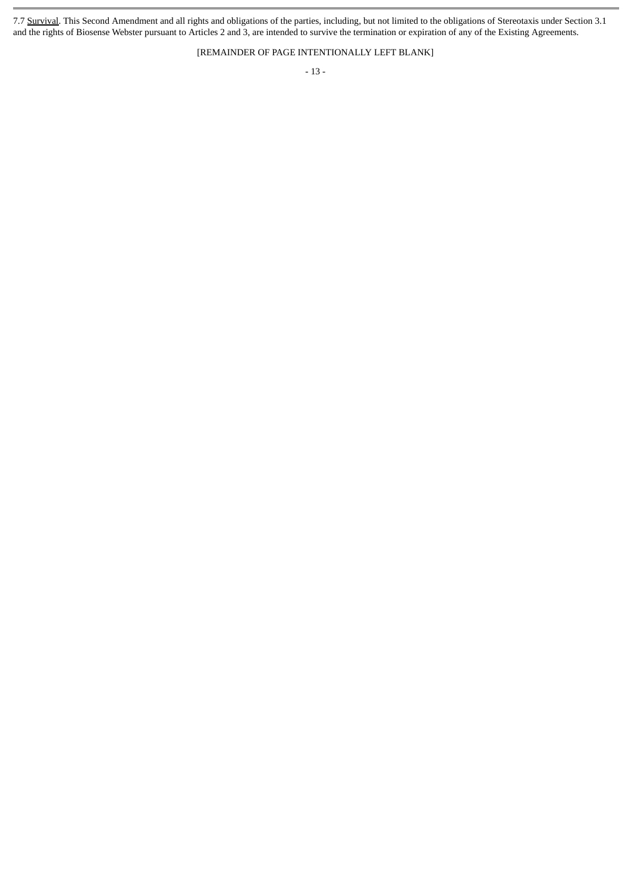7.7 Survival. This Second Amendment and all rights and obligations of the parties, including, but not limited to the obligations of Stereotaxis under Section 3.1 and the rights of Biosense Webster pursuant to Articles 2 and 3, are intended to survive the termination or expiration of any of the Existing Agreements.

[REMAINDER OF PAGE INTENTIONALLY LEFT BLANK]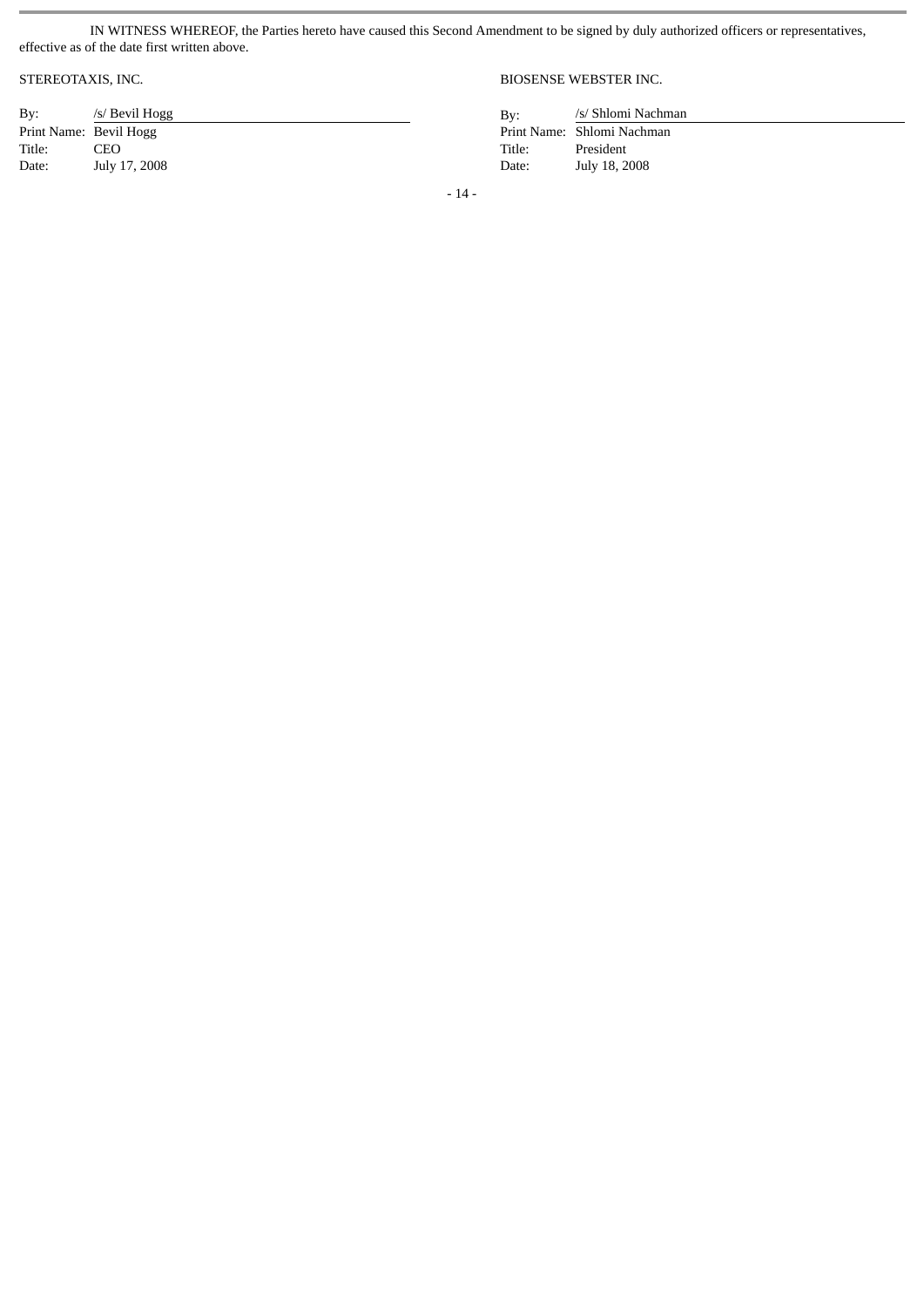IN WITNESS WHEREOF, the Parties hereto have caused this Second Amendment to be signed by duly authorized officers or representatives, effective as of the date first written above.

| STEREOTAXIS, INC. | | BIOSENSE WEBSTER INC. | |
|---|---|---|---|
| By: | /s/ Bevil Hogg | By: | /s/ Shlomi Nachman |
| Print Name: | Bevil Hogg | Print Name: | Shlomi Nachman |
| Title: | CEO | Title: | President |
| Date: | July 17, 2008 | Date: | July 18, 2008 |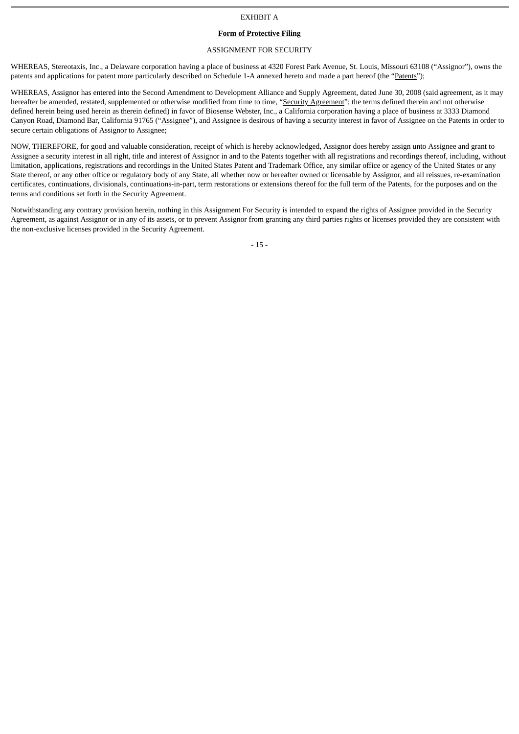EXHIBIT A

**Form of Protective Filing**

ASSIGNMENT FOR SECURITY

WHEREAS, Stereotaxis, Inc., a Delaware corporation having a place of business at 4320 Forest Park Avenue, St. Louis, Missouri 63108 ("Assignor"), owns the patents and applications for patent more particularly described on Schedule 1-A annexed hereto and made a part hereof (the "Patents");

WHEREAS, Assignor has entered into the Second Amendment to Development Alliance and Supply Agreement, dated June 30, 2008 (said agreement, as it may hereafter be amended, restated, supplemented or otherwise modified from time to time, "Security Agreement"; the terms defined therein and not otherwise defined herein being used herein as therein defined) in favor of Biosense Webster, Inc., a California corporation having a place of business at 3333 Diamond Canyon Road, Diamond Bar, California 91765 ("Assignee"), and Assignee is desirous of having a security interest in favor of Assignee on the Patents in order to secure certain obligations of Assignor to Assignee;

NOW, THEREFORE, for good and valuable consideration, receipt of which is hereby acknowledged, Assignor does hereby assign unto Assignee and grant to Assignee a security interest in all right, title and interest of Assignor in and to the Patents together with all registrations and recordings thereof, including, without limitation, applications, registrations and recordings in the United States Patent and Trademark Office, any similar office or agency of the United States or any State thereof, or any other office or regulatory body of any State, all whether now or hereafter owned or licensable by Assignor, and all reissues, re-examination certificates, continuations, divisionals, continuations-in-part, term restorations or extensions thereof for the full term of the Patents, for the purposes and on the terms and conditions set forth in the Security Agreement.

Notwithstanding any contrary provision herein, nothing in this Assignment For Security is intended to expand the rights of Assignee provided in the Security Agreement, as against Assignor or in any of its assets, or to prevent Assignor from granting any third parties rights or licenses provided they are consistent with the non-exclusive licenses provided in the Security Agreement.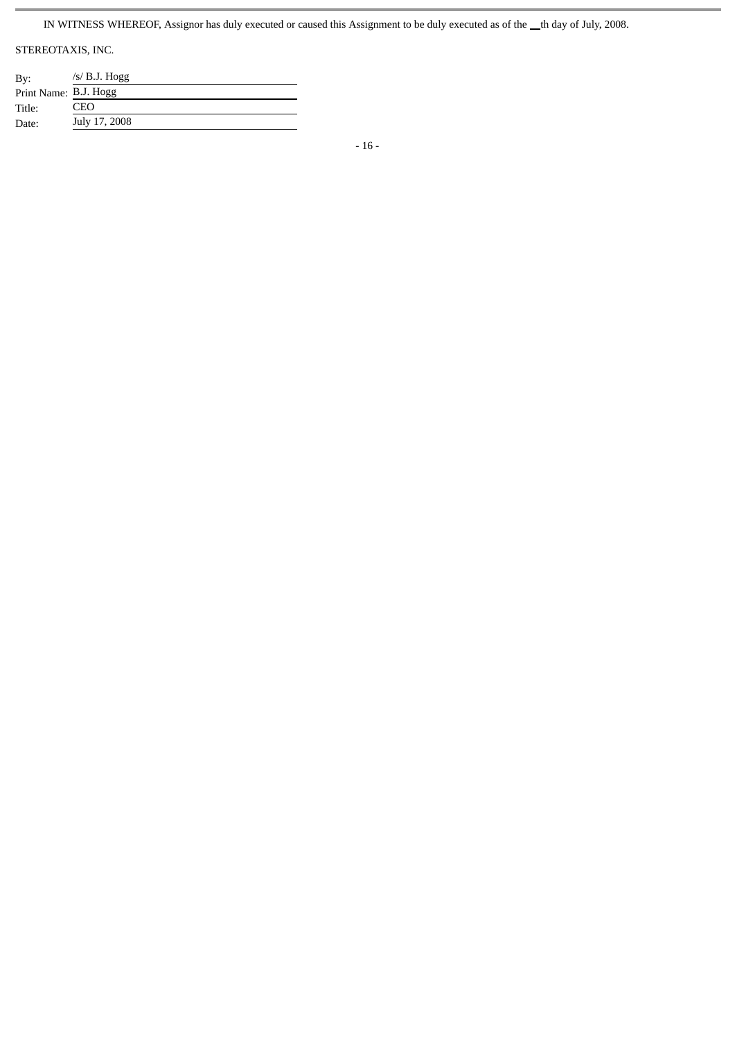IN WITNESS WHEREOF, Assignor has duly executed or caused this Assignment to be duly executed as of the __th day of July, 2008.

STEREOTAXIS, INC.

By: /s/ B.J. Hogg

Print Name: B.J. Hogg

Title: CEO

Date: July 17, 2008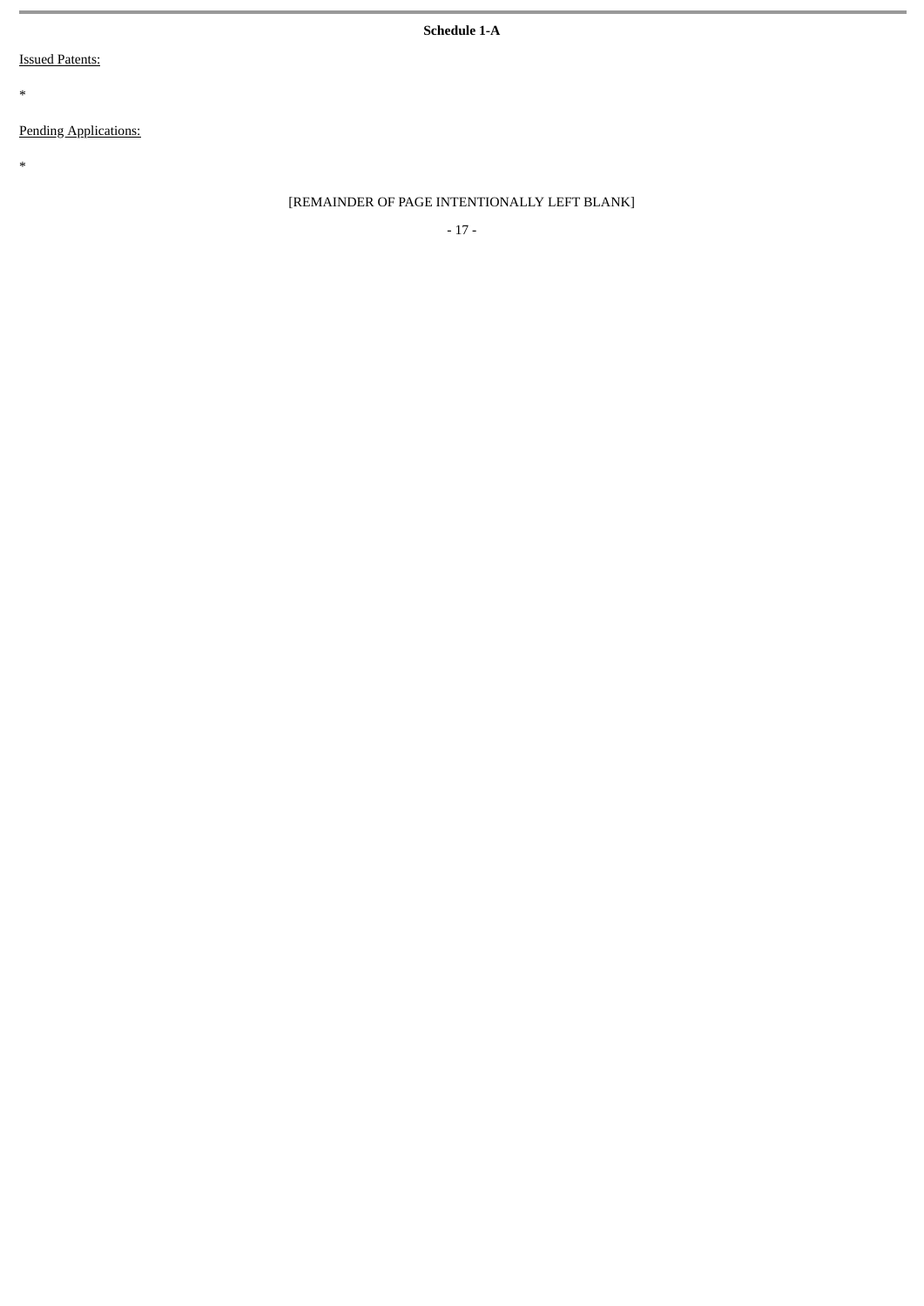**Schedule 1-A**

Issued Patents:

*

Pending Applications:

*

[REMAINDER OF PAGE INTENTIONALLY LEFT BLANK]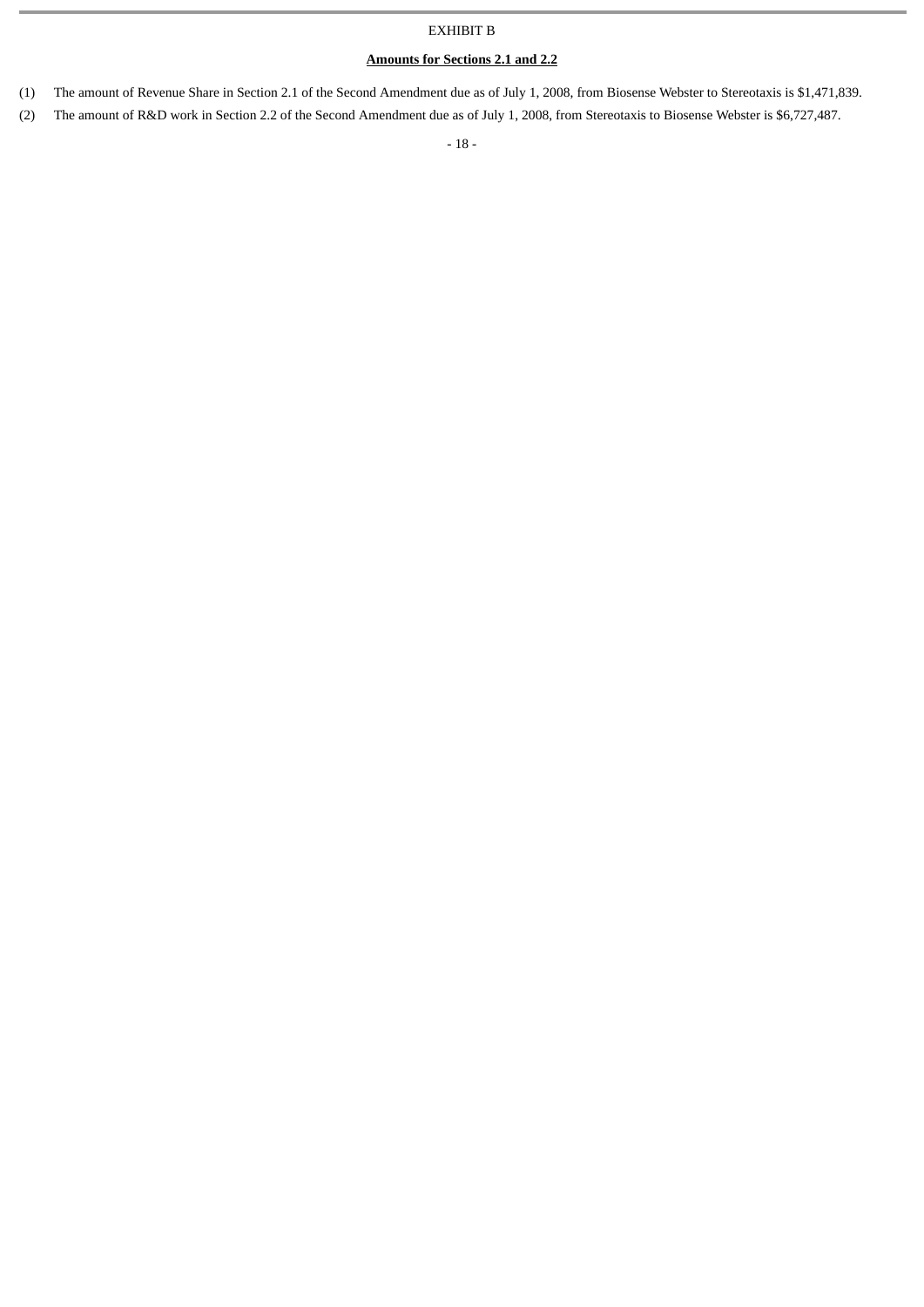EXHIBIT B

**Amounts for Sections 2.1 and 2.2**

(1) The amount of Revenue Share in Section 2.1 of the Second Amendment due as of July 1, 2008, from Biosense Webster to Stereotaxis is $1,471,839.

(2) The amount of R&D work in Section 2.2 of the Second Amendment due as of July 1, 2008, from Stereotaxis to Biosense Webster is $6,727,487.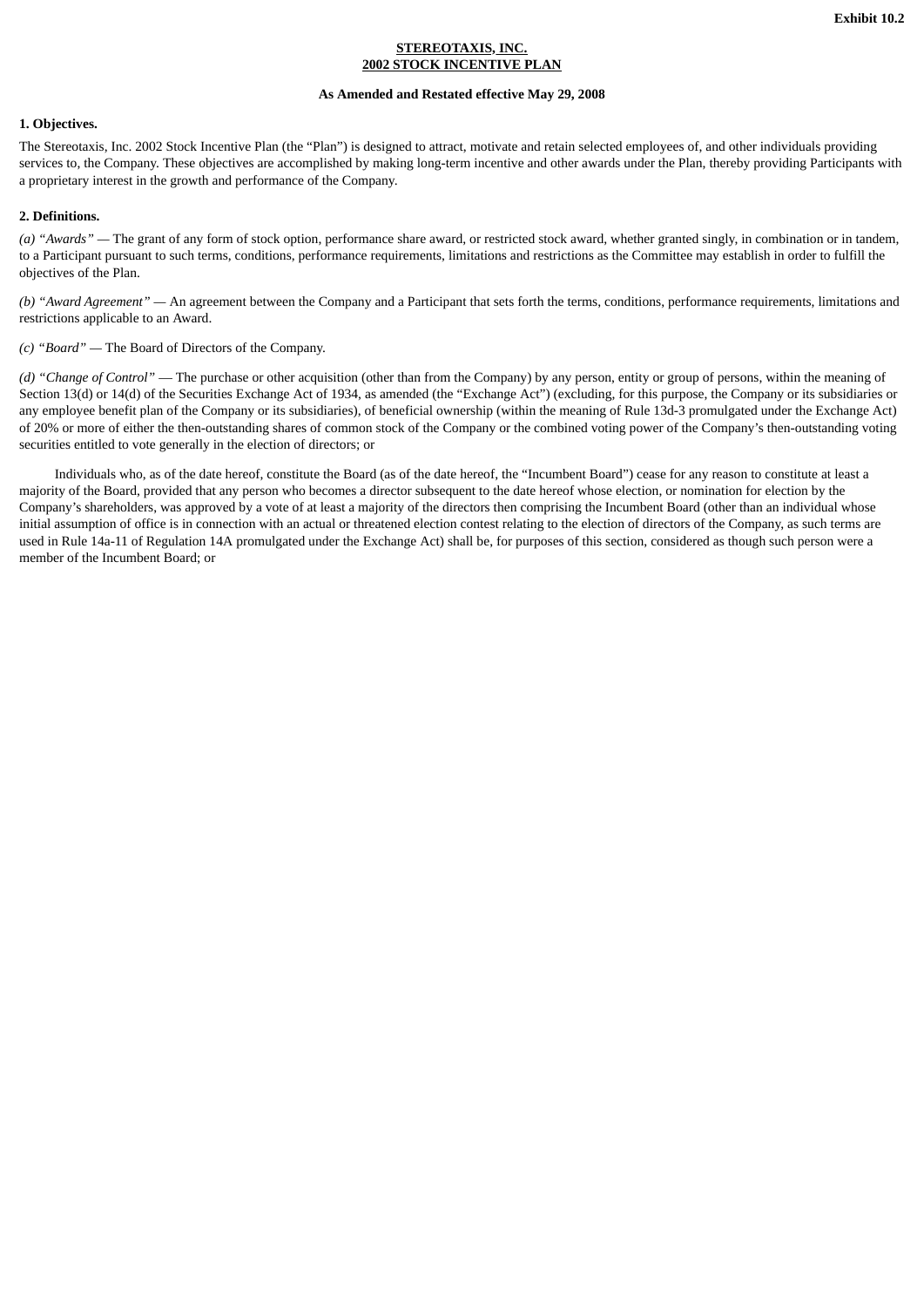**Exhibit 10.2**

**STEREOTAXIS, INC.**
**2002 STOCK INCENTIVE PLAN**

**As Amended and Restated effective May 29, 2008**

**1. Objectives.**

The Stereotaxis, Inc. 2002 Stock Incentive Plan (the "Plan") is designed to attract, motivate and retain selected employees of, and other individuals providing services to, the Company. These objectives are accomplished by making long-term incentive and other awards under the Plan, thereby providing Participants with a proprietary interest in the growth and performance of the Company.

**2. Definitions.**

*(a) "Awards"* — The grant of any form of stock option, performance share award, or restricted stock award, whether granted singly, in combination or in tandem, to a Participant pursuant to such terms, conditions, performance requirements, limitations and restrictions as the Committee may establish in order to fulfill the objectives of the Plan.

*(b) "Award Agreement"* — An agreement between the Company and a Participant that sets forth the terms, conditions, performance requirements, limitations and restrictions applicable to an Award.

*(c) "Board"* — The Board of Directors of the Company.

*(d) "Change of Control"* — The purchase or other acquisition (other than from the Company) by any person, entity or group of persons, within the meaning of Section 13(d) or 14(d) of the Securities Exchange Act of 1934, as amended (the "Exchange Act") (excluding, for this purpose, the Company or its subsidiaries or any employee benefit plan of the Company or its subsidiaries), of beneficial ownership (within the meaning of Rule 13d-3 promulgated under the Exchange Act) of 20% or more of either the then-outstanding shares of common stock of the Company or the combined voting power of the Company's then-outstanding voting securities entitled to vote generally in the election of directors; or

Individuals who, as of the date hereof, constitute the Board (as of the date hereof, the "Incumbent Board") cease for any reason to constitute at least a majority of the Board, provided that any person who becomes a director subsequent to the date hereof whose election, or nomination for election by the Company's shareholders, was approved by a vote of at least a majority of the directors then comprising the Incumbent Board (other than an individual whose initial assumption of office is in connection with an actual or threatened election contest relating to the election of directors of the Company, as such terms are used in Rule 14a-11 of Regulation 14A promulgated under the Exchange Act) shall be, for purposes of this section, considered as though such person were a member of the Incumbent Board; or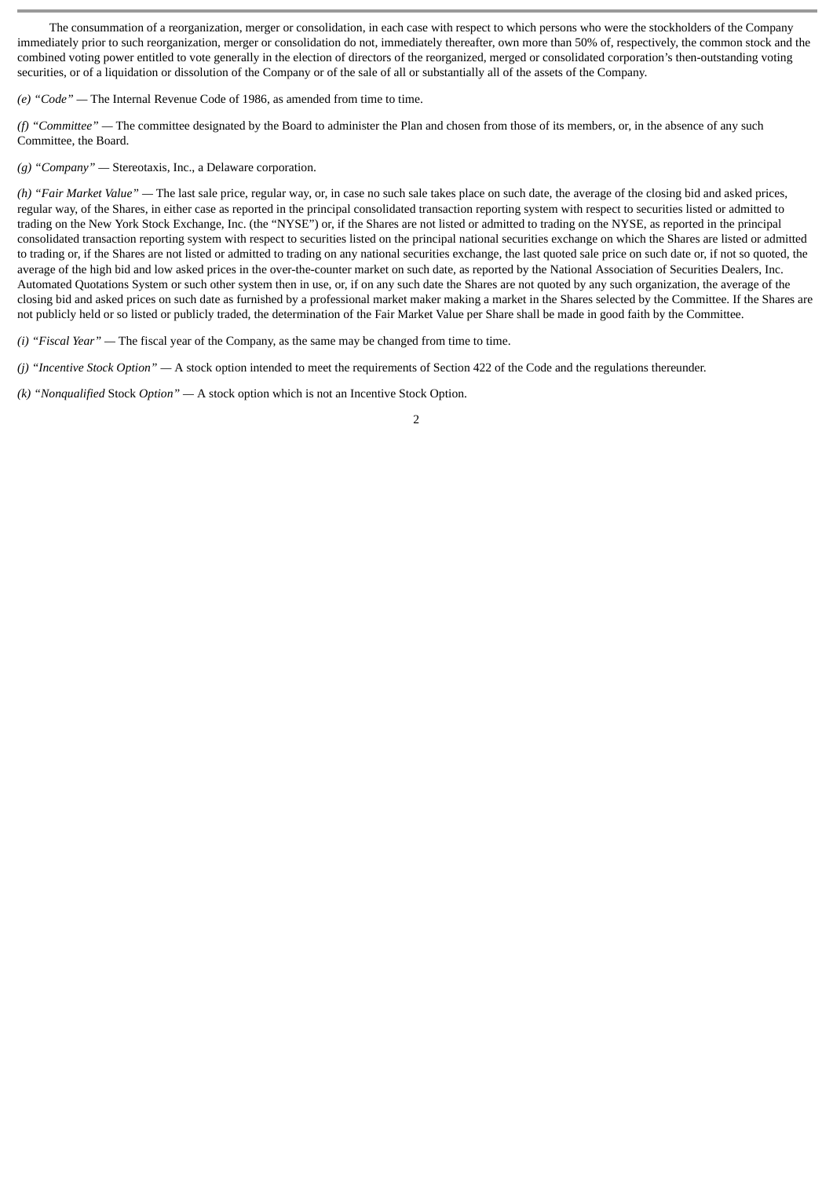The consummation of a reorganization, merger or consolidation, in each case with respect to which persons who were the stockholders of the Company immediately prior to such reorganization, merger or consolidation do not, immediately thereafter, own more than 50% of, respectively, the common stock and the combined voting power entitled to vote generally in the election of directors of the reorganized, merged or consolidated corporation's then-outstanding voting securities, or of a liquidation or dissolution of the Company or of the sale of all or substantially all of the assets of the Company.

*(e) "Code"* — The Internal Revenue Code of 1986, as amended from time to time.

*(f) "Committee"* — The committee designated by the Board to administer the Plan and chosen from those of its members, or, in the absence of any such Committee, the Board.

*(g) "Company"* — Stereotaxis, Inc., a Delaware corporation.

*(h) "Fair Market Value"* — The last sale price, regular way, or, in case no such sale takes place on such date, the average of the closing bid and asked prices, regular way, of the Shares, in either case as reported in the principal consolidated transaction reporting system with respect to securities listed or admitted to trading on the New York Stock Exchange, Inc. (the "NYSE") or, if the Shares are not listed or admitted to trading on the NYSE, as reported in the principal consolidated transaction reporting system with respect to securities listed on the principal national securities exchange on which the Shares are listed or admitted to trading or, if the Shares are not listed or admitted to trading on any national securities exchange, the last quoted sale price on such date or, if not so quoted, the average of the high bid and low asked prices in the over-the-counter market on such date, as reported by the National Association of Securities Dealers, Inc. Automated Quotations System or such other system then in use, or, if on any such date the Shares are not quoted by any such organization, the average of the closing bid and asked prices on such date as furnished by a professional market maker making a market in the Shares selected by the Committee. If the Shares are not publicly held or so listed or publicly traded, the determination of the Fair Market Value per Share shall be made in good faith by the Committee.

*(i) "Fiscal Year"* — The fiscal year of the Company, as the same may be changed from time to time.

*(j) "Incentive Stock Option"* — A stock option intended to meet the requirements of Section 422 of the Code and the regulations thereunder.

*(k) "Nonqualified* Stock *Option"* — A stock option which is not an Incentive Stock Option.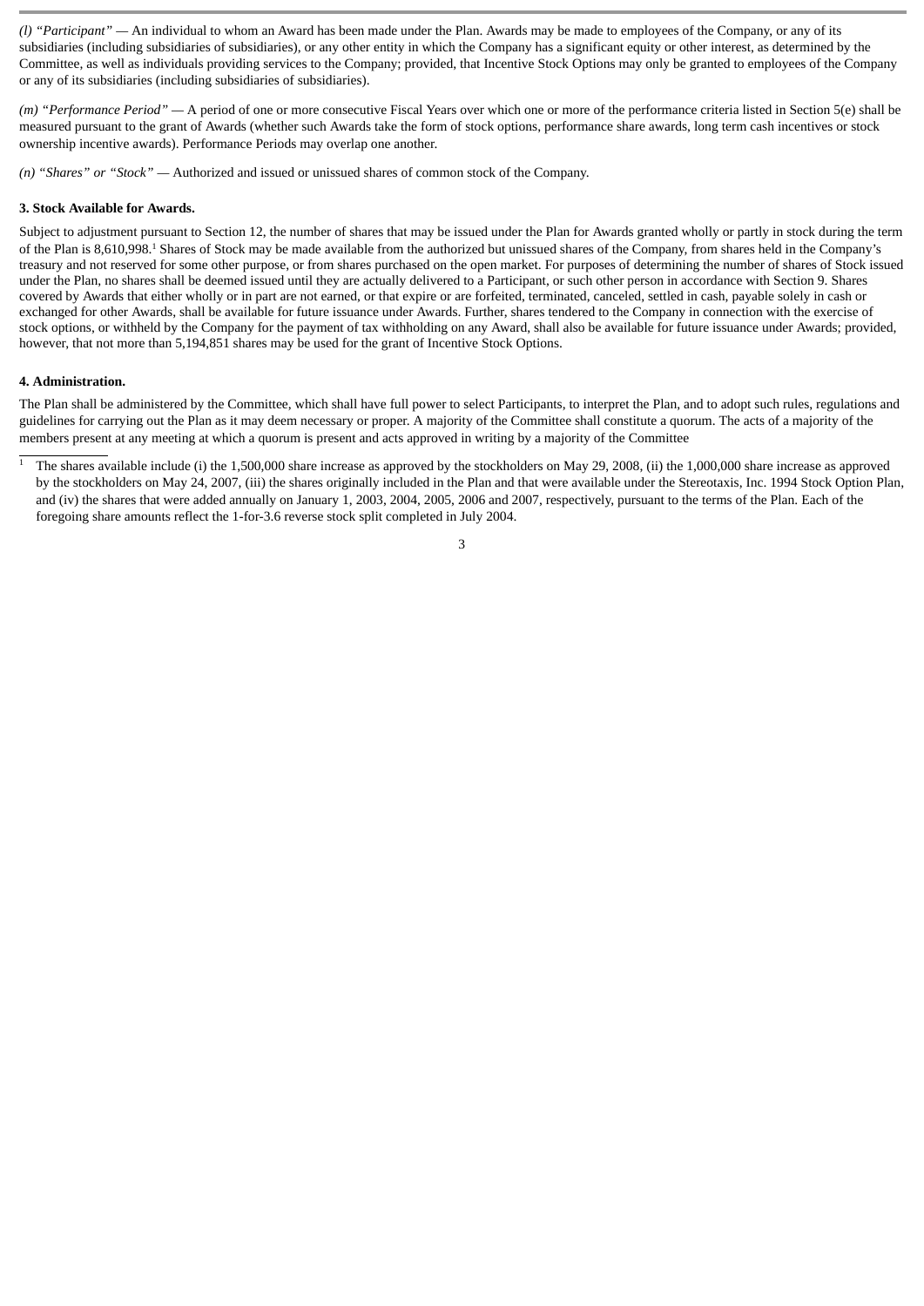*(l) "Participant"* — An individual to whom an Award has been made under the Plan. Awards may be made to employees of the Company, or any of its subsidiaries (including subsidiaries of subsidiaries), or any other entity in which the Company has a significant equity or other interest, as determined by the Committee, as well as individuals providing services to the Company; provided, that Incentive Stock Options may only be granted to employees of the Company or any of its subsidiaries (including subsidiaries of subsidiaries).

*(m) "Performance Period"* — A period of one or more consecutive Fiscal Years over which one or more of the performance criteria listed in Section 5(e) shall be measured pursuant to the grant of Awards (whether such Awards take the form of stock options, performance share awards, long term cash incentives or stock ownership incentive awards). Performance Periods may overlap one another.

*(n) "Shares" or "Stock"* — Authorized and issued or unissued shares of common stock of the Company.

**3. Stock Available for Awards.**

Subject to adjustment pursuant to Section 12, the number of shares that may be issued under the Plan for Awards granted wholly or partly in stock during the term of the Plan is 8,610,998.[1] Shares of Stock may be made available from the authorized but unissued shares of the Company, from shares held in the Company's treasury and not reserved for some other purpose, or from shares purchased on the open market. For purposes of determining the number of shares of Stock issued under the Plan, no shares shall be deemed issued until they are actually delivered to a Participant, or such other person in accordance with Section 9. Shares covered by Awards that either wholly or in part are not earned, or that expire or are forfeited, terminated, canceled, settled in cash, payable solely in cash or exchanged for other Awards, shall be available for future issuance under Awards. Further, shares tendered to the Company in connection with the exercise of stock options, or withheld by the Company for the payment of tax withholding on any Award, shall also be available for future issuance under Awards; provided, however, that not more than 5,194,851 shares may be used for the grant of Incentive Stock Options.

**4. Administration.**

The Plan shall be administered by the Committee, which shall have full power to select Participants, to interpret the Plan, and to adopt such rules, regulations and guidelines for carrying out the Plan as it may deem necessary or proper. A majority of the Committee shall constitute a quorum. The acts of a majority of the members present at any meeting at which a quorum is present and acts approved in writing by a majority of the Committee

[1] The shares available include (i) the 1,500,000 share increase as approved by the stockholders on May 29, 2008, (ii) the 1,000,000 share increase as approved by the stockholders on May 24, 2007, (iii) the shares originally included in the Plan and that were available under the Stereotaxis, Inc. 1994 Stock Option Plan, and (iv) the shares that were added annually on January 1, 2003, 2004, 2005, 2006 and 2007, respectively, pursuant to the terms of the Plan. Each of the foregoing share amounts reflect the 1-for-3.6 reverse stock split completed in July 2004.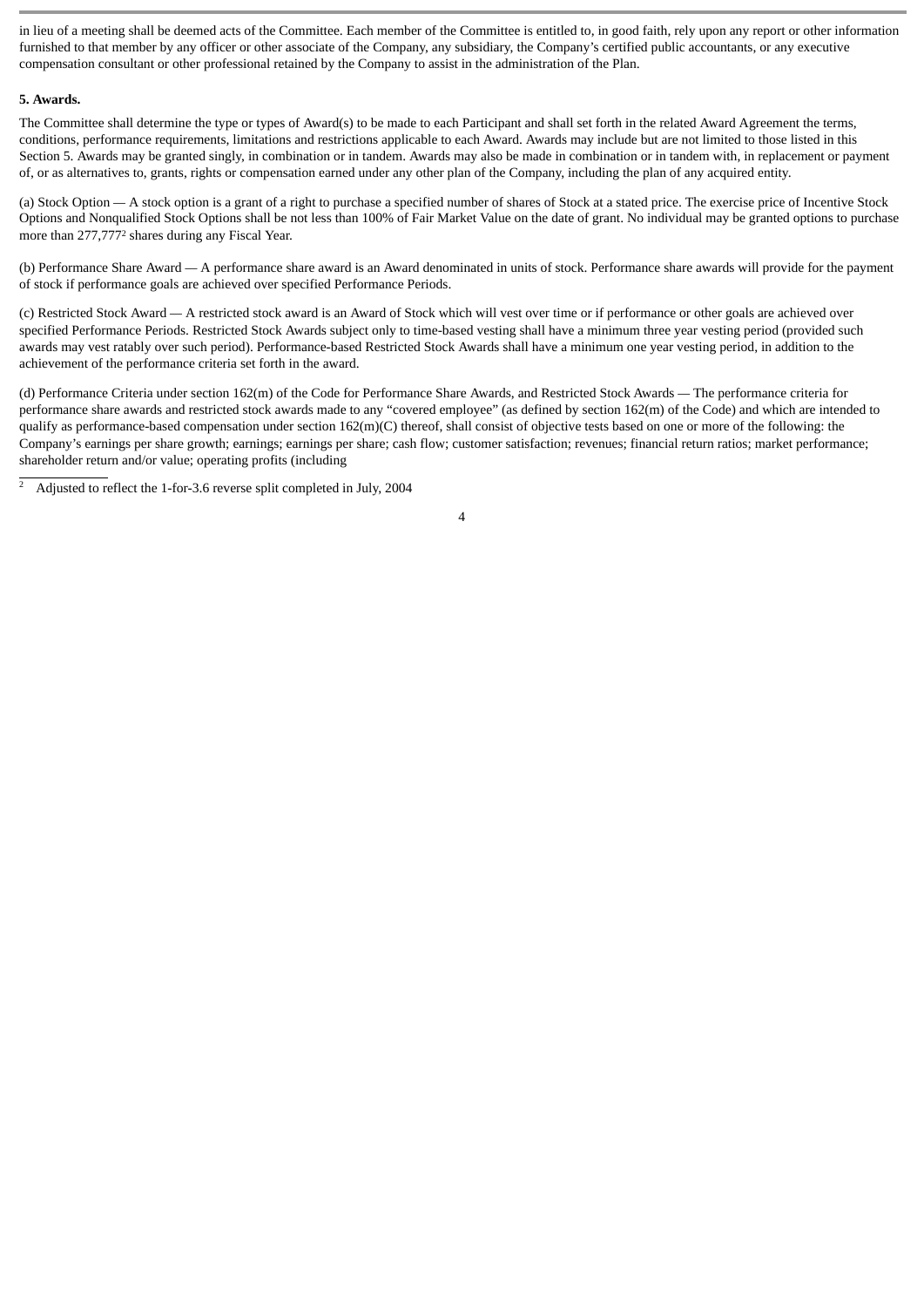in lieu of a meeting shall be deemed acts of the Committee. Each member of the Committee is entitled to, in good faith, rely upon any report or other information furnished to that member by any officer or other associate of the Company, any subsidiary, the Company's certified public accountants, or any executive compensation consultant or other professional retained by the Company to assist in the administration of the Plan.

**5. Awards.**

The Committee shall determine the type or types of Award(s) to be made to each Participant and shall set forth in the related Award Agreement the terms, conditions, performance requirements, limitations and restrictions applicable to each Award. Awards may include but are not limited to those listed in this Section 5. Awards may be granted singly, in combination or in tandem. Awards may also be made in combination or in tandem with, in replacement or payment of, or as alternatives to, grants, rights or compensation earned under any other plan of the Company, including the plan of any acquired entity.

(a) Stock Option — A stock option is a grant of a right to purchase a specified number of shares of Stock at a stated price. The exercise price of Incentive Stock Options and Nonqualified Stock Options shall be not less than 100% of Fair Market Value on the date of grant. No individual may be granted options to purchase more than 277,777[2] shares during any Fiscal Year.

(b) Performance Share Award — A performance share award is an Award denominated in units of stock. Performance share awards will provide for the payment of stock if performance goals are achieved over specified Performance Periods.

(c) Restricted Stock Award — A restricted stock award is an Award of Stock which will vest over time or if performance or other goals are achieved over specified Performance Periods. Restricted Stock Awards subject only to time-based vesting shall have a minimum three year vesting period (provided such awards may vest ratably over such period). Performance-based Restricted Stock Awards shall have a minimum one year vesting period, in addition to the achievement of the performance criteria set forth in the award.

(d) Performance Criteria under section 162(m) of the Code for Performance Share Awards, and Restricted Stock Awards — The performance criteria for performance share awards and restricted stock awards made to any "covered employee" (as defined by section 162(m) of the Code) and which are intended to qualify as performance-based compensation under section 162(m)(C) thereof, shall consist of objective tests based on one or more of the following: the Company's earnings per share growth; earnings; earnings per share; cash flow; customer satisfaction; revenues; financial return ratios; market performance; shareholder return and/or value; operating profits (including

[2] Adjusted to reflect the 1-for-3.6 reverse split completed in July, 2004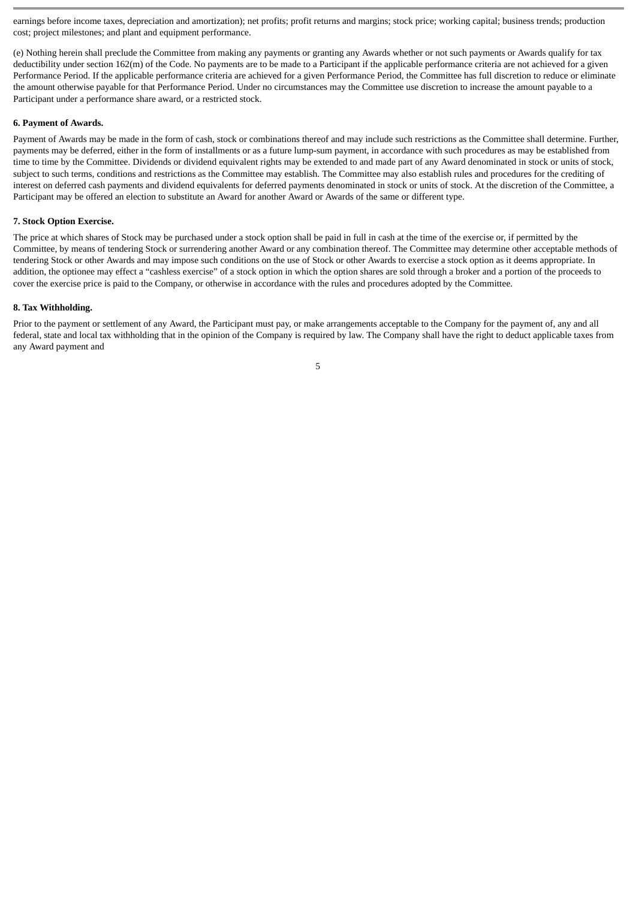earnings before income taxes, depreciation and amortization); net profits; profit returns and margins; stock price; working capital; business trends; production cost; project milestones; and plant and equipment performance.

(e) Nothing herein shall preclude the Committee from making any payments or granting any Awards whether or not such payments or Awards qualify for tax deductibility under section 162(m) of the Code. No payments are to be made to a Participant if the applicable performance criteria are not achieved for a given Performance Period. If the applicable performance criteria are achieved for a given Performance Period, the Committee has full discretion to reduce or eliminate the amount otherwise payable for that Performance Period. Under no circumstances may the Committee use discretion to increase the amount payable to a Participant under a performance share award, or a restricted stock.

**6. Payment of Awards.**

Payment of Awards may be made in the form of cash, stock or combinations thereof and may include such restrictions as the Committee shall determine. Further, payments may be deferred, either in the form of installments or as a future lump-sum payment, in accordance with such procedures as may be established from time to time by the Committee. Dividends or dividend equivalent rights may be extended to and made part of any Award denominated in stock or units of stock, subject to such terms, conditions and restrictions as the Committee may establish. The Committee may also establish rules and procedures for the crediting of interest on deferred cash payments and dividend equivalents for deferred payments denominated in stock or units of stock. At the discretion of the Committee, a Participant may be offered an election to substitute an Award for another Award or Awards of the same or different type.

**7. Stock Option Exercise.**

The price at which shares of Stock may be purchased under a stock option shall be paid in full in cash at the time of the exercise or, if permitted by the Committee, by means of tendering Stock or surrendering another Award or any combination thereof. The Committee may determine other acceptable methods of tendering Stock or other Awards and may impose such conditions on the use of Stock or other Awards to exercise a stock option as it deems appropriate. In addition, the optionee may effect a "cashless exercise" of a stock option in which the option shares are sold through a broker and a portion of the proceeds to cover the exercise price is paid to the Company, or otherwise in accordance with the rules and procedures adopted by the Committee.

**8. Tax Withholding.**

Prior to the payment or settlement of any Award, the Participant must pay, or make arrangements acceptable to the Company for the payment of, any and all federal, state and local tax withholding that in the opinion of the Company is required by law. The Company shall have the right to deduct applicable taxes from any Award payment and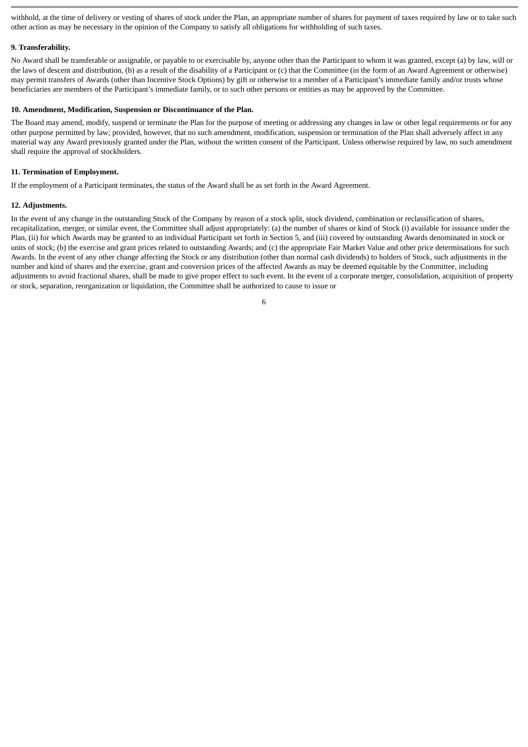withhold, at the time of delivery or vesting of shares of stock under the Plan, an appropriate number of shares for payment of taxes required by law or to take such other action as may be necessary in the opinion of the Company to satisfy all obligations for withholding of such taxes.

**9. Transferability.**

No Award shall be transferable or assignable, or payable to or exercisable by, anyone other than the Participant to whom it was granted, except (a) by law, will or the laws of descent and distribution, (b) as a result of the disability of a Participant or (c) that the Committee (in the form of an Award Agreement or otherwise) may permit transfers of Awards (other than Incentive Stock Options) by gift or otherwise to a member of a Participant's immediate family and/or trusts whose beneficiaries are members of the Participant's immediate family, or to such other persons or entities as may be approved by the Committee.

**10. Amendment, Modification, Suspension or Discontinuance of the Plan.**

The Board may amend, modify, suspend or terminate the Plan for the purpose of meeting or addressing any changes in law or other legal requirements or for any other purpose permitted by law; provided, however, that no such amendment, modification, suspension or termination of the Plan shall adversely affect in any material way any Award previously granted under the Plan, without the written consent of the Participant. Unless otherwise required by law, no such amendment shall require the approval of stockholders.

**11. Termination of Employment.**

If the employment of a Participant terminates, the status of the Award shall be as set forth in the Award Agreement.

**12. Adjustments.**

In the event of any change in the outstanding Stock of the Company by reason of a stock split, stock dividend, combination or reclassification of shares, recapitalization, merger, or similar event, the Committee shall adjust appropriately: (a) the number of shares or kind of Stock (i) available for issuance under the Plan, (ii) for which Awards may be granted to an individual Participant set forth in Section 5, and (iii) covered by outstanding Awards denominated in stock or units of stock; (b) the exercise and grant prices related to outstanding Awards; and (c) the appropriate Fair Market Value and other price determinations for such Awards. In the event of any other change affecting the Stock or any distribution (other than normal cash dividends) to holders of Stock, such adjustments in the number and kind of shares and the exercise, grant and conversion prices of the affected Awards as may be deemed equitable by the Committee, including adjustments to avoid fractional shares, shall be made to give proper effect to such event. In the event of a corporate merger, consolidation, acquisition of property or stock, separation, reorganization or liquidation, the Committee shall be authorized to cause to issue or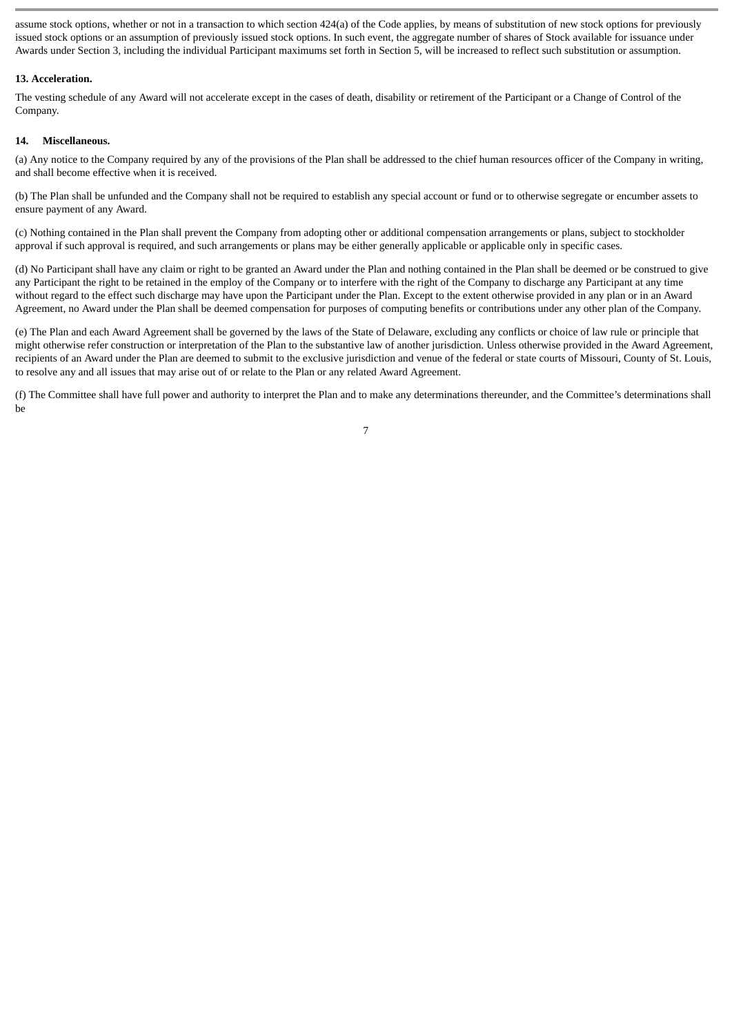assume stock options, whether or not in a transaction to which section 424(a) of the Code applies, by means of substitution of new stock options for previously issued stock options or an assumption of previously issued stock options. In such event, the aggregate number of shares of Stock available for issuance under Awards under Section 3, including the individual Participant maximums set forth in Section 5, will be increased to reflect such substitution or assumption.

**13. Acceleration.**

The vesting schedule of any Award will not acceleration except in the cases of death, disability or retirement of the Participant or a Change of Control of the Company.

**14. Miscellaneous.**

(a) Any notice to the Company required by any of the provisions of the Plan shall be addressed to the chief human resources officer of the Company in writing, and shall become effective when it is received.

(b) The Plan shall be unfunded and the Company shall not be required to establish any special account or fund or to otherwise segregate or encumber assets to ensure payment of any Award.

(c) Nothing contained in the Plan shall prevent the Company from adopting other or additional compensation arrangements or plans, subject to stockholder approval if such approval is required, and such arrangements or plans may be either generally applicable or applicable only in specific cases.

(d) No Participant shall have any claim or right to be granted an Award under the Plan and nothing contained in the Plan shall be deemed or be construed to give any Participant the right to be retained in the employ of the Company or to interfere with the right of the Company to discharge any Participant at any time without regard to the effect such discharge may have upon the Participant under the Plan. Except to the extent otherwise provided in any plan or in an Award Agreement, no Award under the Plan shall be deemed compensation for purposes of computing benefits or contributions under any other plan of the Company.

(e) The Plan and each Award Agreement shall be governed by the laws of the State of Delaware, excluding any conflicts or choice of law rule or principle that might otherwise refer construction or interpretation of the Plan to the substantive law of another jurisdiction. Unless otherwise provided in the Award Agreement, recipients of an Award under the Plan are deemed to submit to the exclusive jurisdiction and venue of the federal or state courts of Missouri, County of St. Louis, to resolve any and all issues that may arise out of or relate to the Plan or any related Award Agreement.

(f) The Committee shall have full power and authority to interpret the Plan and to make any determinations thereunder, and the Committee's determinations shall be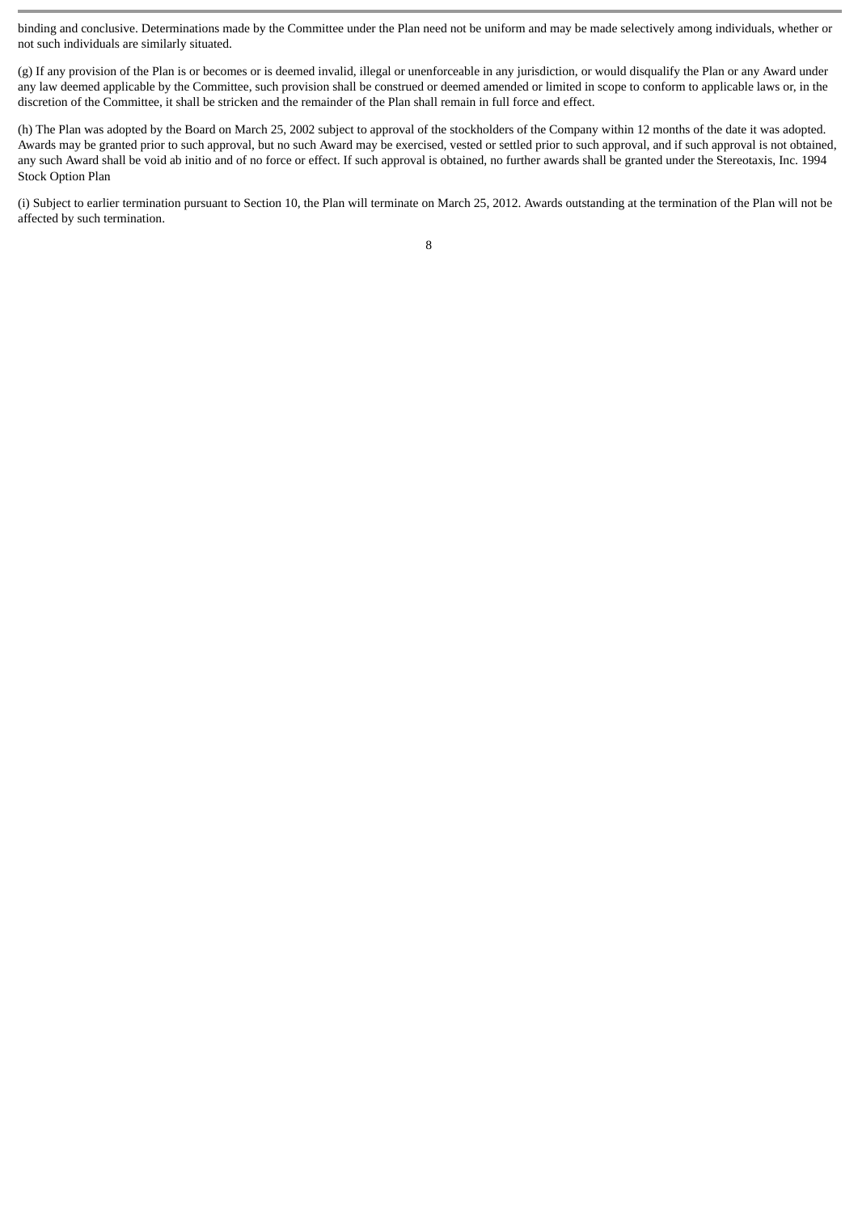binding and conclusive. Determinations made by the Committee under the Plan need not be uniform and may be made selectively among individuals, whether or not such individuals are similarly situated.

(g) If any provision of the Plan is or becomes or is deemed invalid, illegal or unenforceable in any jurisdiction, or would disqualify the Plan or any Award under any law deemed applicable by the Committee, such provision shall be construed or deemed amended or limited in scope to conform to applicable laws or, in the discretion of the Committee, it shall be stricken and the remainder of the Plan shall remain in full force and effect.

(h) The Plan was adopted by the Board on March 25, 2002 subject to approval of the stockholders of the Company within 12 months of the date it was adopted. Awards may be granted prior to such approval, but no such Award may be exercised, vested or settled prior to such approval, and if such approval is not obtained, any such Award shall be void ab initio and of no force or effect. If such approval is obtained, no further awards shall be granted under the Stereotaxis, Inc. 1994 Stock Option Plan

(i) Subject to earlier termination pursuant to Section 10, the Plan will terminate on March 25, 2012. Awards outstanding at the termination of the Plan will not be affected by such termination.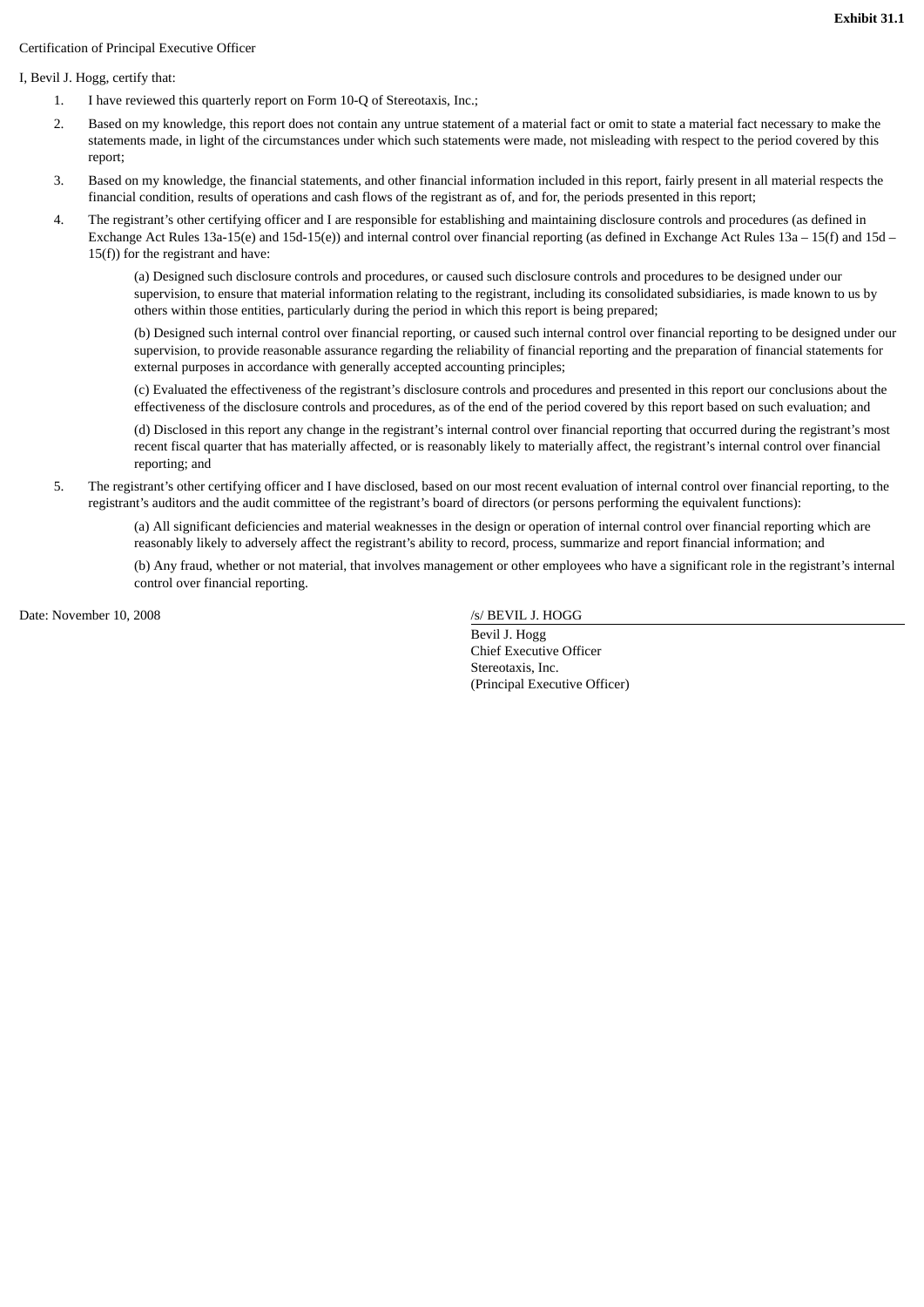**Exhibit 31.1**

Certification of Principal Executive Officer

I, Bevil J. Hogg, certify that:

1. I have reviewed this quarterly report on Form 10-Q of Stereotaxis, Inc.;
2. Based on my knowledge, this report does not contain any untrue statement of a material fact or omit to state a material fact necessary to make the statements made, in light of the circumstances under which such statements were made, not misleading with respect to the period covered by this report;
3. Based on my knowledge, the financial statements, and other financial information included in this report, fairly present in all material respects the financial condition, results of operations and cash flows of the registrant as of, and for, the periods presented in this report;
4. The registrant's other certifying officer and I are responsible for establishing and maintaining disclosure controls and procedures (as defined in Exchange Act Rules 13a-15(e) and 15d-15(e)) and internal control over financial reporting (as defined in Exchange Act Rules 13a – 15(f) and 15d – 15(f)) for the registrant and have:

   (a) Designed such disclosure controls and procedures, or caused such disclosure controls and procedures to be designed under our supervision, to ensure that material information relating to the registrant, including its consolidated subsidiaries, is made known to us by others within those entities, particularly during the period in which this report is being prepared;

   (b) Designed such internal control over financial reporting, or caused such internal control over financial reporting to be designed under our supervision, to provide reasonable assurance regarding the reliability of financial reporting and the preparation of financial statements for external purposes in accordance with generally accepted accounting principles;

   (c) Evaluated the effectiveness of the registrant's disclosure controls and procedures and presented in this report our conclusions about the effectiveness of the disclosure controls and procedures, as of the end of the period covered by this report based on such evaluation; and

   (d) Disclosed in this report any change in the registrant's internal control over financial reporting that occurred during the registrant's most recent fiscal quarter that has materially affected, or is reasonably likely to materially affect, the registrant's internal control over financial reporting; and

5. The registrant's other certifying officer and I have disclosed, based on our most recent evaluation of internal control over financial reporting, to the registrant's auditors and the audit committee of the registrant's board of directors (or persons performing the equivalent functions):

   (a) All significant deficiencies and material weaknesses in the design or operation of internal control over financial reporting which are reasonably likely to adversely affect the registrant's ability to record, process, summarize and report financial information; and

   (b) Any fraud, whether or not material, that involves management or other employees who have a significant role in the registrant's internal control over financial reporting.

Date: November 10, 2008

/s/ BEVIL J. HOGG

Bevil J. Hogg
Chief Executive Officer
Stereotaxis, Inc.
(Principal Executive Officer)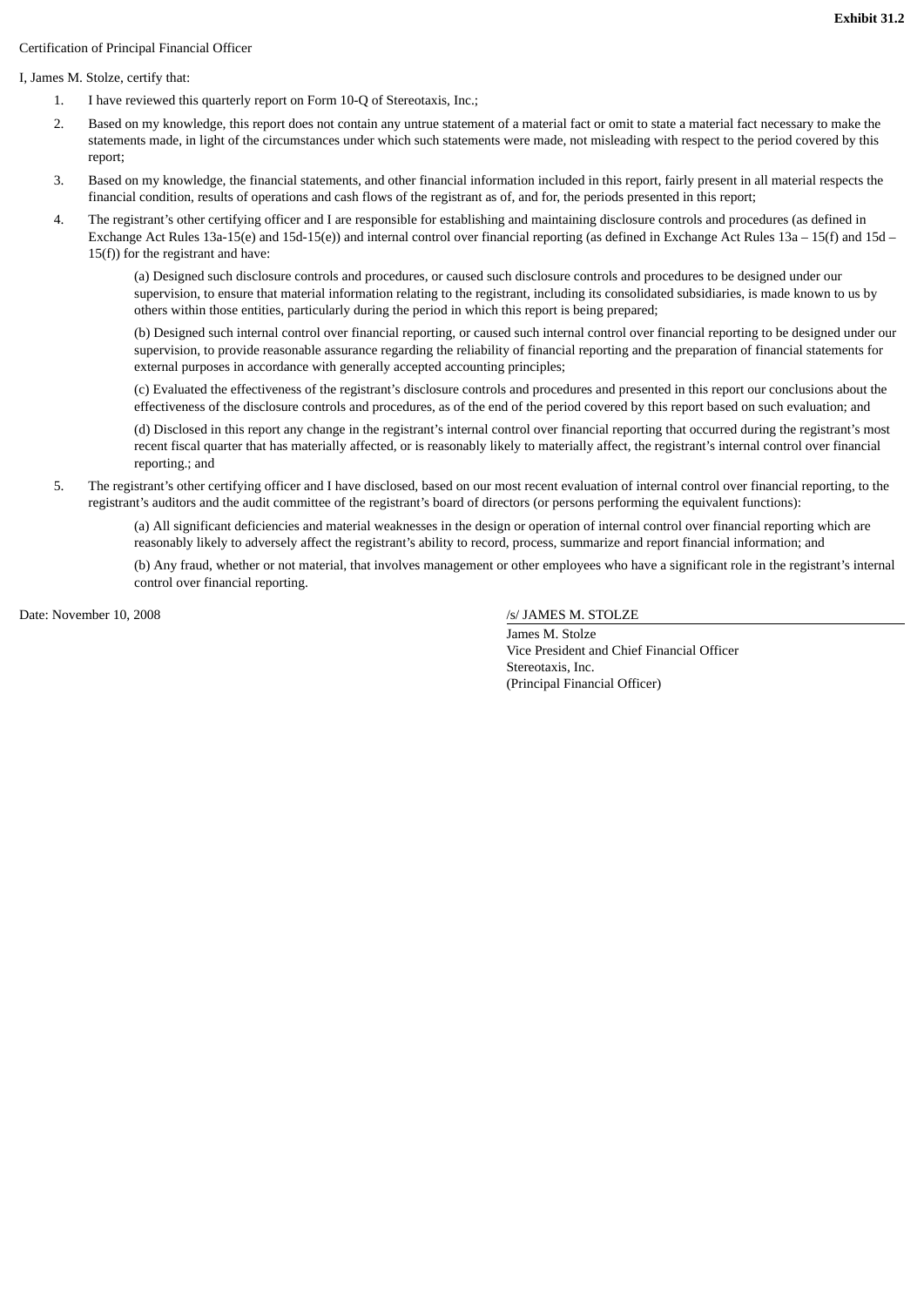**Exhibit 31.2**

Certification of Principal Financial Officer

I, James M. Stolze, certify that:

1. I have reviewed this quarterly report on Form 10-Q of Stereotaxis, Inc.;
2. Based on my knowledge, this report does not contain any untrue statement of a material fact or omit to state a material fact necessary to make the statements made, in light of the circumstances under which such statements were made, not misleading with respect to the period covered by this report;
3. Based on my knowledge, the financial statements, and other financial information included in this report, fairly present in all material respects the financial condition, results of operations and cash flows of the registrant as of, and for, the periods presented in this report;
4. The registrant's other certifying officer and I are responsible for establishing and maintaining disclosure controls and procedures (as defined in Exchange Act Rules 13a-15(e) and 15d-15(e)) and internal control over financial reporting (as defined in Exchange Act Rules 13a – 15(f) and 15d – 15(f)) for the registrant and have:

   (a) Designed such disclosure controls and procedures, or caused such disclosure controls and procedures to be designed under our supervision, to ensure that material information relating to the registrant, including its consolidated subsidiaries, is made known to us by others within those entities, particularly during the period in which this report is being prepared;

   (b) Designed such internal control over financial reporting, or caused such internal control over financial reporting to be designed under our supervision, to provide reasonable assurance regarding the reliability of financial reporting and the preparation of financial statements for external purposes in accordance with generally accepted accounting principles;

   (c) Evaluated the effectiveness of the registrant's disclosure controls and procedures and presented in this report our conclusions about the effectiveness of the disclosure controls and procedures, as of the end of the period covered by this report based on such evaluation; and

   (d) Disclosed in this report any change in the registrant's internal control over financial reporting that occurred during the registrant's most recent fiscal quarter that has materially affected, or is reasonably likely to materially affect, the registrant's internal control over financial reporting.; and

5. The registrant's other certifying officer and I have disclosed, based on our most recent evaluation of internal control over financial reporting, to the registrant's auditors and the audit committee of the registrant's board of directors (or persons performing the equivalent functions):

   (a) All significant deficiencies and material weaknesses in the design or operation of internal control over financial reporting which are reasonably likely to adversely affect the registrant's ability to record, process, summarize and report financial information; and

   (b) Any fraud, whether or not material, that involves management or other employees who have a significant role in the registrant's internal control over financial reporting.

Date: November 10, 2008

/s/ JAMES M. STOLZE

James M. Stolze
Vice President and Chief Financial Officer
Stereotaxis, Inc.
(Principal Financial Officer)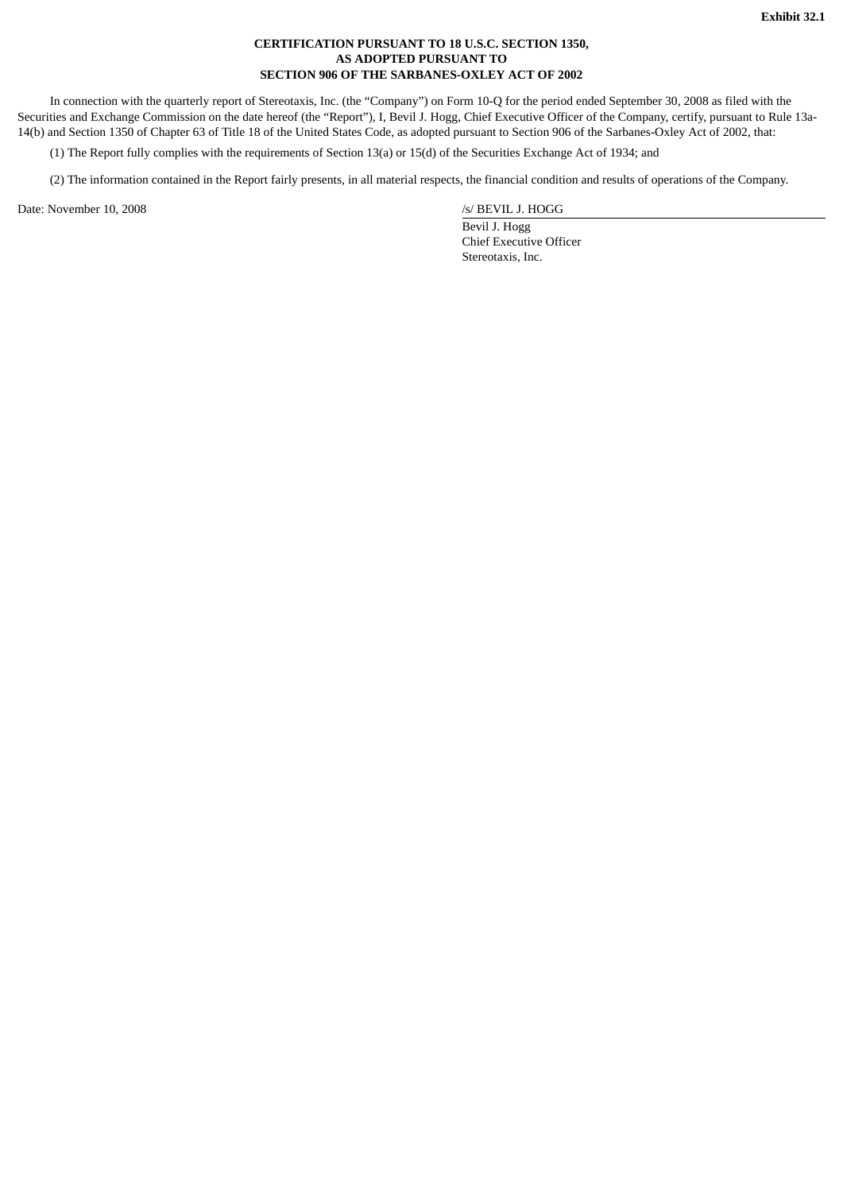**Exhibit 32.1**

**CERTIFICATION PURSUANT TO 18 U.S.C. SECTION 1350,
AS ADOPTED PURSUANT TO
SECTION 906 OF THE SARBANES-OXLEY ACT OF 2002**

In connection with the quarterly report of Stereotaxis, Inc. (the "Company") on Form 10-Q for the period ended September 30, 2008 as filed with the Securities and Exchange Commission on the date hereof (the "Report"), I, Bevil J. Hogg, Chief Executive Officer of the Company, certify, pursuant to Rule 13a-14(b) and Section 1350 of Chapter 63 of Title 18 of the United States Code, as adopted pursuant to Section 906 of the Sarbanes-Oxley Act of 2002, that:

(1) The Report fully complies with the requirements of Section 13(a) or 15(d) of the Securities Exchange Act of 1934; and

(2) The information contained in the Report fairly presents, in all material respects, the financial condition and results of operations of the Company.

Date: November 10, 2008

/s/ BEVIL J. HOGG
Bevil J. Hogg
Chief Executive Officer
Stereotaxis, Inc.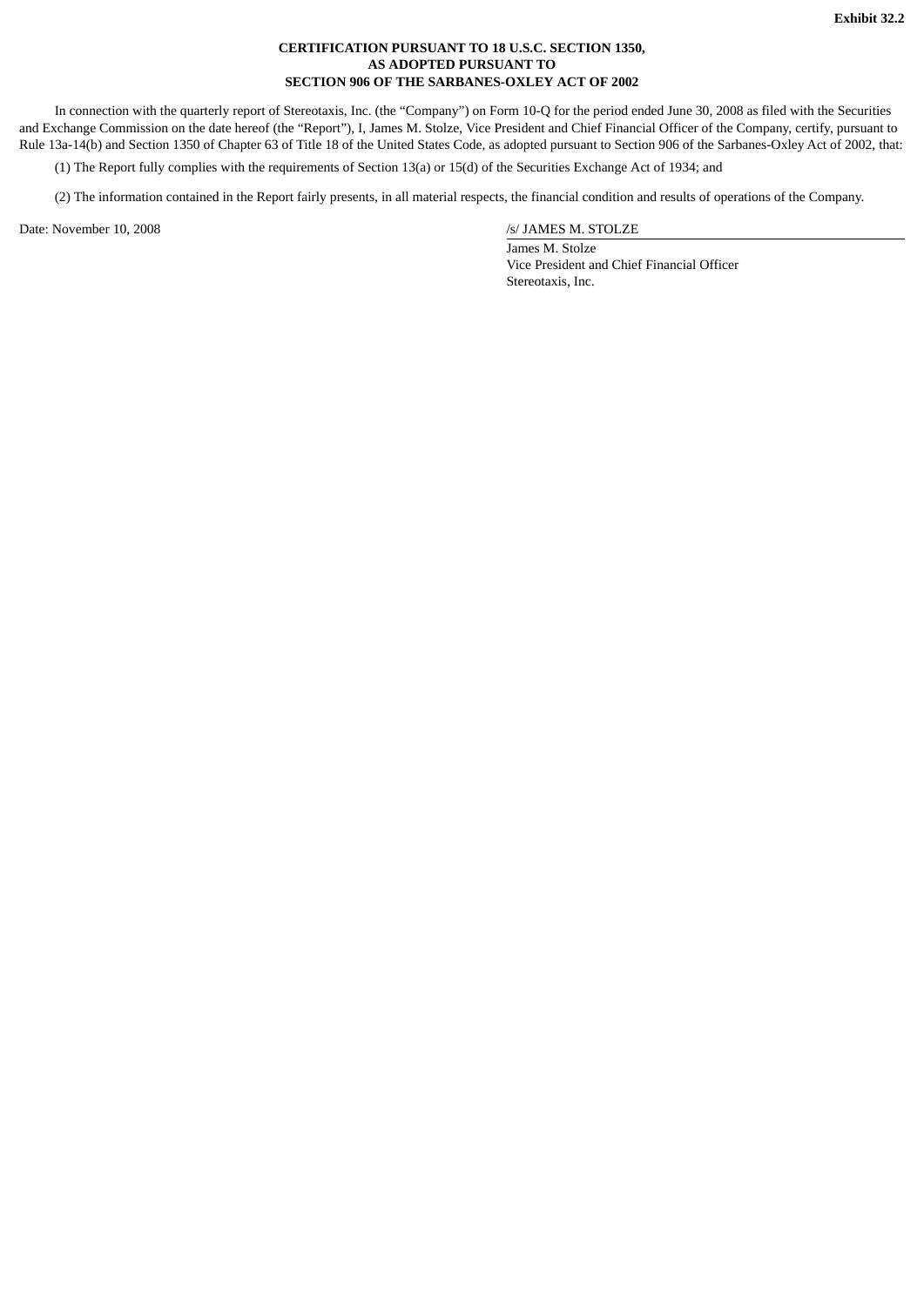**Exhibit 32.2**

**CERTIFICATION PURSUANT TO 18 U.S.C. SECTION 1350,
AS ADOPTED PURSUANT TO
SECTION 906 OF THE SARBANES-OXLEY ACT OF 2002**

In connection with the quarterly report of Stereotaxis, Inc. (the "Company") on Form 10-Q for the period ended June 30, 2008 as filed with the Securities and Exchange Commission on the date hereof (the "Report"), I, James M. Stolze, Vice President and Chief Financial Officer of the Company, certify, pursuant to Rule 13a-14(b) and Section 1350 of Chapter 63 of Title 18 of the United States Code, as adopted pursuant to Section 906 of the Sarbanes-Oxley Act of 2002, that:

(1) The Report fully complies with the requirements of Section 13(a) or 15(d) of the Securities Exchange Act of 1934; and

(2) The information contained in the Report fairly presents, in all material respects, the financial condition and results of operations of the Company.

Date: November 10, 2008

/s/ JAMES M. STOLZE

James M. Stolze
Vice President and Chief Financial Officer
Stereotaxis, Inc.